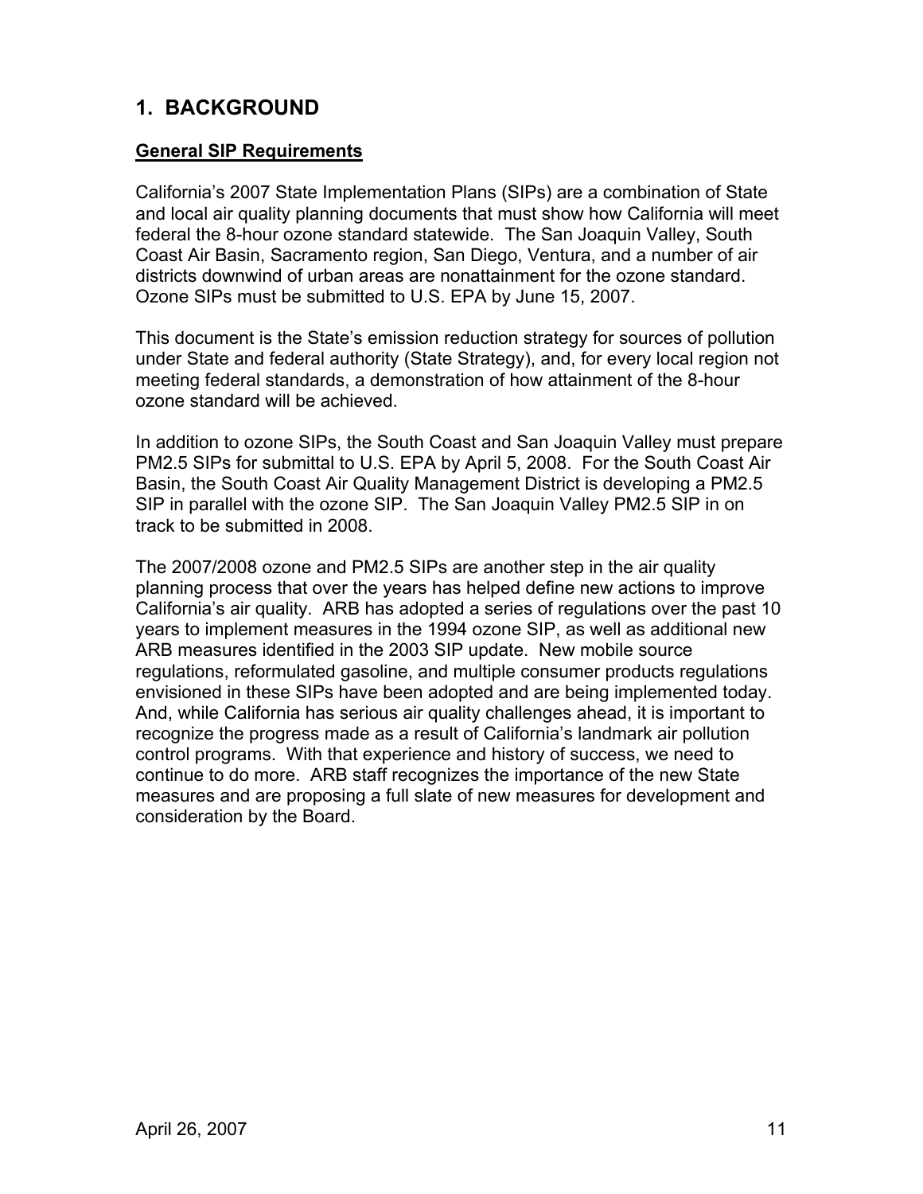# 1. BACKGROUND

**General SIP Requirements**

California's 2007 State Implementation Plans (SIPs) are a combination of State and local air quality planning documents that must show how California will meet federal the 8-hour ozone standard statewide. The San Joaquin Valley, South Coast Air Basin, Sacramento region, San Diego, Ventura, and a number of air districts downwind of urban areas are nonattainment for the ozone standard. Ozone SIPs must be submitted to U.S. EPA by June 15, 2007.

This document is the State's emission reduction strategy for sources of pollution under State and federal authority (State Strategy), and, for every local region not meeting federal standards, a demonstration of how attainment of the 8-hour ozone standard will be achieved.

In addition to ozone SIPs, the South Coast and San Joaquin Valley must prepare PM2.5 SIPs for submittal to U.S. EPA by April 5, 2008. For the South Coast Air Basin, the South Coast Air Quality Management District is developing a PM2.5 SIP in parallel with the ozone SIP. The San Joaquin Valley PM2.5 SIP in on track to be submitted in 2008.

The 2007/2008 ozone and PM2.5 SIPs are another step in the air quality planning process that over the years has helped define new actions to improve California's air quality. ARB has adopted a series of regulations over the past 10 years to implement measures in the 1994 ozone SIP, as well as additional new ARB measures identified in the 2003 SIP update. New mobile source regulations, reformulated gasoline, and multiple consumer products regulations envisioned in these SIPs have been adopted and are being implemented today. And, while California has serious air quality challenges ahead, it is important to recognize the progress made as a result of California's landmark air pollution control programs. With that experience and history of success, we need to continue to do more. ARB staff recognizes the importance of the new State measures and are proposing a full slate of new measures for development and consideration by the Board.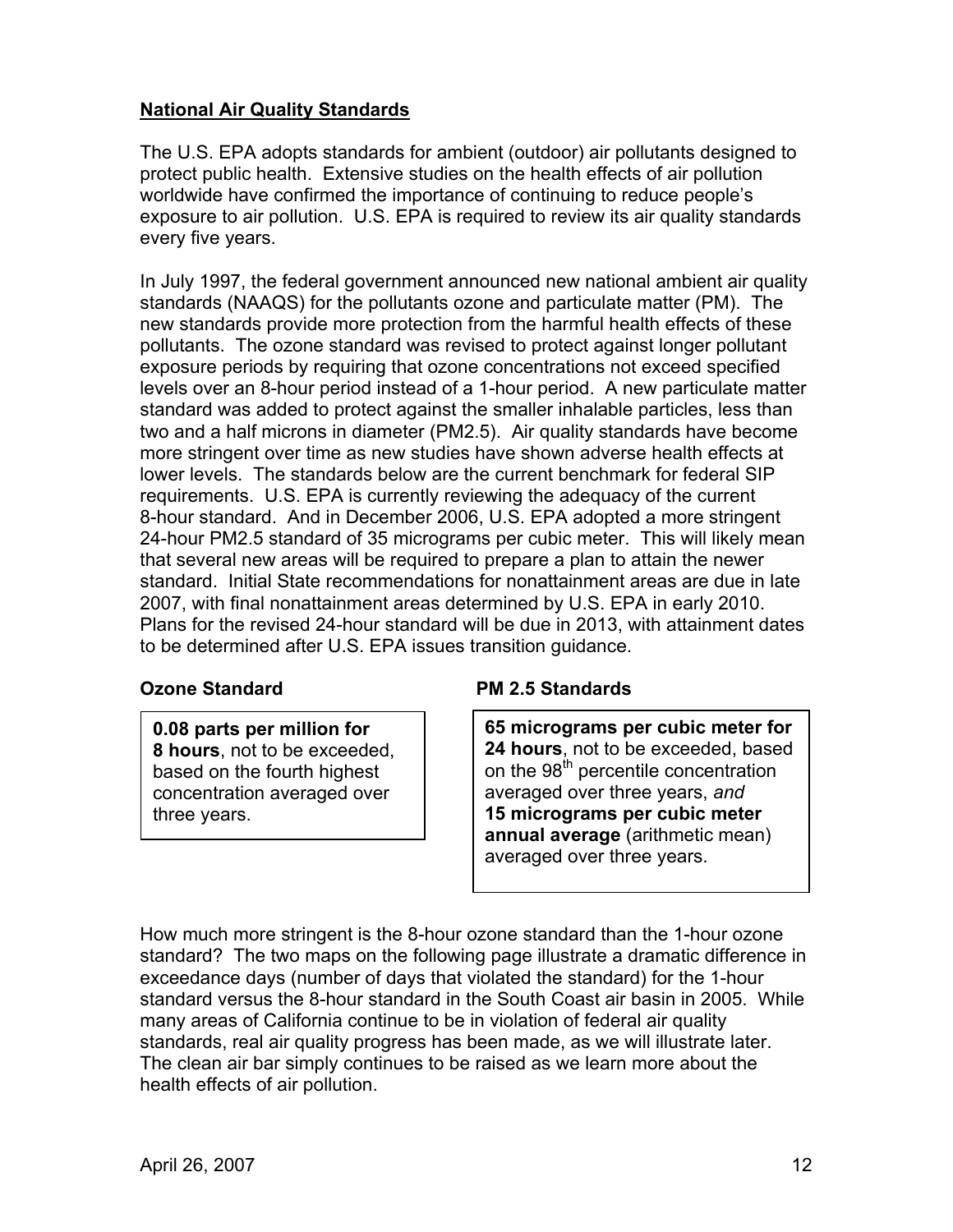## National Air Quality Standards

The U.S. EPA adopts standards for ambient (outdoor) air pollutants designed to protect public health. Extensive studies on the health effects of air pollution worldwide have confirmed the importance of continuing to reduce people's exposure to air pollution. U.S. EPA is required to review its air quality standards every five years.

In July 1997, the federal government announced new national ambient air quality standards (NAAQS) for the pollutants ozone and particulate matter (PM). The new standards provide more protection from the harmful health effects of these pollutants. The ozone standard was revised to protect against longer pollutant exposure periods by requiring that ozone concentrations not exceed specified levels over an 8-hour period instead of a 1-hour period. A new particulate matter standard was added to protect against the smaller inhalable particles, less than two and a half microns in diameter (PM2.5). Air quality standards have become more stringent over time as new studies have shown adverse health effects at lower levels. The standards below are the current benchmark for federal SIP requirements. U.S. EPA is currently reviewing the adequacy of the current 8-hour standard. And in December 2006, U.S. EPA adopted a more stringent 24-hour PM2.5 standard of 35 micrograms per cubic meter. This will likely mean that several new areas will be required to prepare a plan to attain the newer standard. Initial State recommendations for nonattainment areas are due in late 2007, with final nonattainment areas determined by U.S. EPA in early 2010. Plans for the revised 24-hour standard will be due in 2013, with attainment dates to be determined after U.S. EPA issues transition guidance.

**Ozone Standard**

**0.08 parts per million for 8 hours**, not to be exceeded, based on the fourth highest concentration averaged over three years.

**PM 2.5 Standards**

**65 micrograms per cubic meter for 24 hours**, not to be exceeded, based on the $98^{th}$ percentile concentration averaged over three years, *and* **15 micrograms per cubic meter annual average** (arithmetic mean) averaged over three years.

How much more stringent is the 8-hour ozone standard than the 1-hour ozone standard? The two maps on the following page illustrate a dramatic difference in exceedance days (number of days that violated the standard) for the 1-hour standard versus the 8-hour standard in the South Coast air basin in 2005. While many areas of California continue to be in violation of federal air quality standards, real air quality progress has been made, as we will illustrate later. The clean air bar simply continues to be raised as we learn more about the health effects of air pollution.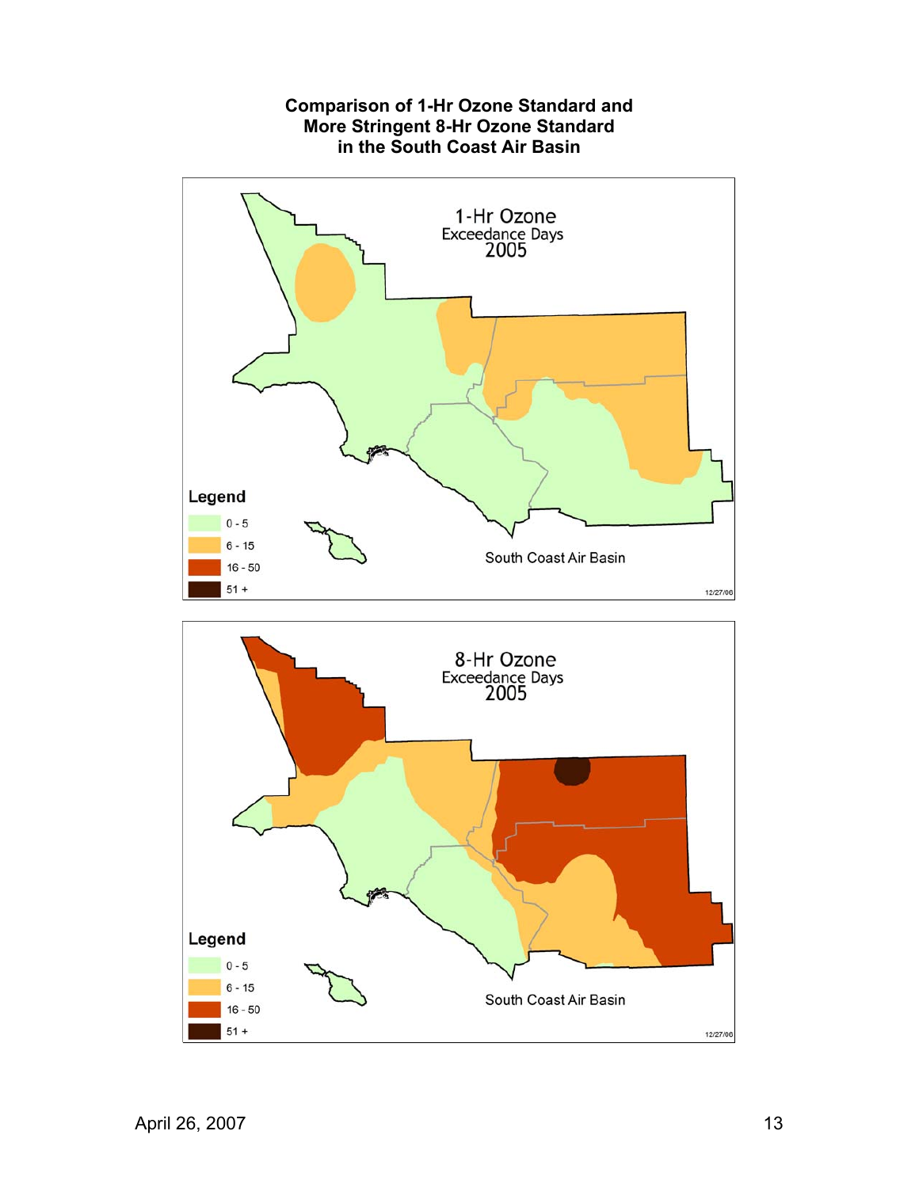# Comparison of 1-Hr Ozone Standard and More Stringent 8-Hr Ozone Standard in the South Coast Air Basin

1-Hr Ozone
Exceedance Days
2005

Legend
0 - 5
6 - 15
16 - 50
51 +

South Coast Air Basin

12/27/06

8-Hr Ozone
Exceedance Days
2005

Legend
0 - 5
6 - 15
16 - 50
51 +

South Coast Air Basin

12/27/06

April 26, 2007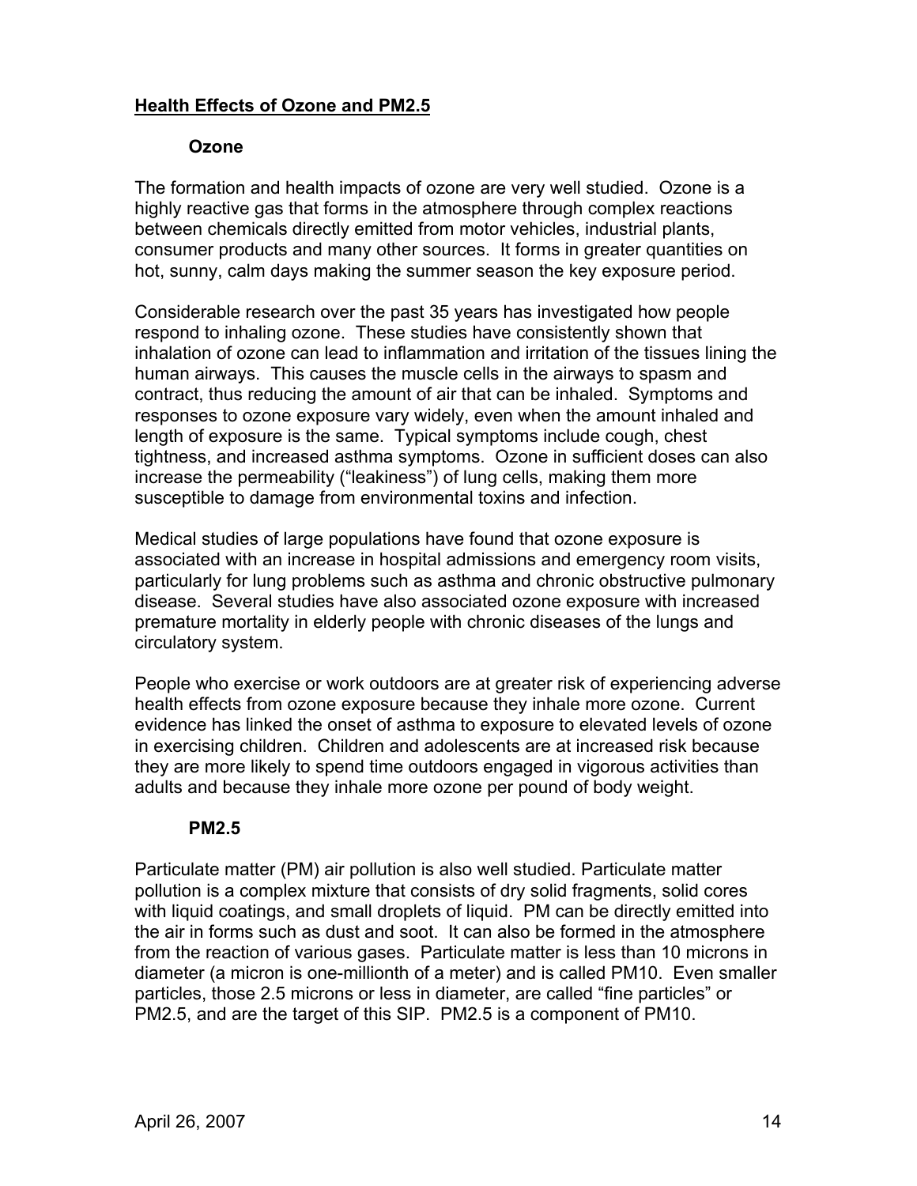## Health Effects of Ozone and PM2.5

### Ozone

The formation and health impacts of ozone are very well studied. Ozone is a highly reactive gas that forms in the atmosphere through complex reactions between chemicals directly emitted from motor vehicles, industrial plants, consumer products and many other sources. It forms in greater quantities on hot, sunny, calm days making the summer season the key exposure period.

Considerable research over the past 35 years has investigated how people respond to inhaling ozone. These studies have consistently shown that inhalation of ozone can lead to inflammation and irritation of the tissues lining the human airways. This causes the muscle cells in the airways to spasm and contract, thus reducing the amount of air that can be inhaled. Symptoms and responses to ozone exposure vary widely, even when the amount inhaled and length of exposure is the same. Typical symptoms include cough, chest tightness, and increased asthma symptoms. Ozone in sufficient doses can also increase the permeability ("leakiness") of lung cells, making them more susceptible to damage from environmental toxins and infection.

Medical studies of large populations have found that ozone exposure is associated with an increase in hospital admissions and emergency room visits, particularly for lung problems such as asthma and chronic obstructive pulmonary disease. Several studies have also associated ozone exposure with increased premature mortality in elderly people with chronic diseases of the lungs and circulatory system.

People who exercise or work outdoors are at greater risk of experiencing adverse health effects from ozone exposure because they inhale more ozone. Current evidence has linked the onset of asthma to exposure to elevated levels of ozone in exercising children. Children and adolescents are at increased risk because they are more likely to spend time outdoors engaged in vigorous activities than adults and because they inhale more ozone per pound of body weight.

### PM2.5

Particulate matter (PM) air pollution is also well studied. Particulate matter pollution is a complex mixture that consists of dry solid fragments, solid cores with liquid coatings, and small droplets of liquid. PM can be directly emitted into the air in forms such as dust and soot. It can also be formed in the atmosphere from the reaction of various gases. Particulate matter is less than 10 microns in diameter (a micron is one-millionth of a meter) and is called PM10. Even smaller particles, those 2.5 microns or less in diameter, are called "fine particles" or PM2.5, and are the target of this SIP. PM2.5 is a component of PM10.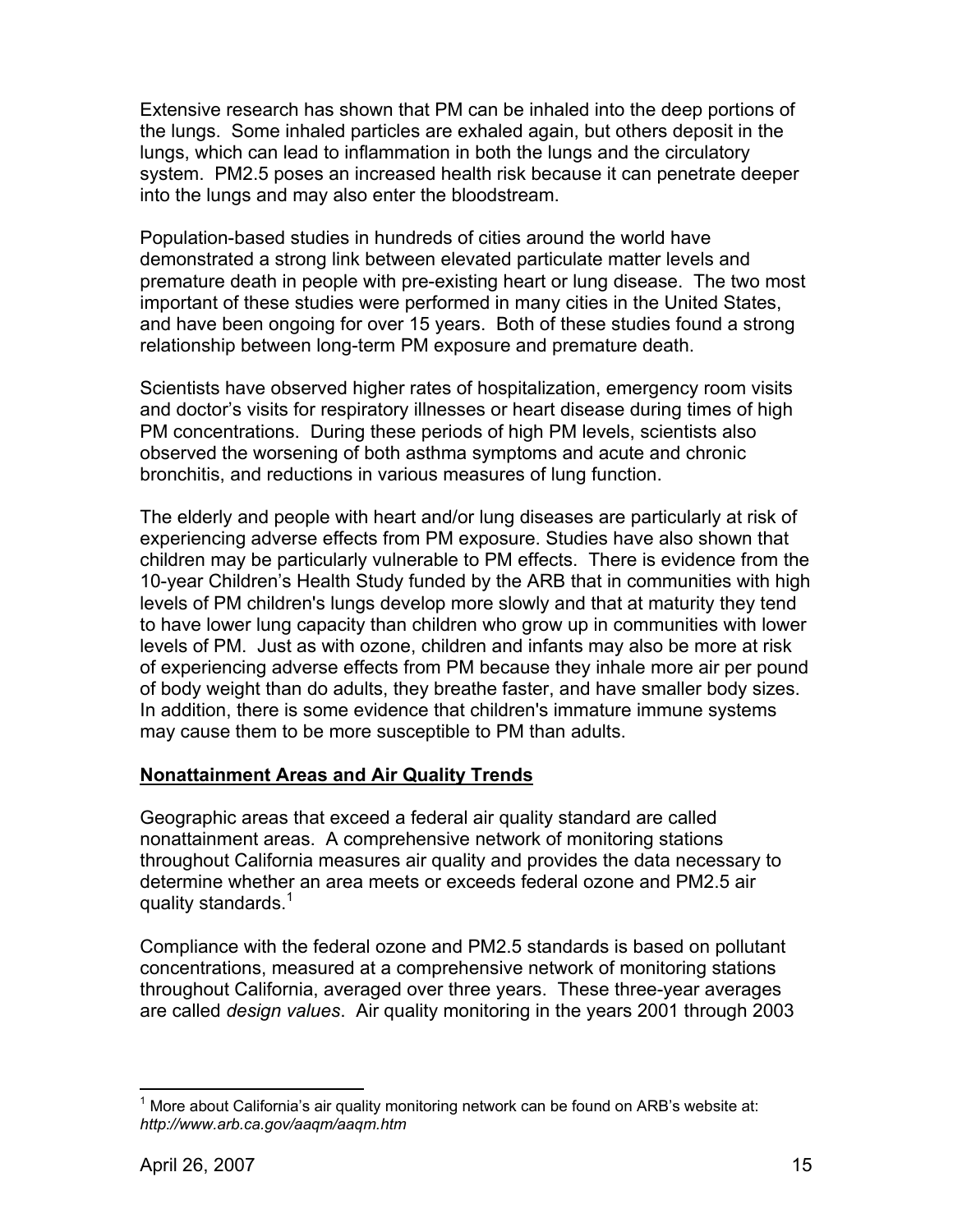Extensive research has shown that PM can be inhaled into the deep portions of the lungs. Some inhaled particles are exhaled again, but others deposit in the lungs, which can lead to inflammation in both the lungs and the circulatory system. PM2.5 poses an increased health risk because it can penetrate deeper into the lungs and may also enter the bloodstream.

Population-based studies in hundreds of cities around the world have demonstrated a strong link between elevated particulate matter levels and premature death in people with pre-existing heart or lung disease. The two most important of these studies were performed in many cities in the United States, and have been ongoing for over 15 years. Both of these studies found a strong relationship between long-term PM exposure and premature death.

Scientists have observed higher rates of hospitalization, emergency room visits and doctor's visits for respiratory illnesses or heart disease during times of high PM concentrations. During these periods of high PM levels, scientists also observed the worsening of both asthma symptoms and acute and chronic bronchitis, and reductions in various measures of lung function.

The elderly and people with heart and/or lung diseases are particularly at risk of experiencing adverse effects from PM exposure. Studies have also shown that children may be particularly vulnerable to PM effects. There is evidence from the 10-year Children's Health Study funded by the ARB that in communities with high levels of PM children's lungs develop more slowly and that at maturity they tend to have lower lung capacity than children who grow up in communities with lower levels of PM. Just as with ozone, children and infants may also be more at risk of experiencing adverse effects from PM because they inhale more air per pound of body weight than do adults, they breathe faster, and have smaller body sizes. In addition, there is some evidence that children's immature immune systems may cause them to be more susceptible to PM than adults.

## Nonattainment Areas and Air Quality Trends

Geographic areas that exceed a federal air quality standard are called nonattainment areas. A comprehensive network of monitoring stations throughout California measures air quality and provides the data necessary to determine whether an area meets or exceeds federal ozone and PM2.5 air quality standards.[1]

Compliance with the federal ozone and PM2.5 standards is based on pollutant concentrations, measured at a comprehensive network of monitoring stations throughout California, averaged over three years. These three-year averages are called *design values*. Air quality monitoring in the years 2001 through 2003

[1] More about California's air quality monitoring network can be found on ARB's website at: *http://www.arb.ca.gov/aaqm/aaqm.htm*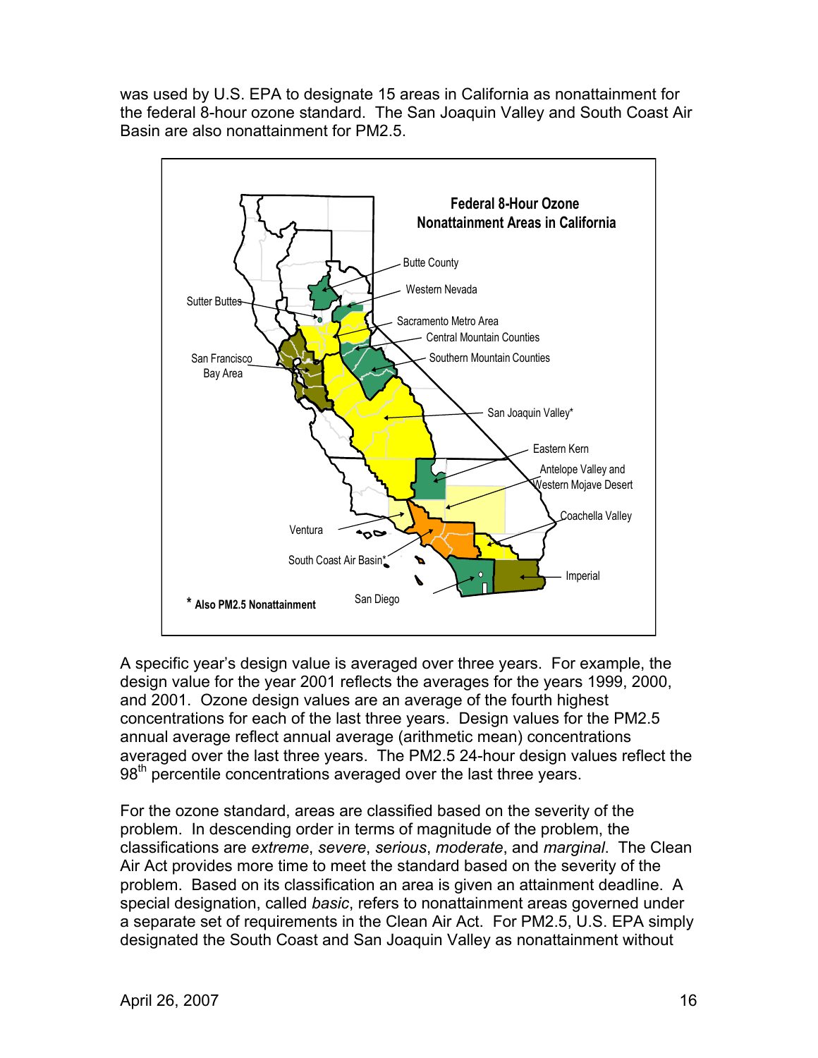was used by U.S. EPA to designate 15 areas in California as nonattainment for the federal 8-hour ozone standard. The San Joaquin Valley and South Coast Air Basin are also nonattainment for PM2.5.

**Federal 8-Hour Ozone Nonattainment Areas in California**

Butte County
Western Nevada
Sutter Buttes
Sacramento Metro Area
Central Mountain Counties
Southern Mountain Counties
San Francisco Bay Area
San Joaquin Valley*
Eastern Kern
Antelope Valley and Western Mojave Desert
Coachella Valley
Ventura
South Coast Air Basin*
Imperial
San Diego
* Also PM2.5 Nonattainment

A specific year's design value is averaged over three years. For example, the design value for the year 2001 reflects the averages for the years 1999, 2000, and 2001. Ozone design values are an average of the fourth highest concentrations for each of the last three years. Design values for the PM2.5 annual average reflect annual average (arithmetic mean) concentrations averaged over the last three years. The PM2.5 24-hour design values reflect the 98th percentile concentrations averaged over the last three years.

For the ozone standard, areas are classified based on the severity of the problem. In descending order in terms of magnitude of the problem, the classifications are *extreme*, *severe*, *serious*, *moderate*, and *marginal*. The Clean Air Act provides more time to meet the standard based on the severity of the problem. Based on its classification an area is given an attainment deadline. A special designation, called *basic*, refers to nonattainment areas governed under a separate set of requirements in the Clean Air Act. For PM2.5, U.S. EPA simply designated the South Coast and San Joaquin Valley as nonattainment without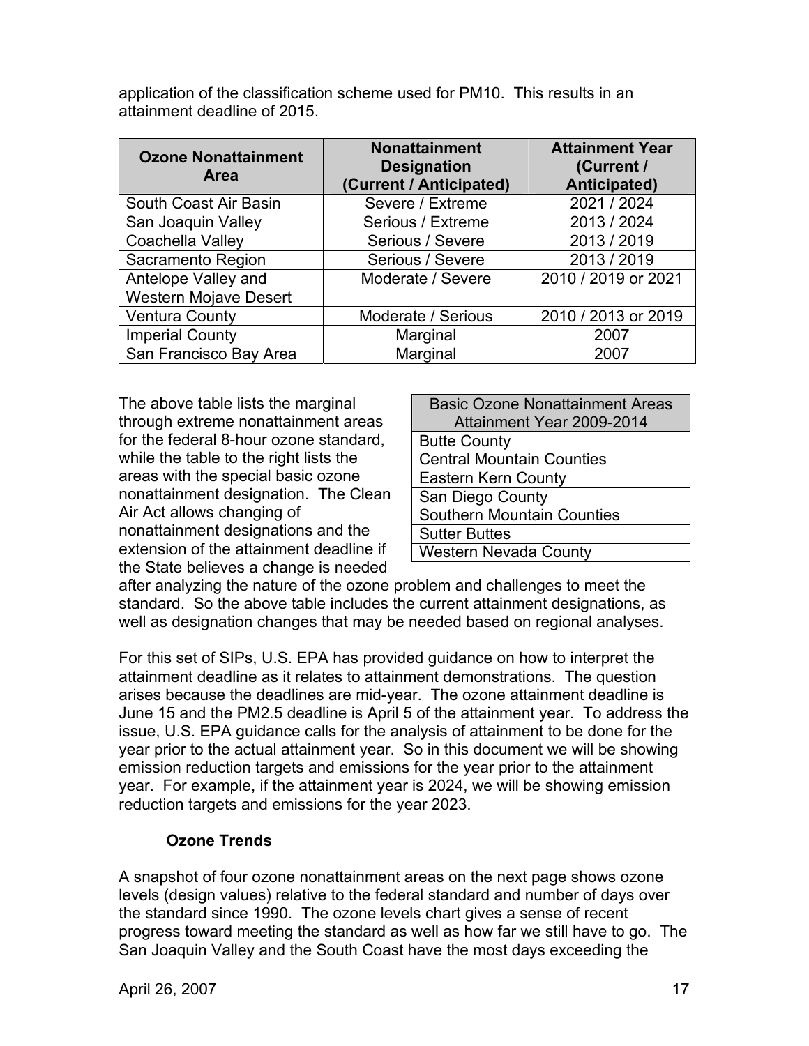application of the classification scheme used for PM10. This results in an attainment deadline of 2015.

| Ozone Nonattainment Area | Nonattainment Designation (Current / Anticipated) | Attainment Year (Current / Anticipated) |
| --- | --- | --- |
| South Coast Air Basin | Severe / Extreme | 2021 / 2024 |
| San Joaquin Valley | Serious / Extreme | 2013 / 2024 |
| Coachella Valley | Serious / Severe | 2013 / 2019 |
| Sacramento Region | Serious / Severe | 2013 / 2019 |
| Antelope Valley and Western Mojave Desert | Moderate / Severe | 2010 / 2019 or 2021 |
| Ventura County | Moderate / Serious | 2010 / 2013 or 2019 |
| Imperial County | Marginal | 2007 |
| San Francisco Bay Area | Marginal | 2007 |

| Basic Ozone Nonattainment Areas Attainment Year 2009-2014 |
| --- |
| Butte County |
| Central Mountain Counties |
| Eastern Kern County |
| San Diego County |
| Southern Mountain Counties |
| Sutter Buttes |
| Western Nevada County |

The above table lists the marginal through extreme nonattainment areas for the federal 8-hour ozone standard, while the table to the right lists the areas with the special basic ozone nonattainment designation. The Clean Air Act allows changing of nonattainment designations and the extension of the attainment deadline if the State believes a change is needed after analyzing the nature of the ozone problem and challenges to meet the standard. So the above table includes the current attainment designations, as well as designation changes that may be needed based on regional analyses.

For this set of SIPs, U.S. EPA has provided guidance on how to interpret the attainment deadline as it relates to attainment demonstrations. The question arises because the deadlines are mid-year. The ozone attainment deadline is June 15 and the PM2.5 deadline is April 5 of the attainment year. To address the issue, U.S. EPA guidance calls for the analysis of attainment to be done for the year prior to the actual attainment year. So in this document we will be showing emission reduction targets and emissions for the year prior to the attainment year. For example, if the attainment year is 2024, we will be showing emission reduction targets and emissions for the year 2023.

### Ozone Trends

A snapshot of four ozone nonattainment areas on the next page shows ozone levels (design values) relative to the federal standard and number of days over the standard since 1990. The ozone levels chart gives a sense of recent progress toward meeting the standard as well as how far we still have to go. The San Joaquin Valley and the South Coast have the most days exceeding the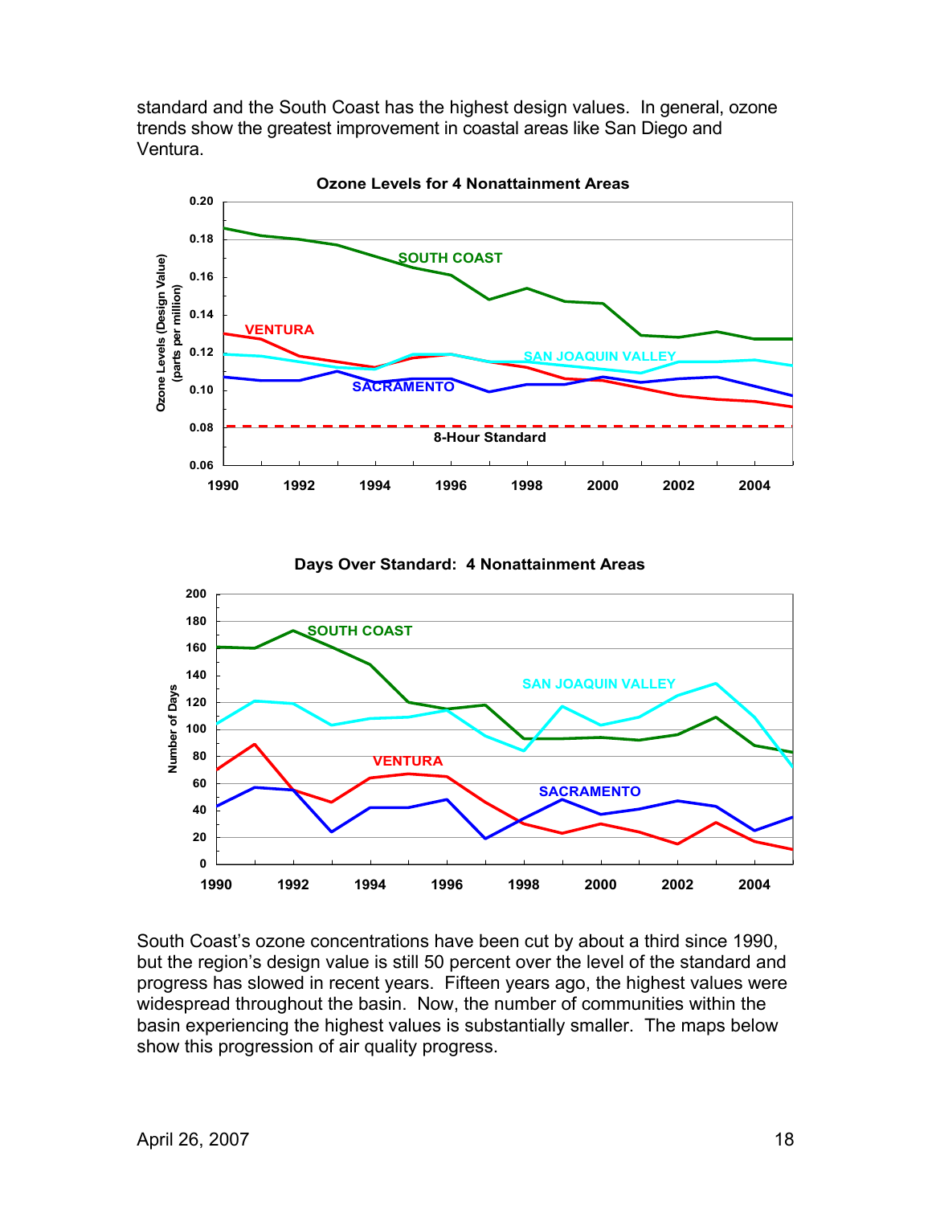standard and the South Coast has the highest design values. In general, ozone trends show the greatest improvement in coastal areas like San Diego and Ventura.

**Ozone Levels for 4 Nonattainment Areas**

Ozone Levels (Design Value) (parts per million)

0.20
0.18
0.16
0.14
0.12
0.10
0.08
0.06

1990 1992 1994 1996 1998 2000 2002 2004

SOUTH COAST
VENTURA
SAN JOAQUIN VALLEY
SACRAMENTO
8-Hour Standard

**Days Over Standard: 4 Nonattainment Areas**

Number of Days

200
180
160
140
120
100
80
60
40
20
0

1990 1992 1994 1996 1998 2000 2002 2004

SOUTH COAST
SAN JOAQUIN VALLEY
VENTURA
SACRAMENTO

South Coast's ozone concentrations have been cut by about a third since 1990, but the region's design value is still 50 percent over the level of the standard and progress has slowed in recent years. Fifteen years ago, the highest values were widespread throughout the basin. Now, the number of communities within the basin experiencing the highest values is substantially smaller. The maps below show this progression of air quality progress.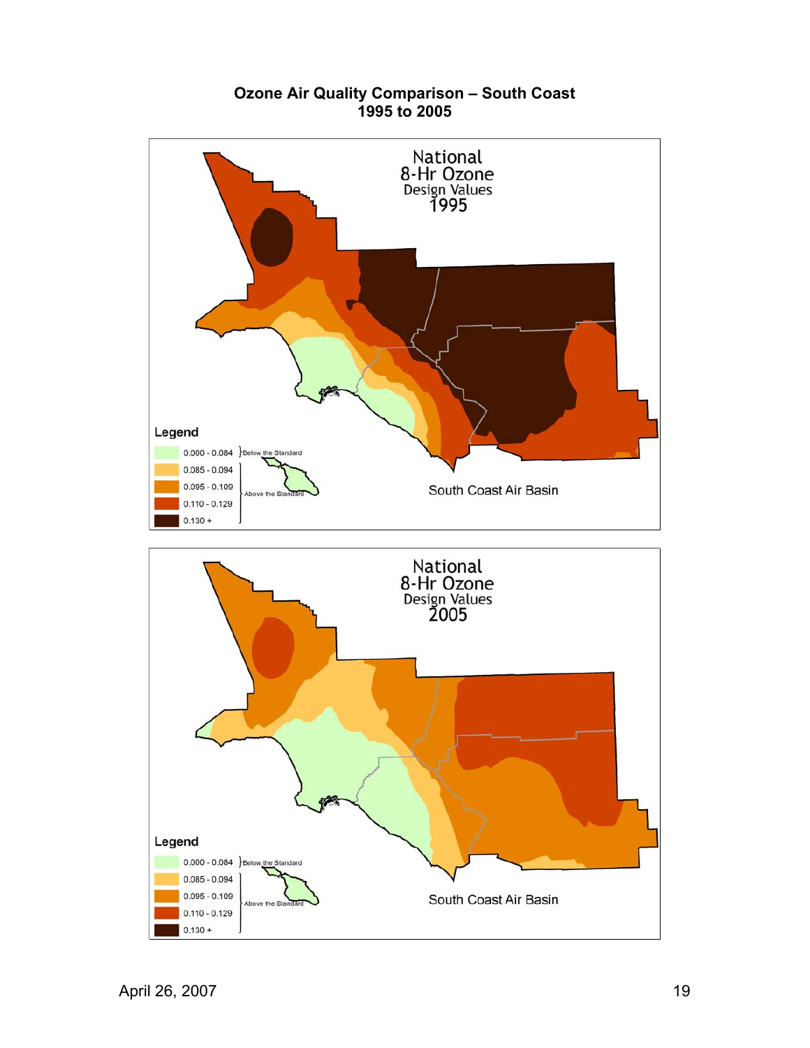**Ozone Air Quality Comparison – South Coast**
**1995 to 2005**

National
8-Hr Ozone
Design Values
1995

Legend
0.000 - 0.084 Below the Standard
0.085 - 0.094
0.095 - 0.109
0.110 - 0.129
0.130 +
Above the Standard

South Coast Air Basin

National
8-Hr Ozone
Design Values
2005

Legend
0.000 - 0.084 Below the Standard
0.085 - 0.094
0.095 - 0.109
0.110 - 0.129
0.130 +
Above the Standard

South Coast Air Basin

April 26, 2007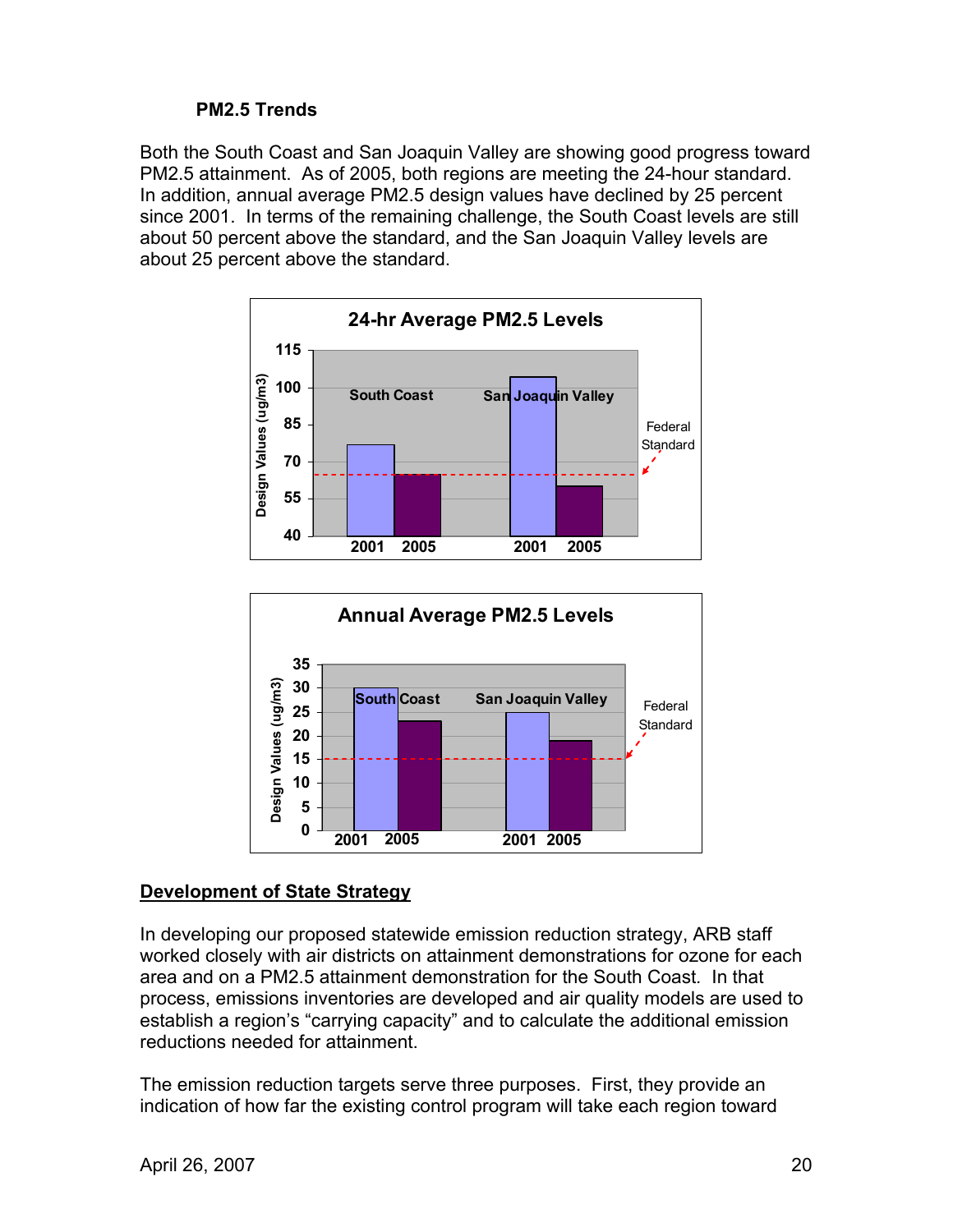### PM2.5 Trends

Both the South Coast and San Joaquin Valley are showing good progress toward PM2.5 attainment. As of 2005, both regions are meeting the 24-hour standard. In addition, annual average PM2.5 design values have declined by 25 percent since 2001. In terms of the remaining challenge, the South Coast levels are still about 50 percent above the standard, and the San Joaquin Valley levels are about 25 percent above the standard.

**24-hr Average PM2.5 Levels**

Design Values (ug/m3)

South Coast — San Joaquin Valley — 2001, 2005 — Federal Standard

**Annual Average PM2.5 Levels**

Design Values (ug/m3)

South Coast — San Joaquin Valley — 2001, 2005 — Federal Standard

## Development of State Strategy

In developing our proposed statewide emission reduction strategy, ARB staff worked closely with air districts on attainment demonstrations for ozone for each area and on a PM2.5 attainment demonstration for the South Coast. In that process, emissions inventories are developed and air quality models are used to establish a region's "carrying capacity" and to calculate the additional emission reductions needed for attainment.

The emission reduction targets serve three purposes. First, they provide an indication of how far the existing control program will take each region toward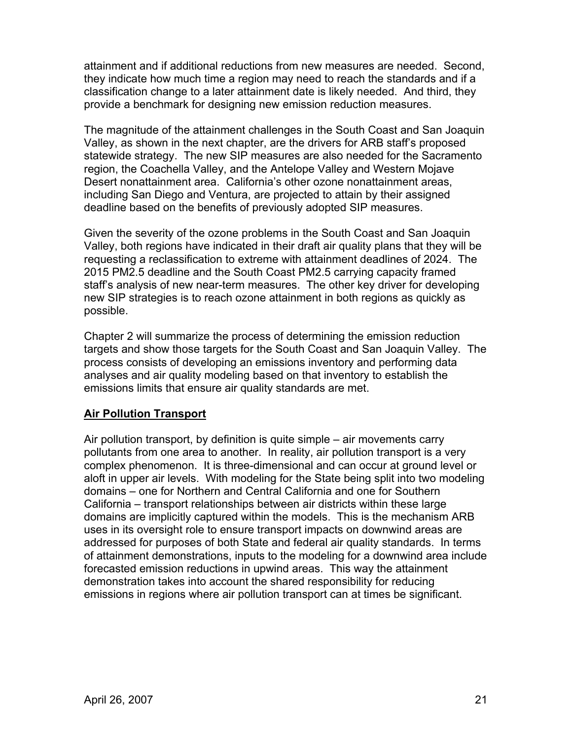attainment and if additional reductions from new measures are needed. Second, they indicate how much time a region may need to reach the standards and if a classification change to a later attainment date is likely needed. And third, they provide a benchmark for designing new emission reduction measures.

The magnitude of the attainment challenges in the South Coast and San Joaquin Valley, as shown in the next chapter, are the drivers for ARB staff's proposed statewide strategy. The new SIP measures are also needed for the Sacramento region, the Coachella Valley, and the Antelope Valley and Western Mojave Desert nonattainment area. California's other ozone nonattainment areas, including San Diego and Ventura, are projected to attain by their assigned deadline based on the benefits of previously adopted SIP measures.

Given the severity of the ozone problems in the South Coast and San Joaquin Valley, both regions have indicated in their draft air quality plans that they will be requesting a reclassification to extreme with attainment deadlines of 2024. The 2015 PM2.5 deadline and the South Coast PM2.5 carrying capacity framed staff's analysis of new near-term measures. The other key driver for developing new SIP strategies is to reach ozone attainment in both regions as quickly as possible.

Chapter 2 will summarize the process of determining the emission reduction targets and show those targets for the South Coast and San Joaquin Valley. The process consists of developing an emissions inventory and performing data analyses and air quality modeling based on that inventory to establish the emissions limits that ensure air quality standards are met.

## Air Pollution Transport

Air pollution transport, by definition is quite simple – air movements carry pollutants from one area to another. In reality, air pollution transport is a very complex phenomenon. It is three-dimensional and can occur at ground level or aloft in upper air levels. With modeling for the State being split into two modeling domains – one for Northern and Central California and one for Southern California – transport relationships between air districts within these large domains are implicitly captured within the models. This is the mechanism ARB uses in its oversight role to ensure transport impacts on downwind areas are addressed for purposes of both State and federal air quality standards. In terms of attainment demonstrations, inputs to the modeling for a downwind area include forecasted emission reductions in upwind areas. This way the attainment demonstration takes into account the shared responsibility for reducing emissions in regions where air pollution transport can at times be significant.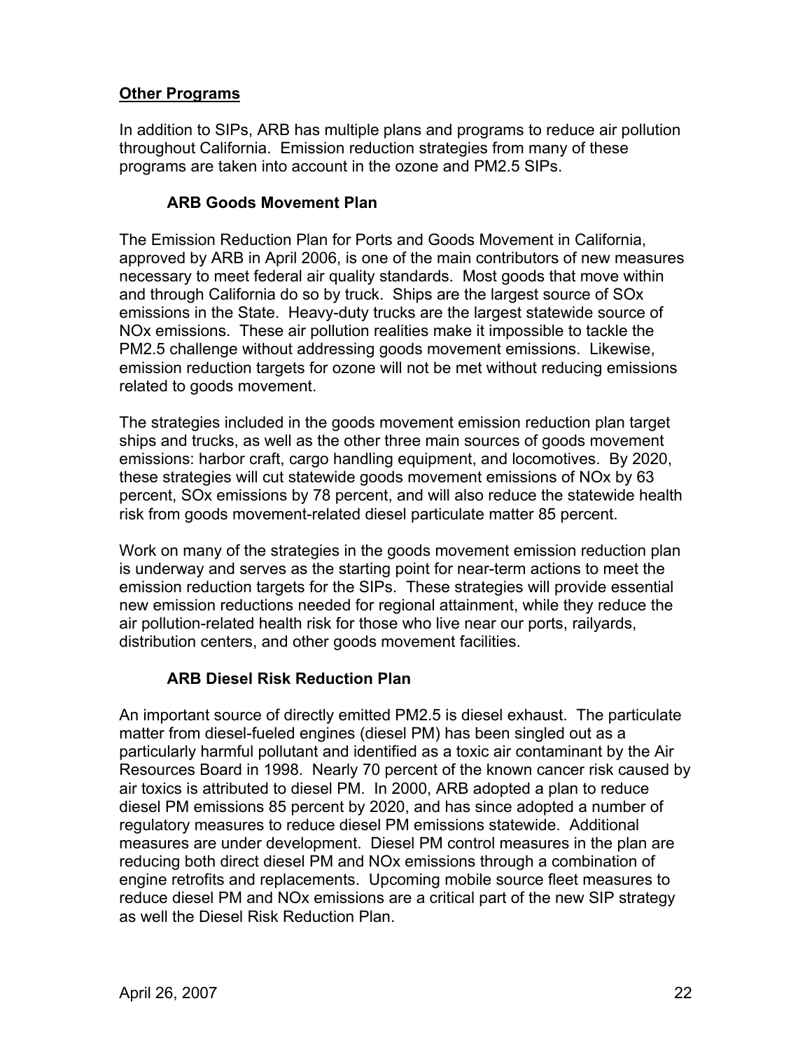## Other Programs

In addition to SIPs, ARB has multiple plans and programs to reduce air pollution throughout California. Emission reduction strategies from many of these programs are taken into account in the ozone and PM2.5 SIPs.

### ARB Goods Movement Plan

The Emission Reduction Plan for Ports and Goods Movement in California, approved by ARB in April 2006, is one of the main contributors of new measures necessary to meet federal air quality standards. Most goods that move within and through California do so by truck. Ships are the largest source of SOx emissions in the State. Heavy-duty trucks are the largest statewide source of NOx emissions. These air pollution realities make it impossible to tackle the PM2.5 challenge without addressing goods movement emissions. Likewise, emission reduction targets for ozone will not be met without reducing emissions related to goods movement.

The strategies included in the goods movement emission reduction plan target ships and trucks, as well as the other three main sources of goods movement emissions: harbor craft, cargo handling equipment, and locomotives. By 2020, these strategies will cut statewide goods movement emissions of NOx by 63 percent, SOx emissions by 78 percent, and will also reduce the statewide health risk from goods movement-related diesel particulate matter 85 percent.

Work on many of the strategies in the goods movement emission reduction plan is underway and serves as the starting point for near-term actions to meet the emission reduction targets for the SIPs. These strategies will provide essential new emission reductions needed for regional attainment, while they reduce the air pollution-related health risk for those who live near our ports, railyards, distribution centers, and other goods movement facilities.

### ARB Diesel Risk Reduction Plan

An important source of directly emitted PM2.5 is diesel exhaust. The particulate matter from diesel-fueled engines (diesel PM) has been singled out as a particularly harmful pollutant and identified as a toxic air contaminant by the Air Resources Board in 1998. Nearly 70 percent of the known cancer risk caused by air toxics is attributed to diesel PM. In 2000, ARB adopted a plan to reduce diesel PM emissions 85 percent by 2020, and has since adopted a number of regulatory measures to reduce diesel PM emissions statewide. Additional measures are under development. Diesel PM control measures in the plan are reducing both direct diesel PM and NOx emissions through a combination of engine retrofits and replacements. Upcoming mobile source fleet measures to reduce diesel PM and NOx emissions are a critical part of the new SIP strategy as well the Diesel Risk Reduction Plan.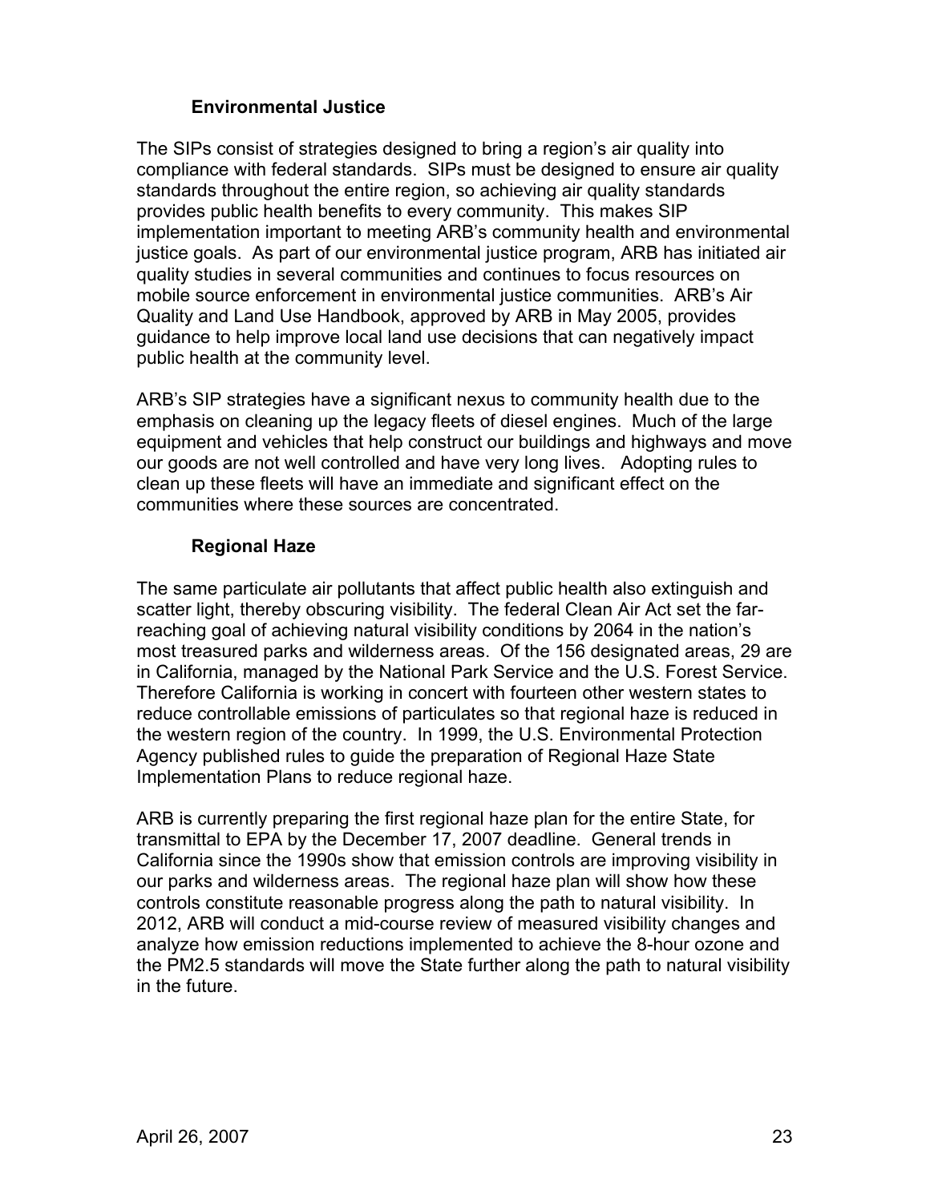### Environmental Justice

The SIPs consist of strategies designed to bring a region's air quality into compliance with federal standards. SIPs must be designed to ensure air quality standards throughout the entire region, so achieving air quality standards provides public health benefits to every community. This makes SIP implementation important to meeting ARB's community health and environmental justice goals. As part of our environmental justice program, ARB has initiated air quality studies in several communities and continues to focus resources on mobile source enforcement in environmental justice communities. ARB's Air Quality and Land Use Handbook, approved by ARB in May 2005, provides guidance to help improve local land use decisions that can negatively impact public health at the community level.

ARB's SIP strategies have a significant nexus to community health due to the emphasis on cleaning up the legacy fleets of diesel engines. Much of the large equipment and vehicles that help construct our buildings and highways and move our goods are not well controlled and have very long lives. Adopting rules to clean up these fleets will have an immediate and significant effect on the communities where these sources are concentrated.

### Regional Haze

The same particulate air pollutants that affect public health also extinguish and scatter light, thereby obscuring visibility. The federal Clean Air Act set the far-reaching goal of achieving natural visibility conditions by 2064 in the nation's most treasured parks and wilderness areas. Of the 156 designated areas, 29 are in California, managed by the National Park Service and the U.S. Forest Service. Therefore California is working in concert with fourteen other western states to reduce controllable emissions of particulates so that regional haze is reduced in the western region of the country. In 1999, the U.S. Environmental Protection Agency published rules to guide the preparation of Regional Haze State Implementation Plans to reduce regional haze.

ARB is currently preparing the first regional haze plan for the entire State, for transmittal to EPA by the December 17, 2007 deadline. General trends in California since the 1990s show that emission controls are improving visibility in our parks and wilderness areas. The regional haze plan will show how these controls constitute reasonable progress along the path to natural visibility. In 2012, ARB will conduct a mid-course review of measured visibility changes and analyze how emission reductions implemented to achieve the 8-hour ozone and the PM2.5 standards will move the State further along the path to natural visibility in the future.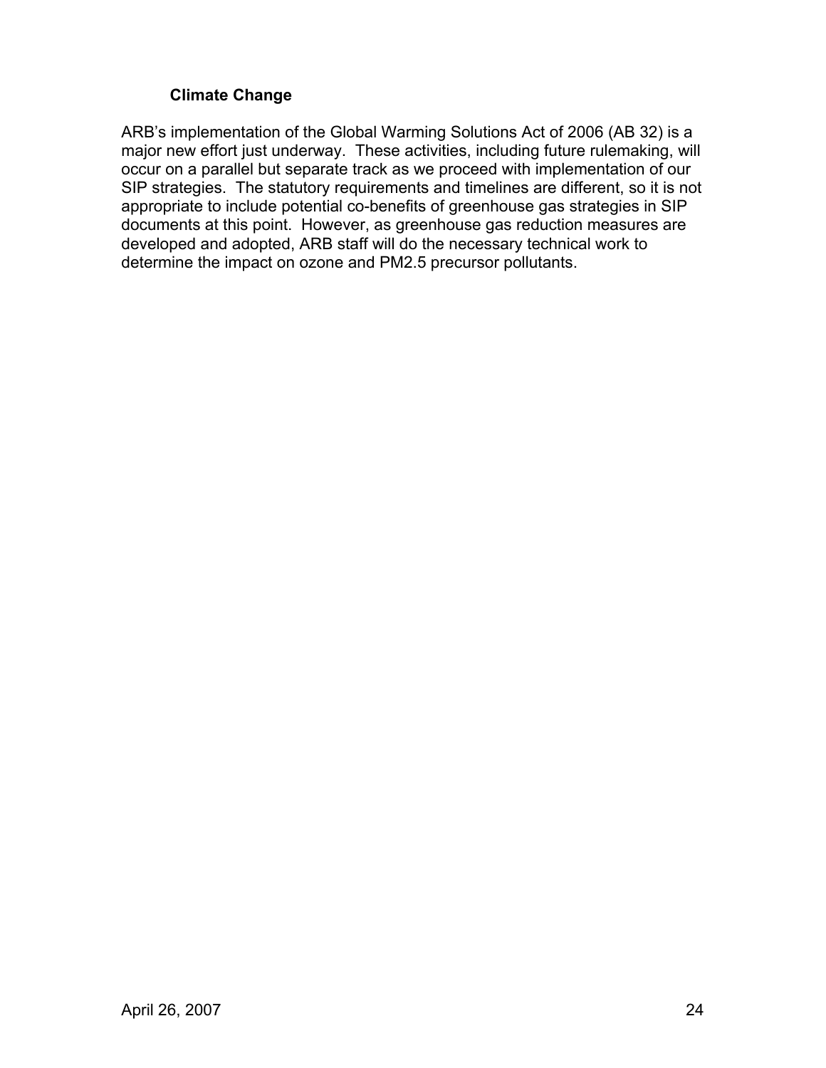### Climate Change

ARB's implementation of the Global Warming Solutions Act of 2006 (AB 32) is a major new effort just underway. These activities, including future rulemaking, will occur on a parallel but separate track as we proceed with implementation of our SIP strategies. The statutory requirements and timelines are different, so it is not appropriate to include potential co-benefits of greenhouse gas strategies in SIP documents at this point. However, as greenhouse gas reduction measures are developed and adopted, ARB staff will do the necessary technical work to determine the impact on ozone and PM2.5 precursor pollutants.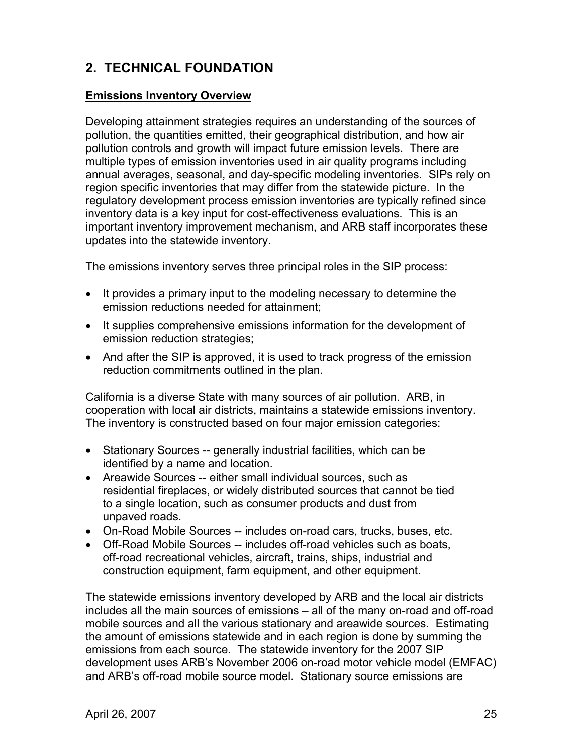## 2. TECHNICAL FOUNDATION

### Emissions Inventory Overview

Developing attainment strategies requires an understanding of the sources of pollution, the quantities emitted, their geographical distribution, and how air pollution controls and growth will impact future emission levels. There are multiple types of emission inventories used in air quality programs including annual averages, seasonal, and day-specific modeling inventories. SIPs rely on region specific inventories that may differ from the statewide picture. In the regulatory development process emission inventories are typically refined since inventory data is a key input for cost-effectiveness evaluations. This is an important inventory improvement mechanism, and ARB staff incorporates these updates into the statewide inventory.

The emissions inventory serves three principal roles in the SIP process:

- It provides a primary input to the modeling necessary to determine the emission reductions needed for attainment;
- It supplies comprehensive emissions information for the development of emission reduction strategies;
- And after the SIP is approved, it is used to track progress of the emission reduction commitments outlined in the plan.

California is a diverse State with many sources of air pollution. ARB, in cooperation with local air districts, maintains a statewide emissions inventory. The inventory is constructed based on four major emission categories:

- Stationary Sources -- generally industrial facilities, which can be identified by a name and location.
- Areawide Sources -- either small individual sources, such as residential fireplaces, or widely distributed sources that cannot be tied to a single location, such as consumer products and dust from unpaved roads.
- On-Road Mobile Sources -- includes on-road cars, trucks, buses, etc.
- Off-Road Mobile Sources -- includes off-road vehicles such as boats, off-road recreational vehicles, aircraft, trains, ships, industrial and construction equipment, farm equipment, and other equipment.

The statewide emissions inventory developed by ARB and the local air districts includes all the main sources of emissions – all of the many on-road and off-road mobile sources and all the various stationary and areawide sources. Estimating the amount of emissions statewide and in each region is done by summing the emissions from each source. The statewide inventory for the 2007 SIP development uses ARB's November 2006 on-road motor vehicle model (EMFAC) and ARB's off-road mobile source model. Stationary source emissions are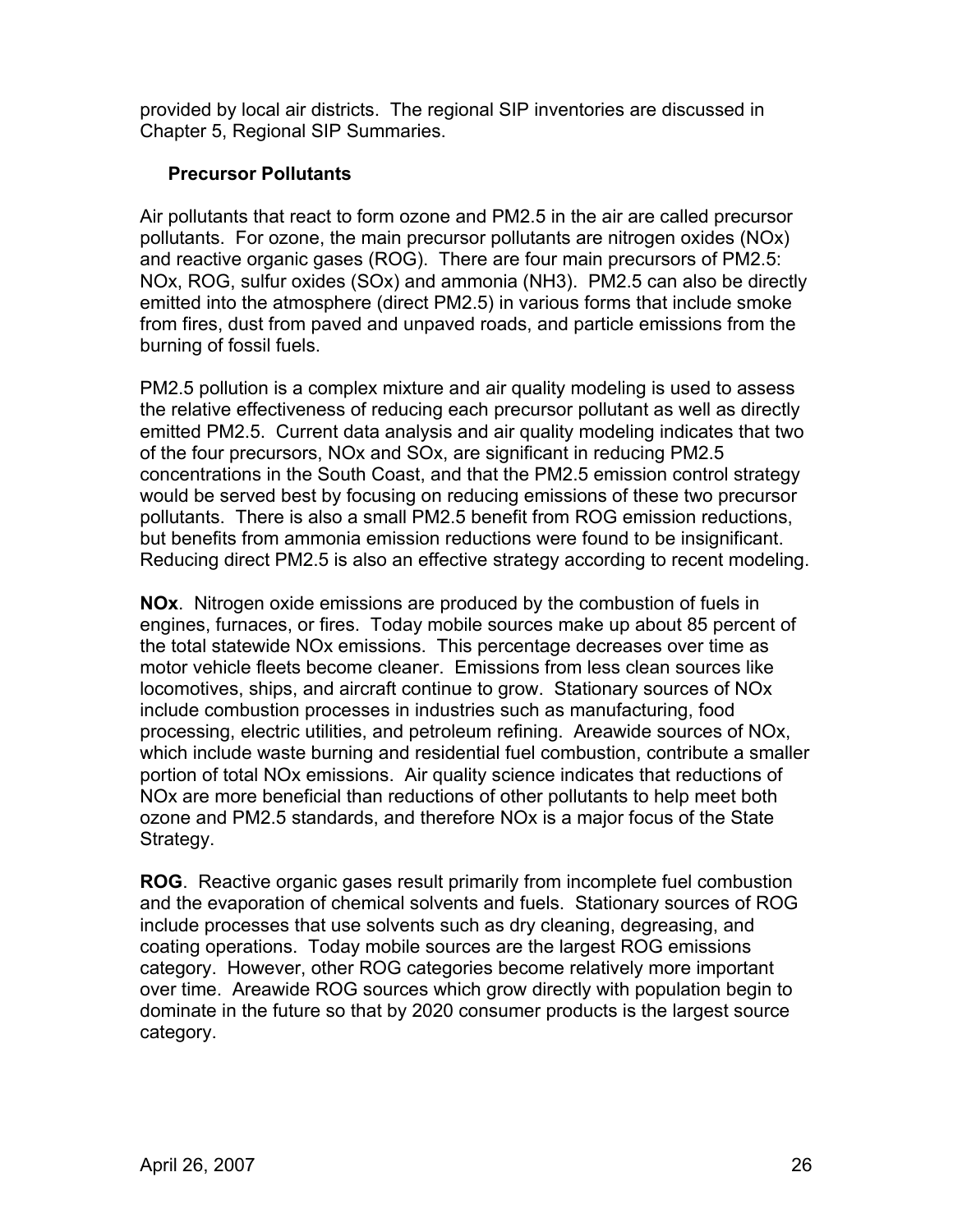provided by local air districts. The regional SIP inventories are discussed in Chapter 5, Regional SIP Summaries.

### Precursor Pollutants

Air pollutants that react to form ozone and PM2.5 in the air are called precursor pollutants. For ozone, the main precursor pollutants are nitrogen oxides (NOx) and reactive organic gases (ROG). There are four main precursors of PM2.5: NOx, ROG, sulfur oxides (SOx) and ammonia (NH3). PM2.5 can also be directly emitted into the atmosphere (direct PM2.5) in various forms that include smoke from fires, dust from paved and unpaved roads, and particle emissions from the burning of fossil fuels.

PM2.5 pollution is a complex mixture and air quality modeling is used to assess the relative effectiveness of reducing each precursor pollutant as well as directly emitted PM2.5. Current data analysis and air quality modeling indicates that two of the four precursors, NOx and SOx, are significant in reducing PM2.5 concentrations in the South Coast, and that the PM2.5 emission control strategy would be served best by focusing on reducing emissions of these two precursor pollutants. There is also a small PM2.5 benefit from ROG emission reductions, but benefits from ammonia emission reductions were found to be insignificant. Reducing direct PM2.5 is also an effective strategy according to recent modeling.

**NOx**. Nitrogen oxide emissions are produced by the combustion of fuels in engines, furnaces, or fires. Today mobile sources make up about 85 percent of the total statewide NOx emissions. This percentage decreases over time as motor vehicle fleets become cleaner. Emissions from less clean sources like locomotives, ships, and aircraft continue to grow. Stationary sources of NOx include combustion processes in industries such as manufacturing, food processing, electric utilities, and petroleum refining. Areawide sources of NOx, which include waste burning and residential fuel combustion, contribute a smaller portion of total NOx emissions. Air quality science indicates that reductions of NOx are more beneficial than reductions of other pollutants to help meet both ozone and PM2.5 standards, and therefore NOx is a major focus of the State Strategy.

**ROG**. Reactive organic gases result primarily from incomplete fuel combustion and the evaporation of chemical solvents and fuels. Stationary sources of ROG include processes that use solvents such as dry cleaning, degreasing, and coating operations. Today mobile sources are the largest ROG emissions category. However, other ROG categories become relatively more important over time. Areawide ROG sources which grow directly with population begin to dominate in the future so that by 2020 consumer products is the largest source category.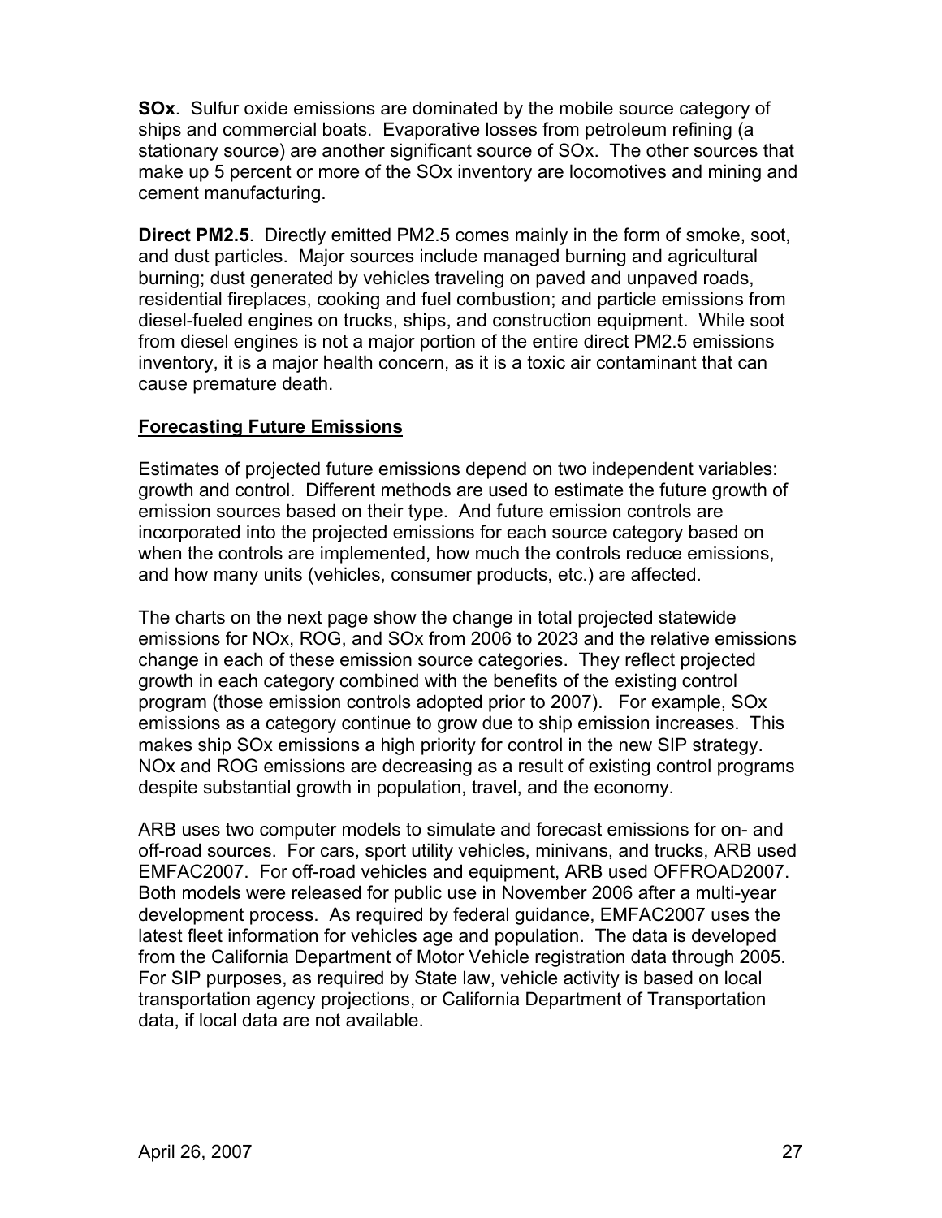**SOx**. Sulfur oxide emissions are dominated by the mobile source category of ships and commercial boats. Evaporative losses from petroleum refining (a stationary source) are another significant source of SOx. The other sources that make up 5 percent or more of the SOx inventory are locomotives and mining and cement manufacturing.

**Direct PM2.5**. Directly emitted PM2.5 comes mainly in the form of smoke, soot, and dust particles. Major sources include managed burning and agricultural burning; dust generated by vehicles traveling on paved and unpaved roads, residential fireplaces, cooking and fuel combustion; and particle emissions from diesel-fueled engines on trucks, ships, and construction equipment. While soot from diesel engines is not a major portion of the entire direct PM2.5 emissions inventory, it is a major health concern, as it is a toxic air contaminant that can cause premature death.

## Forecasting Future Emissions

Estimates of projected future emissions depend on two independent variables: growth and control. Different methods are used to estimate the future growth of emission sources based on their type. And future emission controls are incorporated into the projected emissions for each source category based on when the controls are implemented, how much the controls reduce emissions, and how many units (vehicles, consumer products, etc.) are affected.

The charts on the next page show the change in total projected statewide emissions for NOx, ROG, and SOx from 2006 to 2023 and the relative emissions change in each of these emission source categories. They reflect projected growth in each category combined with the benefits of the existing control program (those emission controls adopted prior to 2007). For example, SOx emissions as a category continue to grow due to ship emission increases. This makes ship SOx emissions a high priority for control in the new SIP strategy. NOx and ROG emissions are decreasing as a result of existing control programs despite substantial growth in population, travel, and the economy.

ARB uses two computer models to simulate and forecast emissions for on- and off-road sources. For cars, sport utility vehicles, minivans, and trucks, ARB used EMFAC2007. For off-road vehicles and equipment, ARB used OFFROAD2007. Both models were released for public use in November 2006 after a multi-year development process. As required by federal guidance, EMFAC2007 uses the latest fleet information for vehicles age and population. The data is developed from the California Department of Motor Vehicle registration data through 2005. For SIP purposes, as required by State law, vehicle activity is based on local transportation agency projections, or California Department of Transportation data, if local data are not available.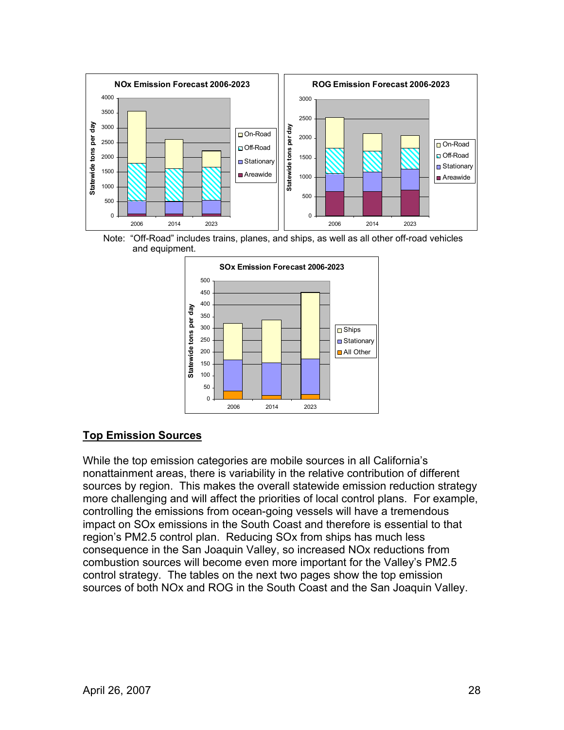NOx Emission Forecast 2006-2023

Statewide tons per day

4000
3500
3000
2500
2000
1500
1000
500
0

2006
2014
2023

On-Road
Off-Road
Stationary
Areawide

ROG Emission Forecast 2006-2023

Statewide tons per day

3000
2500
2000
1500
1000
500
0

2006
2014
2023

On-Road
Off-Road
Stationary
Areawide

Note: "Off-Road" includes trains, planes, and ships, as well as all other off-road vehicles and equipment.

SOx Emission Forecast 2006-2023

Statewide tons per day

500
450
400
350
300
250
200
150
100
50
0

2006
2014
2023

Ships
Stationary
All Other

## Top Emission Sources

While the top emission categories are mobile sources in all California's nonattainment areas, there is variability in the relative contribution of different sources by region. This makes the overall statewide emission reduction strategy more challenging and will affect the priorities of local control plans. For example, controlling the emissions from ocean-going vessels will have a tremendous impact on SOx emissions in the South Coast and therefore is essential to that region's PM2.5 control plan. Reducing SOx from ships has much less consequence in the San Joaquin Valley, so increased NOx reductions from combustion sources will become even more important for the Valley's PM2.5 control strategy. The tables on the next two pages show the top emission sources of both NOx and ROG in the South Coast and the San Joaquin Valley.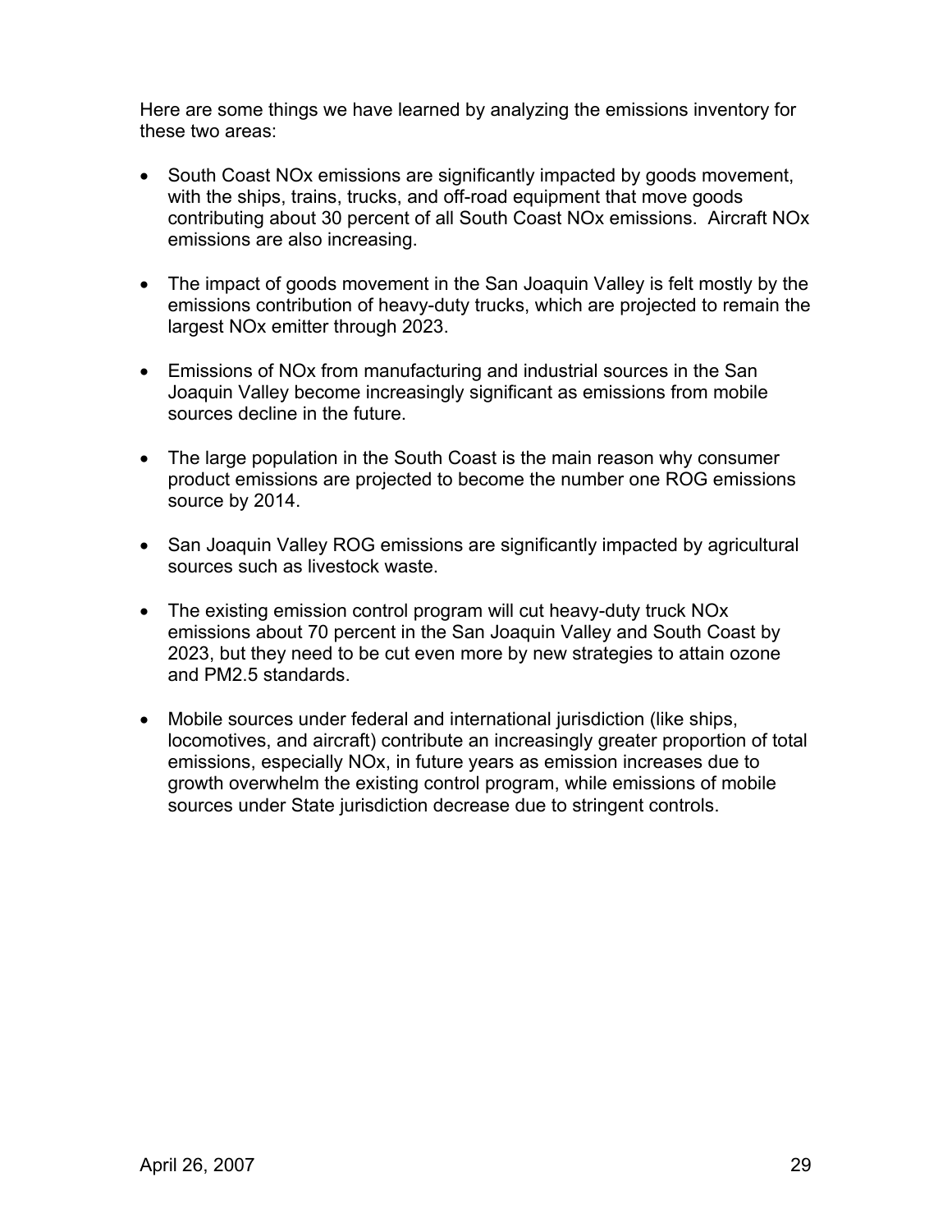Here are some things we have learned by analyzing the emissions inventory for these two areas:

- South Coast NOx emissions are significantly impacted by goods movement, with the ships, trains, trucks, and off-road equipment that move goods contributing about 30 percent of all South Coast NOx emissions. Aircraft NOx emissions are also increasing.
- The impact of goods movement in the San Joaquin Valley is felt mostly by the emissions contribution of heavy-duty trucks, which are projected to remain the largest NOx emitter through 2023.
- Emissions of NOx from manufacturing and industrial sources in the San Joaquin Valley become increasingly significant as emissions from mobile sources decline in the future.
- The large population in the South Coast is the main reason why consumer product emissions are projected to become the number one ROG emissions source by 2014.
- San Joaquin Valley ROG emissions are significantly impacted by agricultural sources such as livestock waste.
- The existing emission control program will cut heavy-duty truck NOx emissions about 70 percent in the San Joaquin Valley and South Coast by 2023, but they need to be cut even more by new strategies to attain ozone and PM2.5 standards.
- Mobile sources under federal and international jurisdiction (like ships, locomotives, and aircraft) contribute an increasingly greater proportion of total emissions, especially NOx, in future years as emission increases due to growth overwhelm the existing control program, while emissions of mobile sources under State jurisdiction decrease due to stringent controls.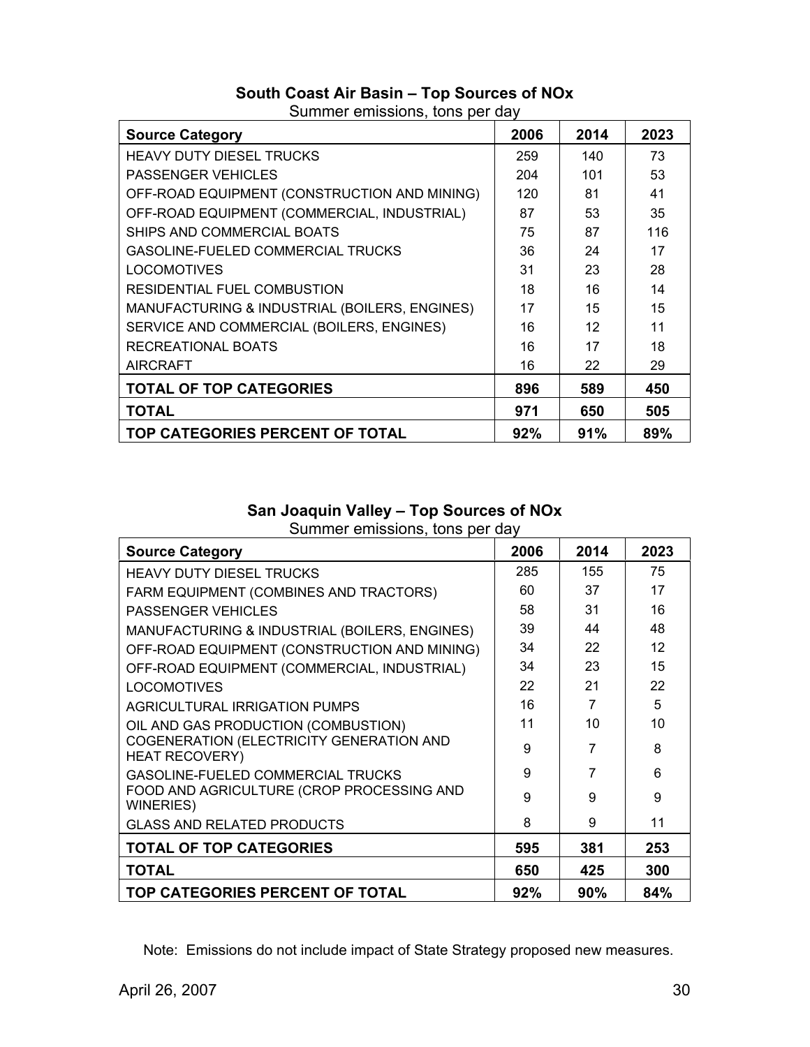**South Coast Air Basin – Top Sources of NOx**

Summer emissions, tons per day

| Source Category | 2006 | 2014 | 2023 |
|---|---|---|---|
| HEAVY DUTY DIESEL TRUCKS | 259 | 140 | 73 |
| PASSENGER VEHICLES | 204 | 101 | 53 |
| OFF-ROAD EQUIPMENT (CONSTRUCTION AND MINING) | 120 | 81 | 41 |
| OFF-ROAD EQUIPMENT (COMMERCIAL, INDUSTRIAL) | 87 | 53 | 35 |
| SHIPS AND COMMERCIAL BOATS | 75 | 87 | 116 |
| GASOLINE-FUELED COMMERCIAL TRUCKS | 36 | 24 | 17 |
| LOCOMOTIVES | 31 | 23 | 28 |
| RESIDENTIAL FUEL COMBUSTION | 18 | 16 | 14 |
| MANUFACTURING & INDUSTRIAL (BOILERS, ENGINES) | 17 | 15 | 15 |
| SERVICE AND COMMERCIAL (BOILERS, ENGINES) | 16 | 12 | 11 |
| RECREATIONAL BOATS | 16 | 17 | 18 |
| AIRCRAFT | 16 | 22 | 29 |
| **TOTAL OF TOP CATEGORIES** | **896** | **589** | **450** |
| **TOTAL** | **971** | **650** | **505** |
| **TOP CATEGORIES PERCENT OF TOTAL** | **92%** | **91%** | **89%** |

**San Joaquin Valley – Top Sources of NOx**

Summer emissions, tons per day

| Source Category | 2006 | 2014 | 2023 |
|---|---|---|---|
| HEAVY DUTY DIESEL TRUCKS | 285 | 155 | 75 |
| FARM EQUIPMENT (COMBINES AND TRACTORS) | 60 | 37 | 17 |
| PASSENGER VEHICLES | 58 | 31 | 16 |
| MANUFACTURING & INDUSTRIAL (BOILERS, ENGINES) | 39 | 44 | 48 |
| OFF-ROAD EQUIPMENT (CONSTRUCTION AND MINING) | 34 | 22 | 12 |
| OFF-ROAD EQUIPMENT (COMMERCIAL, INDUSTRIAL) | 34 | 23 | 15 |
| LOCOMOTIVES | 22 | 21 | 22 |
| AGRICULTURAL IRRIGATION PUMPS | 16 | 7 | 5 |
| OIL AND GAS PRODUCTION (COMBUSTION) | 11 | 10 | 10 |
| COGENERATION (ELECTRICITY GENERATION AND HEAT RECOVERY) | 9 | 7 | 8 |
| GASOLINE-FUELED COMMERCIAL TRUCKS | 9 | 7 | 6 |
| FOOD AND AGRICULTURE (CROP PROCESSING AND WINERIES) | 9 | 9 | 9 |
| GLASS AND RELATED PRODUCTS | 8 | 9 | 11 |
| **TOTAL OF TOP CATEGORIES** | **595** | **381** | **253** |
| **TOTAL** | **650** | **425** | **300** |
| **TOP CATEGORIES PERCENT OF TOTAL** | **92%** | **90%** | **84%** |

Note: Emissions do not include impact of State Strategy proposed new measures.

April 26, 2007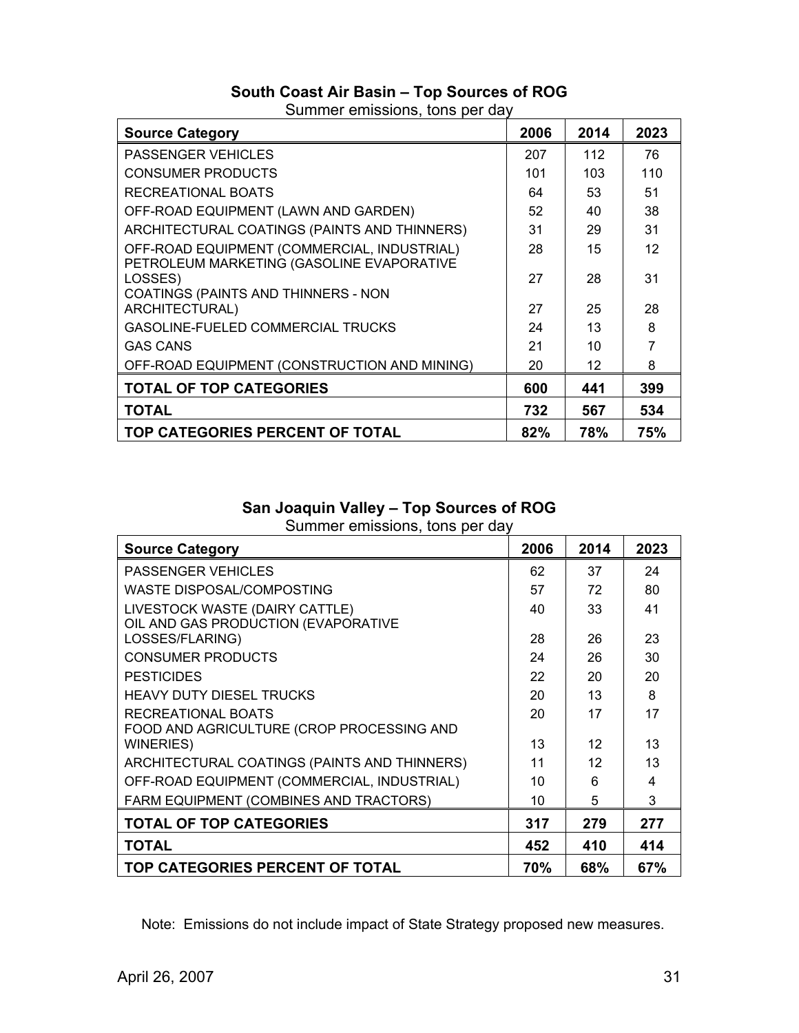### South Coast Air Basin – Top Sources of ROG

Summer emissions, tons per day

| Source Category | 2006 | 2014 | 2023 |
|---|---|---|---|
| PASSENGER VEHICLES | 207 | 112 | 76 |
| CONSUMER PRODUCTS | 101 | 103 | 110 |
| RECREATIONAL BOATS | 64 | 53 | 51 |
| OFF-ROAD EQUIPMENT (LAWN AND GARDEN) | 52 | 40 | 38 |
| ARCHITECTURAL COATINGS (PAINTS AND THINNERS) | 31 | 29 | 31 |
| OFF-ROAD EQUIPMENT (COMMERCIAL, INDUSTRIAL) | 28 | 15 | 12 |
| PETROLEUM MARKETING (GASOLINE EVAPORATIVE LOSSES) | 27 | 28 | 31 |
| COATINGS (PAINTS AND THINNERS - NON ARCHITECTURAL) | 27 | 25 | 28 |
| GASOLINE-FUELED COMMERCIAL TRUCKS | 24 | 13 | 8 |
| GAS CANS | 21 | 10 | 7 |
| OFF-ROAD EQUIPMENT (CONSTRUCTION AND MINING) | 20 | 12 | 8 |
| **TOTAL OF TOP CATEGORIES** | **600** | **441** | **399** |
| **TOTAL** | **732** | **567** | **534** |
| **TOP CATEGORIES PERCENT OF TOTAL** | **82%** | **78%** | **75%** |

### San Joaquin Valley – Top Sources of ROG

Summer emissions, tons per day

| Source Category | 2006 | 2014 | 2023 |
|---|---|---|---|
| PASSENGER VEHICLES | 62 | 37 | 24 |
| WASTE DISPOSAL/COMPOSTING | 57 | 72 | 80 |
| LIVESTOCK WASTE (DAIRY CATTLE) | 40 | 33 | 41 |
| OIL AND GAS PRODUCTION (EVAPORATIVE LOSSES/FLARING) | 28 | 26 | 23 |
| CONSUMER PRODUCTS | 24 | 26 | 30 |
| PESTICIDES | 22 | 20 | 20 |
| HEAVY DUTY DIESEL TRUCKS | 20 | 13 | 8 |
| RECREATIONAL BOATS | 20 | 17 | 17 |
| FOOD AND AGRICULTURE (CROP PROCESSING AND WINERIES) | 13 | 12 | 13 |
| ARCHITECTURAL COATINGS (PAINTS AND THINNERS) | 11 | 12 | 13 |
| OFF-ROAD EQUIPMENT (COMMERCIAL, INDUSTRIAL) | 10 | 6 | 4 |
| FARM EQUIPMENT (COMBINES AND TRACTORS) | 10 | 5 | 3 |
| **TOTAL OF TOP CATEGORIES** | **317** | **279** | **277** |
| **TOTAL** | **452** | **410** | **414** |
| **TOP CATEGORIES PERCENT OF TOTAL** | **70%** | **68%** | **67%** |

Note: Emissions do not include impact of State Strategy proposed new measures.

April 26, 2007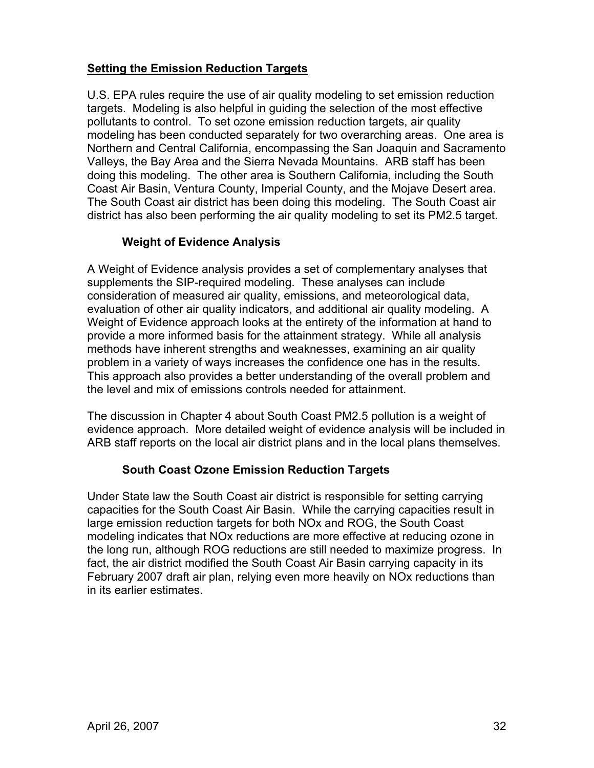## Setting the Emission Reduction Targets

U.S. EPA rules require the use of air quality modeling to set emission reduction targets. Modeling is also helpful in guiding the selection of the most effective pollutants to control. To set ozone emission reduction targets, air quality modeling has been conducted separately for two overarching areas. One area is Northern and Central California, encompassing the San Joaquin and Sacramento Valleys, the Bay Area and the Sierra Nevada Mountains. ARB staff has been doing this modeling. The other area is Southern California, including the South Coast Air Basin, Ventura County, Imperial County, and the Mojave Desert area. The South Coast air district has been doing this modeling. The South Coast air district has also been performing the air quality modeling to set its PM2.5 target.

### Weight of Evidence Analysis

A Weight of Evidence analysis provides a set of complementary analyses that supplements the SIP-required modeling. These analyses can include consideration of measured air quality, emissions, and meteorological data, evaluation of other air quality indicators, and additional air quality modeling. A Weight of Evidence approach looks at the entirety of the information at hand to provide a more informed basis for the attainment strategy. While all analysis methods have inherent strengths and weaknesses, examining an air quality problem in a variety of ways increases the confidence one has in the results. This approach also provides a better understanding of the overall problem and the level and mix of emissions controls needed for attainment.

The discussion in Chapter 4 about South Coast PM2.5 pollution is a weight of evidence approach. More detailed weight of evidence analysis will be included in ARB staff reports on the local air district plans and in the local plans themselves.

### South Coast Ozone Emission Reduction Targets

Under State law the South Coast air district is responsible for setting carrying capacities for the South Coast Air Basin. While the carrying capacities result in large emission reduction targets for both NOx and ROG, the South Coast modeling indicates that NOx reductions are more effective at reducing ozone in the long run, although ROG reductions are still needed to maximize progress. In fact, the air district modified the South Coast Air Basin carrying capacity in its February 2007 draft air plan, relying even more heavily on NOx reductions than in its earlier estimates.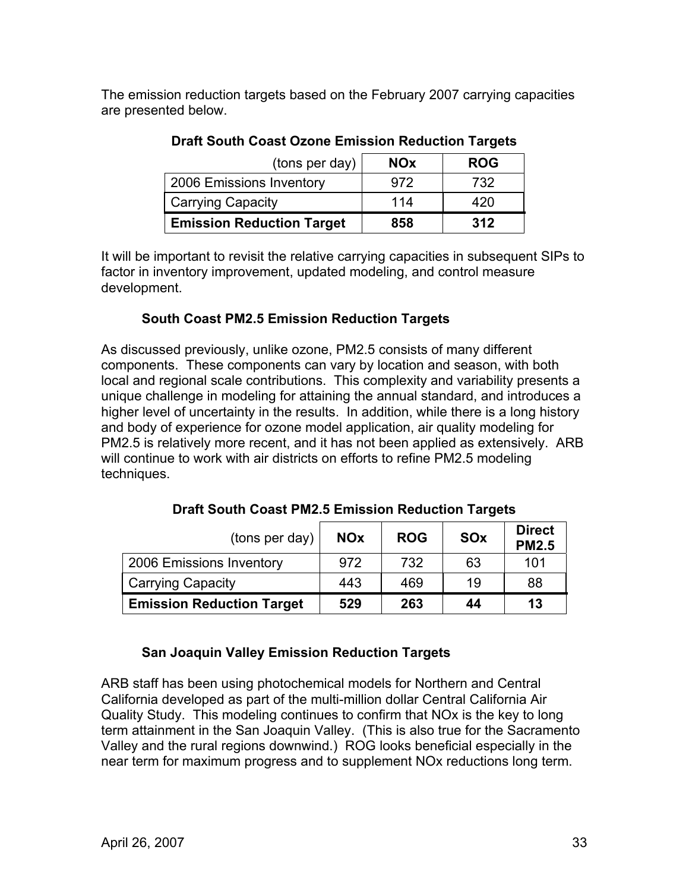The emission reduction targets based on the February 2007 carrying capacities are presented below.

**Draft South Coast Ozone Emission Reduction Targets**

| (tons per day) | NOx | ROG |
|---|---|---|
| 2006 Emissions Inventory | 972 | 732 |
| Carrying Capacity | 114 | 420 |
| **Emission Reduction Target** | **858** | **312** |

It will be important to revisit the relative carrying capacities in subsequent SIPs to factor in inventory improvement, updated modeling, and control measure development.

### South Coast PM2.5 Emission Reduction Targets

As discussed previously, unlike ozone, PM2.5 consists of many different components. These components can vary by location and season, with both local and regional scale contributions. This complexity and variability presents a unique challenge in modeling for attaining the annual standard, and introduces a higher level of uncertainty in the results. In addition, while there is a long history and body of experience for ozone model application, air quality modeling for PM2.5 is relatively more recent, and it has not been applied as extensively. ARB will continue to work with air districts on efforts to refine PM2.5 modeling techniques.

**Draft South Coast PM2.5 Emission Reduction Targets**

| (tons per day) | NOx | ROG | SOx | Direct PM2.5 |
|---|---|---|---|---|
| 2006 Emissions Inventory | 972 | 732 | 63 | 101 |
| Carrying Capacity | 443 | 469 | 19 | 88 |
| **Emission Reduction Target** | **529** | **263** | **44** | **13** |

### San Joaquin Valley Emission Reduction Targets

ARB staff has been using photochemical models for Northern and Central California developed as part of the multi-million dollar Central California Air Quality Study. This modeling continues to confirm that NOx is the key to long term attainment in the San Joaquin Valley. (This is also true for the Sacramento Valley and the rural regions downwind.) ROG looks beneficial especially in the near term for maximum progress and to supplement NOx reductions long term.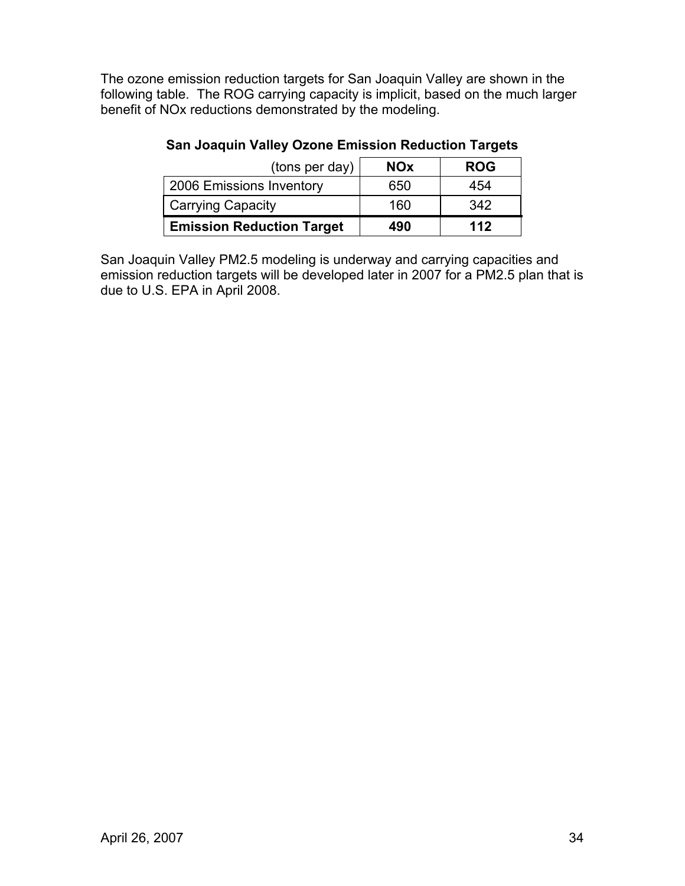The ozone emission reduction targets for San Joaquin Valley are shown in the following table. The ROG carrying capacity is implicit, based on the much larger benefit of NOx reductions demonstrated by the modeling.

**San Joaquin Valley Ozone Emission Reduction Targets**

| (tons per day) | NOx | ROG |
|---|---|---|
| 2006 Emissions Inventory | 650 | 454 |
| Carrying Capacity | 160 | 342 |
| **Emission Reduction Target** | **490** | **112** |

San Joaquin Valley PM2.5 modeling is underway and carrying capacities and emission reduction targets will be developed later in 2007 for a PM2.5 plan that is due to U.S. EPA in April 2008.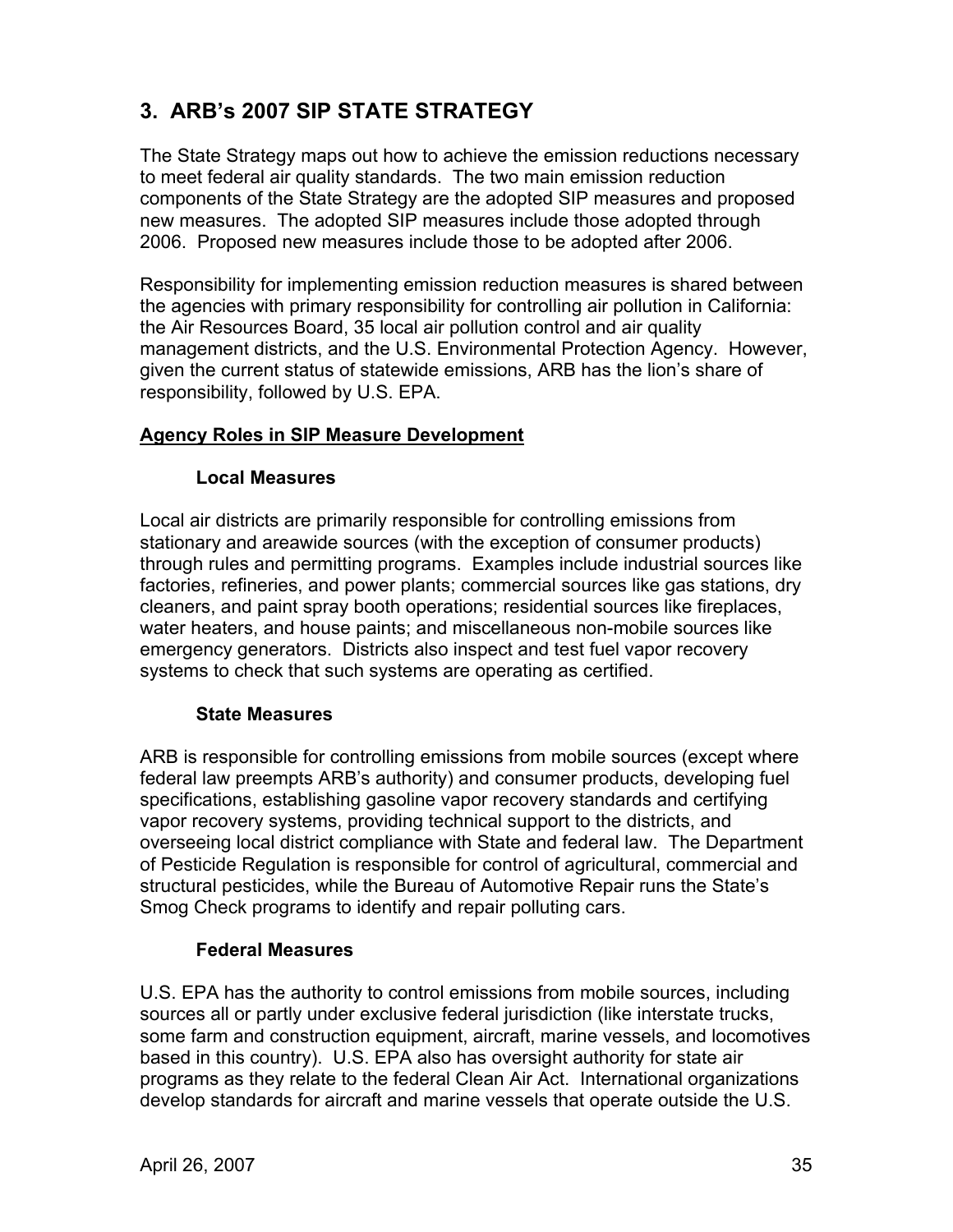## 3. ARB's 2007 SIP STATE STRATEGY

The State Strategy maps out how to achieve the emission reductions necessary to meet federal air quality standards. The two main emission reduction components of the State Strategy are the adopted SIP measures and proposed new measures. The adopted SIP measures include those adopted through 2006. Proposed new measures include those to be adopted after 2006.

Responsibility for implementing emission reduction measures is shared between the agencies with primary responsibility for controlling air pollution in California: the Air Resources Board, 35 local air pollution control and air quality management districts, and the U.S. Environmental Protection Agency. However, given the current status of statewide emissions, ARB has the lion's share of responsibility, followed by U.S. EPA.

### Agency Roles in SIP Measure Development

#### Local Measures

Local air districts are primarily responsible for controlling emissions from stationary and areawide sources (with the exception of consumer products) through rules and permitting programs. Examples include industrial sources like factories, refineries, and power plants; commercial sources like gas stations, dry cleaners, and paint spray booth operations; residential sources like fireplaces, water heaters, and house paints; and miscellaneous non-mobile sources like emergency generators. Districts also inspect and test fuel vapor recovery systems to check that such systems are operating as certified.

#### State Measures

ARB is responsible for controlling emissions from mobile sources (except where federal law preempts ARB's authority) and consumer products, developing fuel specifications, establishing gasoline vapor recovery standards and certifying vapor recovery systems, providing technical support to the districts, and overseeing local district compliance with State and federal law. The Department of Pesticide Regulation is responsible for control of agricultural, commercial and structural pesticides, while the Bureau of Automotive Repair runs the State's Smog Check programs to identify and repair polluting cars.

#### Federal Measures

U.S. EPA has the authority to control emissions from mobile sources, including sources all or partly under exclusive federal jurisdiction (like interstate trucks, some farm and construction equipment, aircraft, marine vessels, and locomotives based in this country). U.S. EPA also has oversight authority for state air programs as they relate to the federal Clean Air Act. International organizations develop standards for aircraft and marine vessels that operate outside the U.S.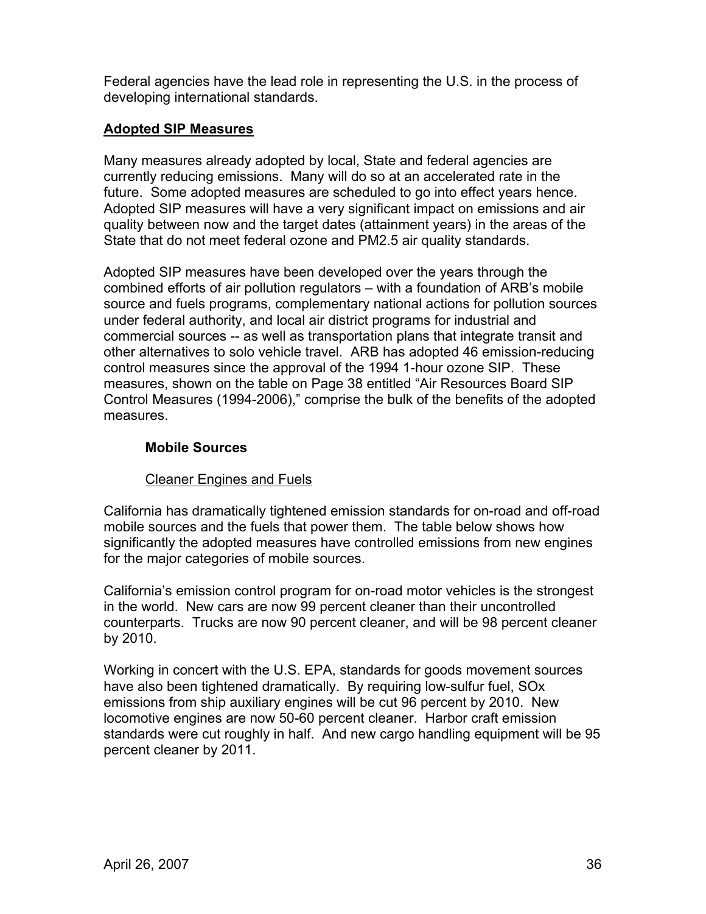Federal agencies have the lead role in representing the U.S. in the process of developing international standards.

## Adopted SIP Measures

Many measures already adopted by local, State and federal agencies are currently reducing emissions. Many will do so at an accelerated rate in the future. Some adopted measures are scheduled to go into effect years hence. Adopted SIP measures will have a very significant impact on emissions and air quality between now and the target dates (attainment years) in the areas of the State that do not meet federal ozone and PM2.5 air quality standards.

Adopted SIP measures have been developed over the years through the combined efforts of air pollution regulators – with a foundation of ARB's mobile source and fuels programs, complementary national actions for pollution sources under federal authority, and local air district programs for industrial and commercial sources -- as well as transportation plans that integrate transit and other alternatives to solo vehicle travel. ARB has adopted 46 emission-reducing control measures since the approval of the 1994 1-hour ozone SIP. These measures, shown on the table on Page 38 entitled "Air Resources Board SIP Control Measures (1994-2006)," comprise the bulk of the benefits of the adopted measures.

### Mobile Sources

#### Cleaner Engines and Fuels

California has dramatically tightened emission standards for on-road and off-road mobile sources and the fuels that power them. The table below shows how significantly the adopted measures have controlled emissions from new engines for the major categories of mobile sources.

California's emission control program for on-road motor vehicles is the strongest in the world. New cars are now 99 percent cleaner than their uncontrolled counterparts. Trucks are now 90 percent cleaner, and will be 98 percent cleaner by 2010.

Working in concert with the U.S. EPA, standards for goods movement sources have also been tightened dramatically. By requiring low-sulfur fuel, SOx emissions from ship auxiliary engines will be cut 96 percent by 2010. New locomotive engines are now 50-60 percent cleaner. Harbor craft emission standards were cut roughly in half. And new cargo handling equipment will be 95 percent cleaner by 2011.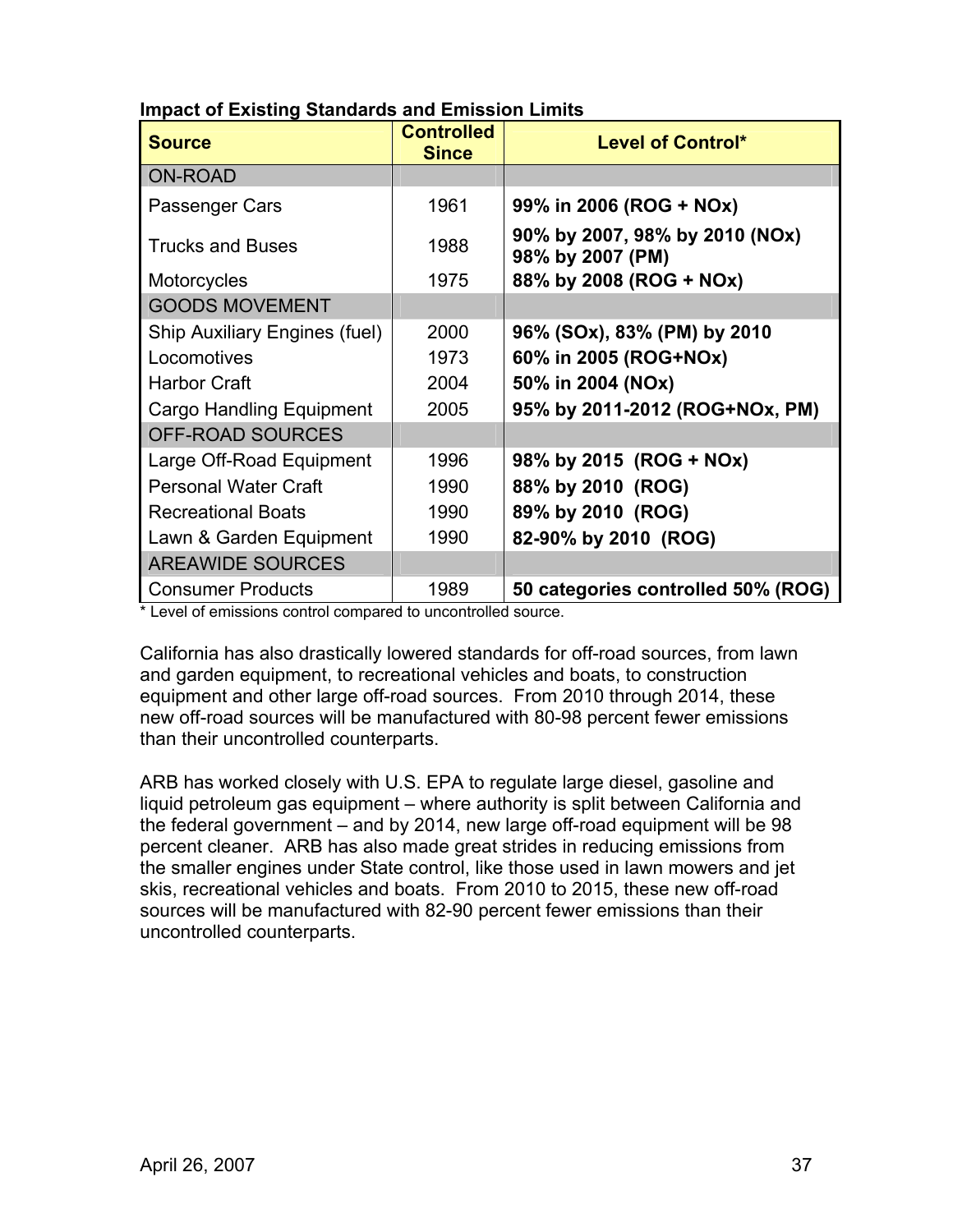**Impact of Existing Standards and Emission Limits**

| Source | Controlled Since | Level of Control* |
|---|---|---|
| ON-ROAD | | |
| Passenger Cars | 1961 | **99% in 2006 (ROG + NOx)** |
| Trucks and Buses | 1988 | **90% by 2007, 98% by 2010 (NOx) 98% by 2007 (PM)** |
| Motorcycles | 1975 | **88% by 2008 (ROG + NOx)** |
| GOODS MOVEMENT | | |
| Ship Auxiliary Engines (fuel) | 2000 | **96% (SOx), 83% (PM) by 2010** |
| Locomotives | 1973 | **60% in 2005 (ROG+NOx)** |
| Harbor Craft | 2004 | **50% in 2004 (NOx)** |
| Cargo Handling Equipment | 2005 | **95% by 2011-2012 (ROG+NOx, PM)** |
| OFF-ROAD SOURCES | | |
| Large Off-Road Equipment | 1996 | **98% by 2015 (ROG + NOx)** |
| Personal Water Craft | 1990 | **88% by 2010 (ROG)** |
| Recreational Boats | 1990 | **89% by 2010 (ROG)** |
| Lawn & Garden Equipment | 1990 | **82-90% by 2010 (ROG)** |
| AREAWIDE SOURCES | | |
| Consumer Products | 1989 | **50 categories controlled 50% (ROG)** |

* Level of emissions control compared to uncontrolled source.

California has also drastically lowered standards for off-road sources, from lawn and garden equipment, to recreational vehicles and boats, to construction equipment and other large off-road sources. From 2010 through 2014, these new off-road sources will be manufactured with 80-98 percent fewer emissions than their uncontrolled counterparts.

ARB has worked closely with U.S. EPA to regulate large diesel, gasoline and liquid petroleum gas equipment – where authority is split between California and the federal government – and by 2014, new large off-road equipment will be 98 percent cleaner. ARB has also made great strides in reducing emissions from the smaller engines under State control, like those used in lawn mowers and jet skis, recreational vehicles and boats. From 2010 to 2015, these new off-road sources will be manufactured with 82-90 percent fewer emissions than their uncontrolled counterparts.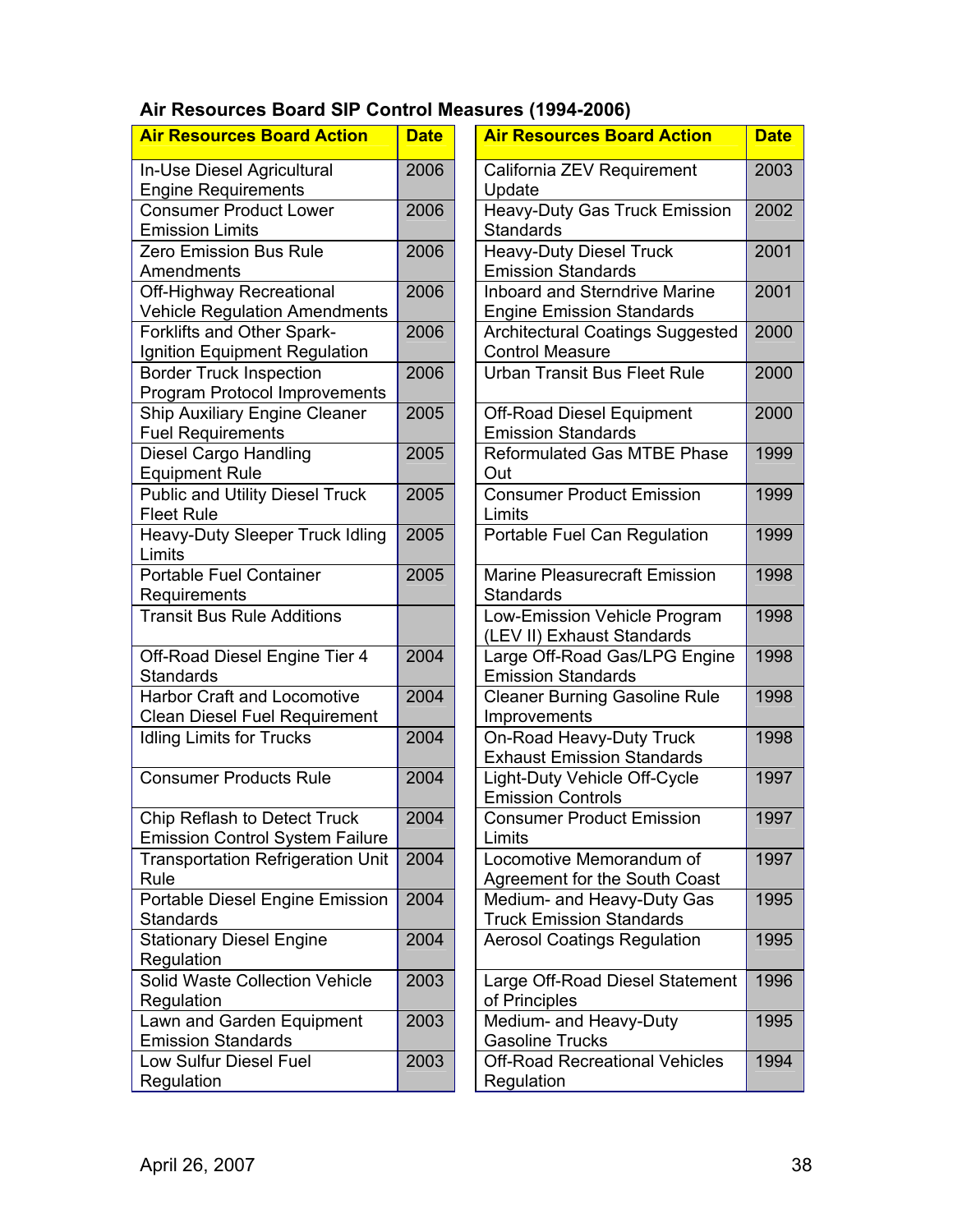### Air Resources Board SIP Control Measures (1994-2006)

| Air Resources Board Action | Date |
|---|---|
| In-Use Diesel Agricultural Engine Requirements | 2006 |
| Consumer Product Lower Emission Limits | 2006 |
| Zero Emission Bus Rule Amendments | 2006 |
| Off-Highway Recreational Vehicle Regulation Amendments | 2006 |
| Forklifts and Other Spark-Ignition Equipment Regulation | 2006 |
| Border Truck Inspection Program Protocol Improvements | 2006 |
| Ship Auxiliary Engine Cleaner Fuel Requirements | 2005 |
| Diesel Cargo Handling Equipment Rule | 2005 |
| Public and Utility Diesel Truck Fleet Rule | 2005 |
| Heavy-Duty Sleeper Truck Idling Limits | 2005 |
| Portable Fuel Container Requirements | 2005 |
| Transit Bus Rule Additions | |
| Off-Road Diesel Engine Tier 4 Standards | 2004 |
| Harbor Craft and Locomotive Clean Diesel Fuel Requirement | 2004 |
| Idling Limits for Trucks | 2004 |
| Consumer Products Rule | 2004 |
| Chip Reflash to Detect Truck Emission Control System Failure | 2004 |
| Transportation Refrigeration Unit Rule | 2004 |
| Portable Diesel Engine Emission Standards | 2004 |
| Stationary Diesel Engine Regulation | 2004 |
| Solid Waste Collection Vehicle Regulation | 2003 |
| Lawn and Garden Equipment Emission Standards | 2003 |
| Low Sulfur Diesel Fuel Regulation | 2003 |

| Air Resources Board Action | Date |
|---|---|
| California ZEV Requirement Update | 2003 |
| Heavy-Duty Gas Truck Emission Standards | 2002 |
| Heavy-Duty Diesel Truck Emission Standards | 2001 |
| Inboard and Sterndrive Marine Engine Emission Standards | 2001 |
| Architectural Coatings Suggested Control Measure | 2000 |
| Urban Transit Bus Fleet Rule | 2000 |
| Off-Road Diesel Equipment Emission Standards | 2000 |
| Reformulated Gas MTBE Phase Out | 1999 |
| Consumer Product Emission Limits | 1999 |
| Portable Fuel Can Regulation | 1999 |
| Marine Pleasurecraft Emission Standards | 1998 |
| Low-Emission Vehicle Program (LEV II) Exhaust Standards | 1998 |
| Large Off-Road Gas/LPG Engine Emission Standards | 1998 |
| Cleaner Burning Gasoline Rule Improvements | 1998 |
| On-Road Heavy-Duty Truck Exhaust Emission Standards | 1998 |
| Light-Duty Vehicle Off-Cycle Emission Controls | 1997 |
| Consumer Product Emission Limits | 1997 |
| Locomotive Memorandum of Agreement for the South Coast | 1997 |
| Medium- and Heavy-Duty Gas Truck Emission Standards | 1995 |
| Aerosol Coatings Regulation | 1995 |
| Large Off-Road Diesel Statement of Principles | 1996 |
| Medium- and Heavy-Duty Gasoline Trucks | 1995 |
| Off-Road Recreational Vehicles Regulation | 1994 |

April 26, 2007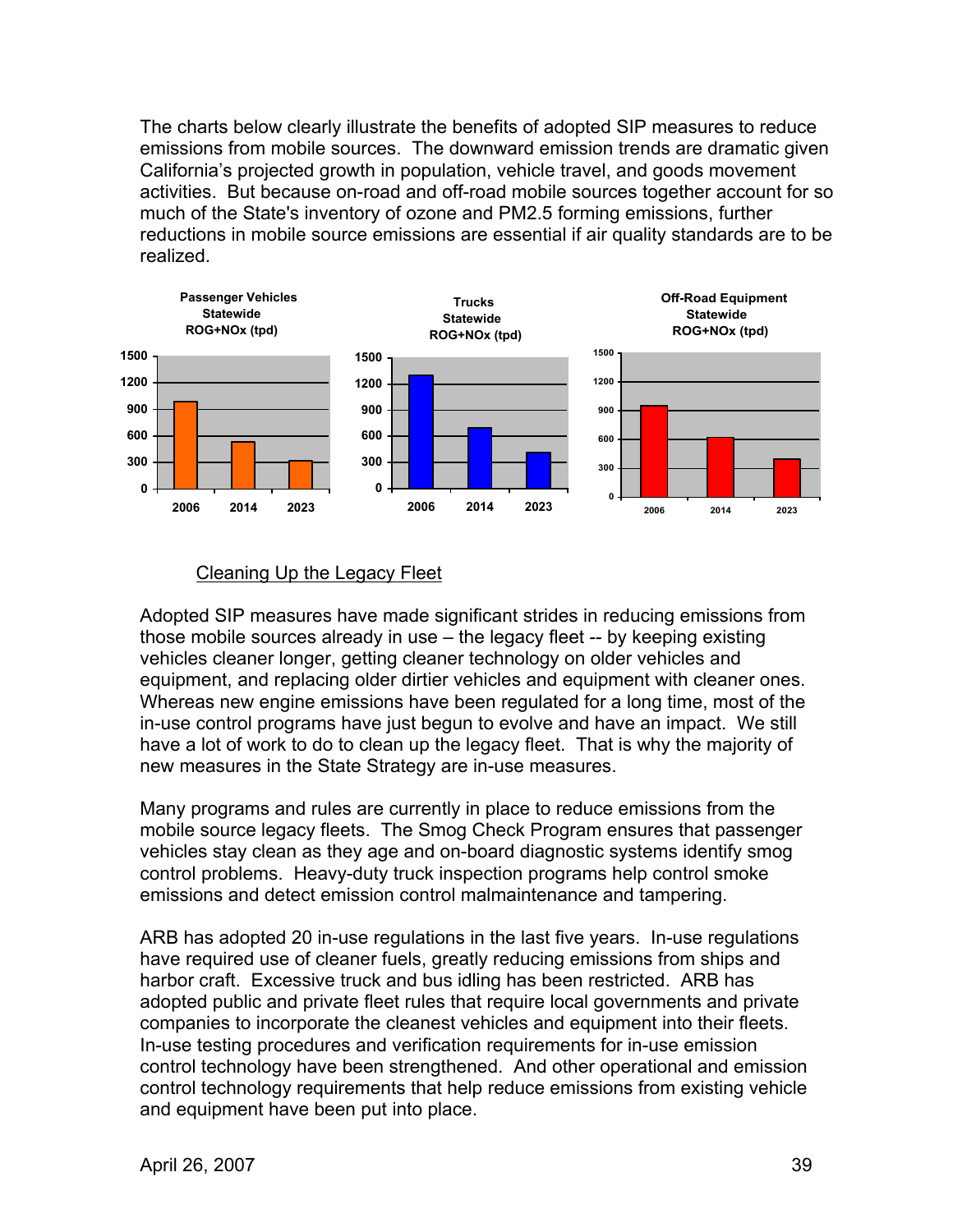The charts below clearly illustrate the benefits of adopted SIP measures to reduce emissions from mobile sources. The downward emission trends are dramatic given California's projected growth in population, vehicle travel, and goods movement activities. But because on-road and off-road mobile sources together account for so much of the State's inventory of ozone and PM2.5 forming emissions, further reductions in mobile source emissions are essential if air quality standards are to be realized.

Passenger Vehicles
Statewide
ROG+NOx (tpd)

1500
1200
900
600
300
0
2006 2014 2023

Trucks
Statewide
ROG+NOx (tpd)

1500
1200
900
600
300
0
2006 2014 2023

Off-Road Equipment
Statewide
ROG+NOx (tpd)

1500
1200
900
600
300
0
2006 2014 2023

## Cleaning Up the Legacy Fleet

Adopted SIP measures have made significant strides in reducing emissions from those mobile sources already in use – the legacy fleet -- by keeping existing vehicles cleaner longer, getting cleaner technology on older vehicles and equipment, and replacing older dirtier vehicles and equipment with cleaner ones. Whereas new engine emissions have been regulated for a long time, most of the in-use control programs have just begun to evolve and have an impact. We still have a lot of work to do to clean up the legacy fleet. That is why the majority of new measures in the State Strategy are in-use measures.

Many programs and rules are currently in place to reduce emissions from the mobile source legacy fleets. The Smog Check Program ensures that passenger vehicles stay clean as they age and on-board diagnostic systems identify smog control problems. Heavy-duty truck inspection programs help control smoke emissions and detect emission control malmaintenance and tampering.

ARB has adopted 20 in-use regulations in the last five years. In-use regulations have required use of cleaner fuels, greatly reducing emissions from ships and harbor craft. Excessive truck and bus idling has been restricted. ARB has adopted public and private fleet rules that require local governments and private companies to incorporate the cleanest vehicles and equipment into their fleets. In-use testing procedures and verification requirements for in-use emission control technology have been strengthened. And other operational and emission control technology requirements that help reduce emissions from existing vehicle and equipment have been put into place.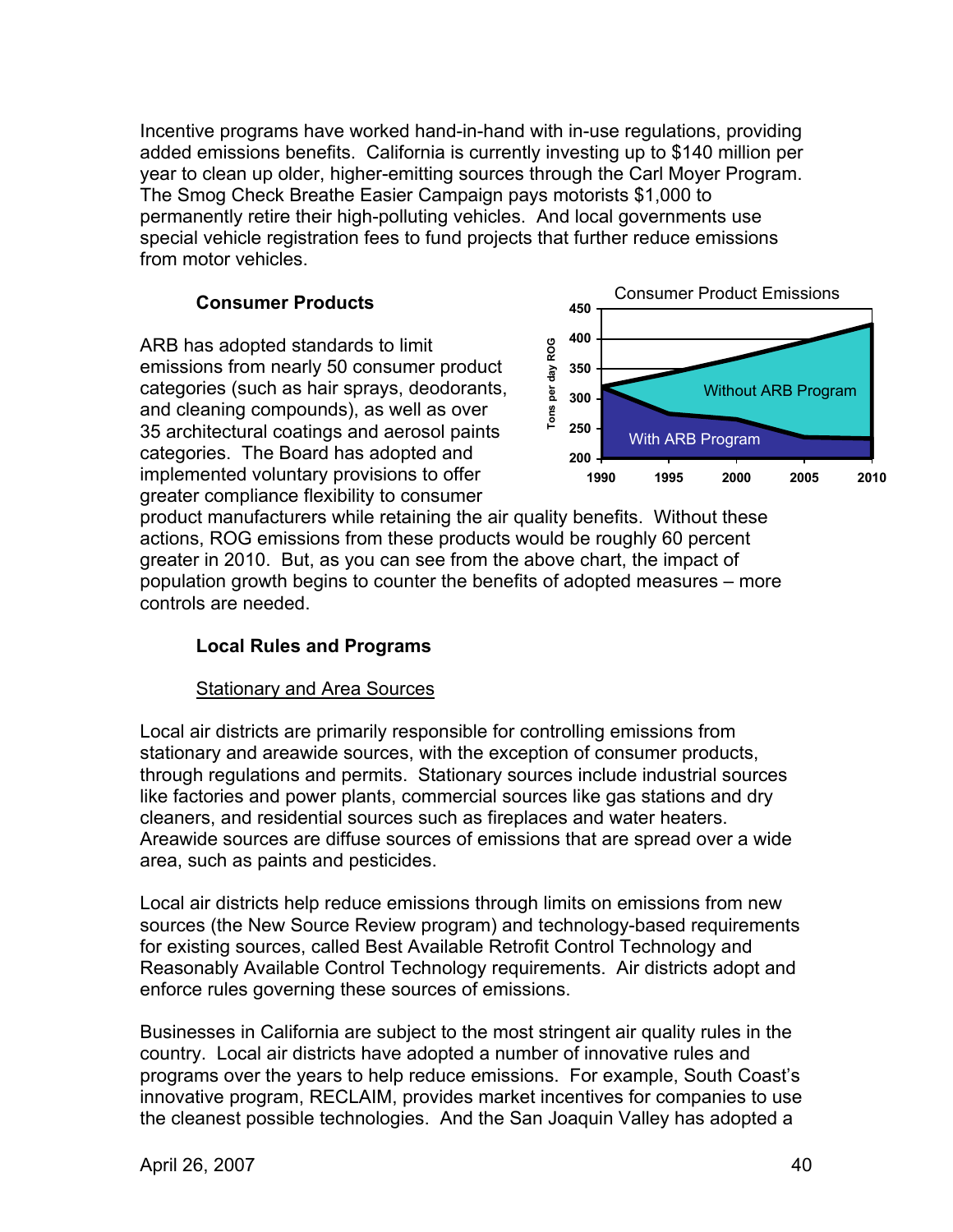Incentive programs have worked hand-in-hand with in-use regulations, providing added emissions benefits. California is currently investing up to $140 million per year to clean up older, higher-emitting sources through the Carl Moyer Program. The Smog Check Breathe Easier Campaign pays motorists $1,000 to permanently retire their high-polluting vehicles. And local governments use special vehicle registration fees to fund projects that further reduce emissions from motor vehicles.

### Consumer Products

Consumer Product Emissions

Tons per day ROG

450
400
350
300
250
200

1990
1995
2000
2005
2010

Without ARB Program

With ARB Program

ARB has adopted standards to limit emissions from nearly 50 consumer product categories (such as hair sprays, deodorants, and cleaning compounds), as well as over 35 architectural coatings and aerosol paints categories. The Board has adopted and implemented voluntary provisions to offer greater compliance flexibility to consumer product manufacturers while retaining the air quality benefits. Without these actions, ROG emissions from these products would be roughly 60 percent greater in 2010. But, as you can see from the above chart, the impact of population growth begins to counter the benefits of adopted measures – more controls are needed.

### Local Rules and Programs

#### Stationary and Area Sources

Local air districts are primarily responsible for controlling emissions from stationary and areawide sources, with the exception of consumer products, through regulations and permits. Stationary sources include industrial sources like factories and power plants, commercial sources like gas stations and dry cleaners, and residential sources such as fireplaces and water heaters. Areawide sources are diffuse sources of emissions that are spread over a wide area, such as paints and pesticides.

Local air districts help reduce emissions through limits on emissions from new sources (the New Source Review program) and technology-based requirements for existing sources, called Best Available Retrofit Control Technology and Reasonably Available Control Technology requirements. Air districts adopt and enforce rules governing these sources of emissions.

Businesses in California are subject to the most stringent air quality rules in the country. Local air districts have adopted a number of innovative rules and programs over the years to help reduce emissions. For example, South Coast's innovative program, RECLAIM, provides market incentives for companies to use the cleanest possible technologies. And the San Joaquin Valley has adopted a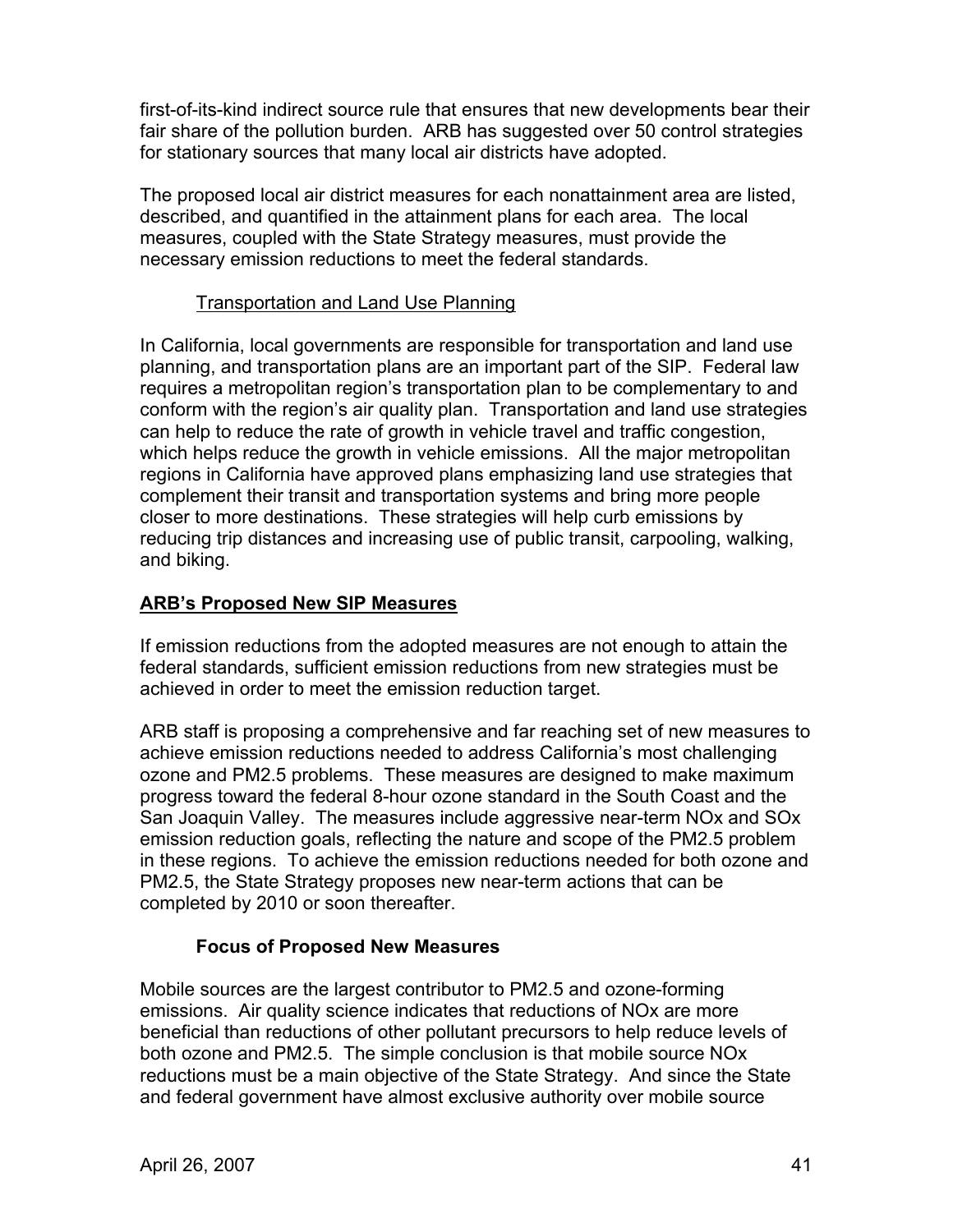first-of-its-kind indirect source rule that ensures that new developments bear their fair share of the pollution burden. ARB has suggested over 50 control strategies for stationary sources that many local air districts have adopted.

The proposed local air district measures for each nonattainment area are listed, described, and quantified in the attainment plans for each area. The local measures, coupled with the State Strategy measures, must provide the necessary emission reductions to meet the federal standards.

#### Transportation and Land Use Planning

In California, local governments are responsible for transportation and land use planning, and transportation plans are an important part of the SIP. Federal law requires a metropolitan region's transportation plan to be complementary to and conform with the region's air quality plan. Transportation and land use strategies can help to reduce the rate of growth in vehicle travel and traffic congestion, which helps reduce the growth in vehicle emissions. All the major metropolitan regions in California have approved plans emphasizing land use strategies that complement their transit and transportation systems and bring more people closer to more destinations. These strategies will help curb emissions by reducing trip distances and increasing use of public transit, carpooling, walking, and biking.

## ARB's Proposed New SIP Measures

If emission reductions from the adopted measures are not enough to attain the federal standards, sufficient emission reductions from new strategies must be achieved in order to meet the emission reduction target.

ARB staff is proposing a comprehensive and far reaching set of new measures to achieve emission reductions needed to address California's most challenging ozone and PM2.5 problems. These measures are designed to make maximum progress toward the federal 8-hour ozone standard in the South Coast and the San Joaquin Valley. The measures include aggressive near-term NOx and SOx emission reduction goals, reflecting the nature and scope of the PM2.5 problem in these regions. To achieve the emission reductions needed for both ozone and PM2.5, the State Strategy proposes new near-term actions that can be completed by 2010 or soon thereafter.

### Focus of Proposed New Measures

Mobile sources are the largest contributor to PM2.5 and ozone-forming emissions. Air quality science indicates that reductions of NOx are more beneficial than reductions of other pollutant precursors to help reduce levels of both ozone and PM2.5. The simple conclusion is that mobile source NOx reductions must be a main objective of the State Strategy. And since the State and federal government have almost exclusive authority over mobile source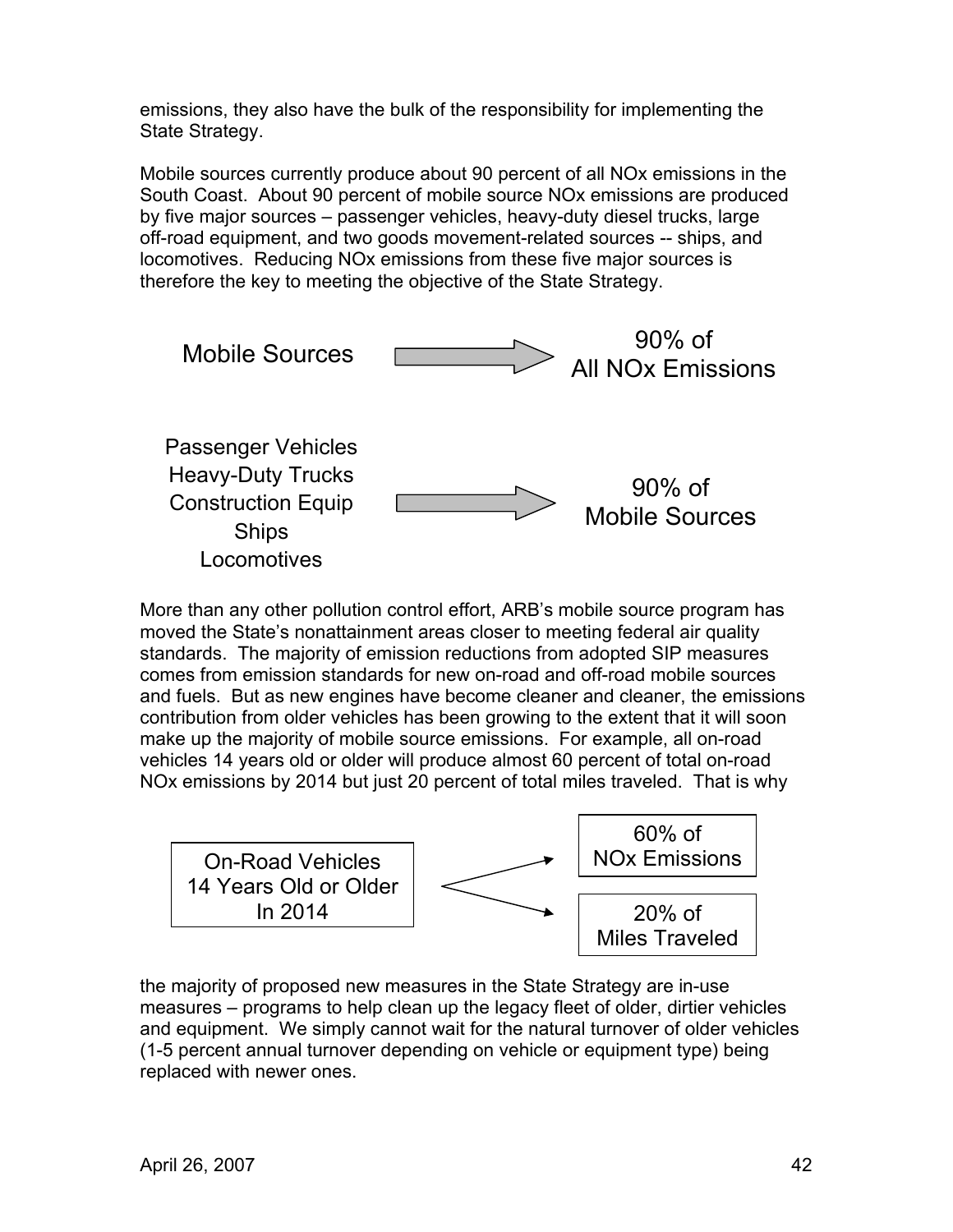emissions, they also have the bulk of the responsibility for implementing the State Strategy.

Mobile sources currently produce about 90 percent of all NOx emissions in the South Coast. About 90 percent of mobile source NOx emissions are produced by five major sources – passenger vehicles, heavy-duty diesel trucks, large off-road equipment, and two goods movement-related sources -- ships, and locomotives. Reducing NOx emissions from these five major sources is therefore the key to meeting the objective of the State Strategy.

Mobile Sources → 90% of All NOx Emissions

Passenger Vehicles
Heavy-Duty Trucks
Construction Equip
Ships
Locomotives
→ 90% of Mobile Sources

More than any other pollution control effort, ARB's mobile source program has moved the State's nonattainment areas closer to meeting federal air quality standards. The majority of emission reductions from adopted SIP measures comes from emission standards for new on-road and off-road mobile sources and fuels. But as new engines have become cleaner and cleaner, the emissions contribution from older vehicles has been growing to the extent that it will soon make up the majority of mobile source emissions. For example, all on-road vehicles 14 years old or older will produce almost 60 percent of total on-road NOx emissions by 2014 but just 20 percent of total miles traveled. That is why

On-Road Vehicles 14 Years Old or Older In 2014
→ 60% of NOx Emissions
→ 20% of Miles Traveled

the majority of proposed new measures in the State Strategy are in-use measures – programs to help clean up the legacy fleet of older, dirtier vehicles and equipment. We simply cannot wait for the natural turnover of older vehicles (1-5 percent annual turnover depending on vehicle or equipment type) being replaced with newer ones.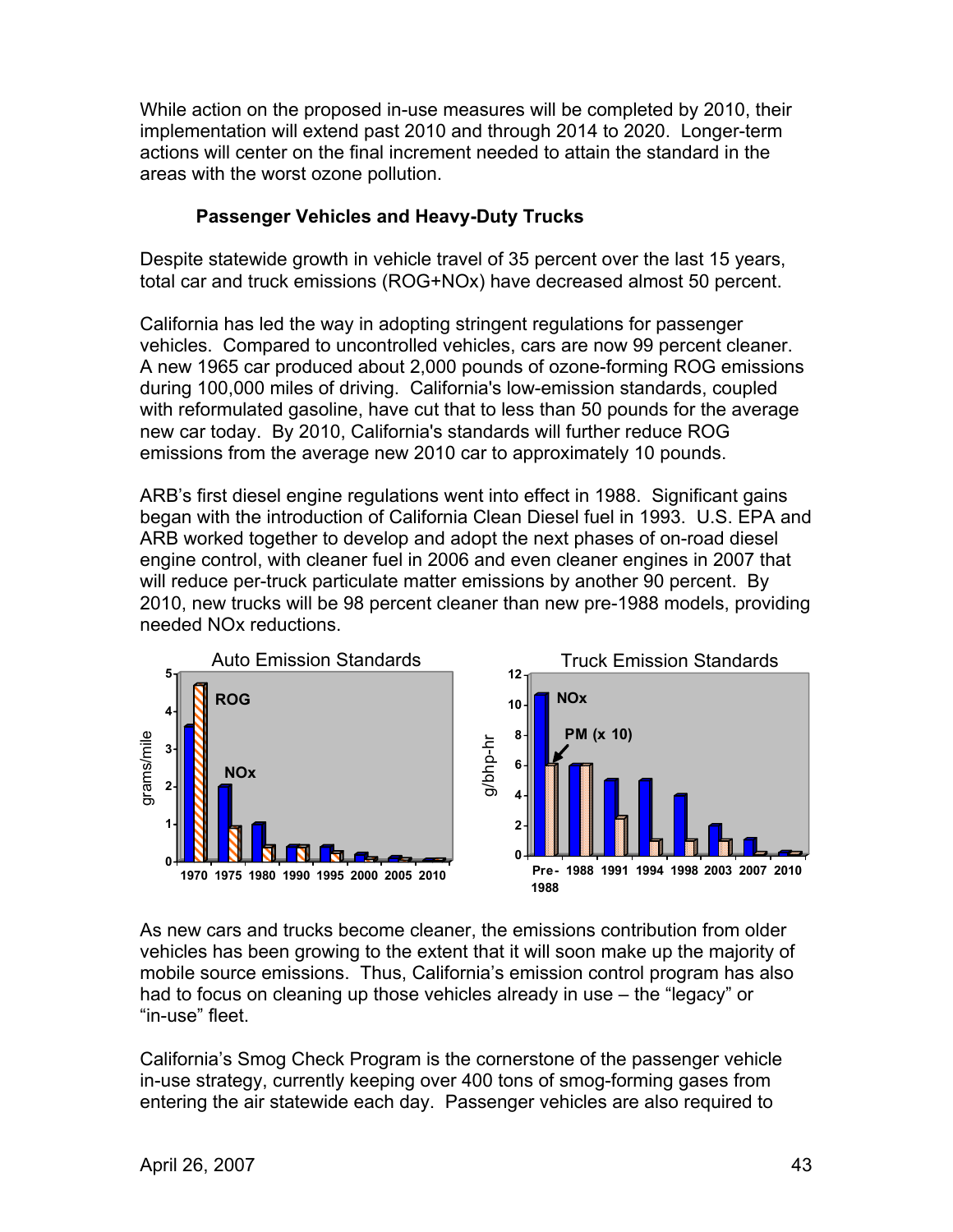While action on the proposed in-use measures will be completed by 2010, their implementation will extend past 2010 and through 2014 to 2020. Longer-term actions will center on the final increment needed to attain the standard in the areas with the worst ozone pollution.

### Passenger Vehicles and Heavy-Duty Trucks

Despite statewide growth in vehicle travel of 35 percent over the last 15 years, total car and truck emissions (ROG+NOx) have decreased almost 50 percent.

California has led the way in adopting stringent regulations for passenger vehicles. Compared to uncontrolled vehicles, cars are now 99 percent cleaner. A new 1965 car produced about 2,000 pounds of ozone-forming ROG emissions during 100,000 miles of driving. California's low-emission standards, coupled with reformulated gasoline, have cut that to less than 50 pounds for the average new car today. By 2010, California's standards will further reduce ROG emissions from the average new 2010 car to approximately 10 pounds.

ARB's first diesel engine regulations went into effect in 1988. Significant gains began with the introduction of California Clean Diesel fuel in 1993. U.S. EPA and ARB worked together to develop and adopt the next phases of on-road diesel engine control, with cleaner fuel in 2006 and even cleaner engines in 2007 that will reduce per-truck particulate matter emissions by another 90 percent. By 2010, new trucks will be 98 percent cleaner than new pre-1988 models, providing needed NOx reductions.

Auto Emission Standards

grams/mile

0 1 2 3 4 5

ROG

NOx

1970 1975 1980 1990 1995 2000 2005 2010

Truck Emission Standards

g/bhp-hr

0 2 4 6 8 10 12

NOx

PM (x 10)

Pre-1988 1988 1991 1994 1998 2003 2007 2010

As new cars and trucks become cleaner, the emissions contribution from older vehicles has been growing to the extent that it will soon make up the majority of mobile source emissions. Thus, California's emission control program has also had to focus on cleaning up those vehicles already in use – the "legacy" or "in-use" fleet.

California's Smog Check Program is the cornerstone of the passenger vehicle in-use strategy, currently keeping over 400 tons of smog-forming gases from entering the air statewide each day. Passenger vehicles are also required to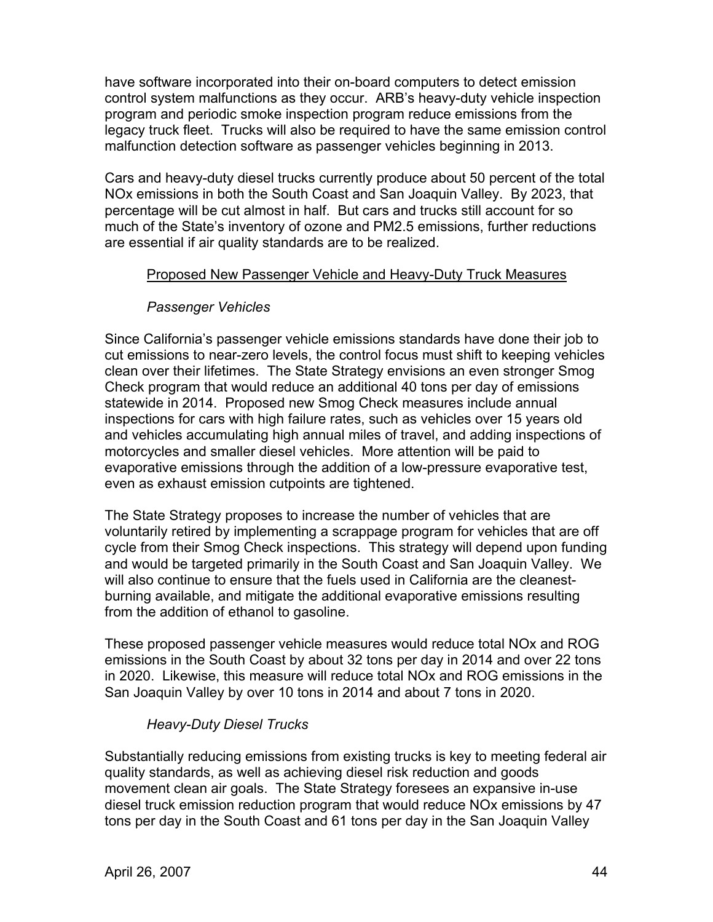have software incorporated into their on-board computers to detect emission control system malfunctions as they occur. ARB's heavy-duty vehicle inspection program and periodic smoke inspection program reduce emissions from the legacy truck fleet. Trucks will also be required to have the same emission control malfunction detection software as passenger vehicles beginning in 2013.

Cars and heavy-duty diesel trucks currently produce about 50 percent of the total NOx emissions in both the South Coast and San Joaquin Valley. By 2023, that percentage will be cut almost in half. But cars and trucks still account for so much of the State's inventory of ozone and PM2.5 emissions, further reductions are essential if air quality standards are to be realized.

### Proposed New Passenger Vehicle and Heavy-Duty Truck Measures

#### *Passenger Vehicles*

Since California's passenger vehicle emissions standards have done their job to cut emissions to near-zero levels, the control focus must shift to keeping vehicles clean over their lifetimes. The State Strategy envisions an even stronger Smog Check program that would reduce an additional 40 tons per day of emissions statewide in 2014. Proposed new Smog Check measures include annual inspections for cars with high failure rates, such as vehicles over 15 years old and vehicles accumulating high annual miles of travel, and adding inspections of motorcycles and smaller diesel vehicles. More attention will be paid to evaporative emissions through the addition of a low-pressure evaporative test, even as exhaust emission cutpoints are tightened.

The State Strategy proposes to increase the number of vehicles that are voluntarily retired by implementing a scrappage program for vehicles that are off cycle from their Smog Check inspections. This strategy will depend upon funding and would be targeted primarily in the South Coast and San Joaquin Valley. We will also continue to ensure that the fuels used in California are the cleanest-burning available, and mitigate the additional evaporative emissions resulting from the addition of ethanol to gasoline.

These proposed passenger vehicle measures would reduce total NOx and ROG emissions in the South Coast by about 32 tons per day in 2014 and over 22 tons in 2020. Likewise, this measure will reduce total NOx and ROG emissions in the San Joaquin Valley by over 10 tons in 2014 and about 7 tons in 2020.

#### *Heavy-Duty Diesel Trucks*

Substantially reducing emissions from existing trucks is key to meeting federal air quality standards, as well as achieving diesel risk reduction and goods movement clean air goals. The State Strategy foresees an expansive in-use diesel truck emission reduction program that would reduce NOx emissions by 47 tons per day in the South Coast and 61 tons per day in the San Joaquin Valley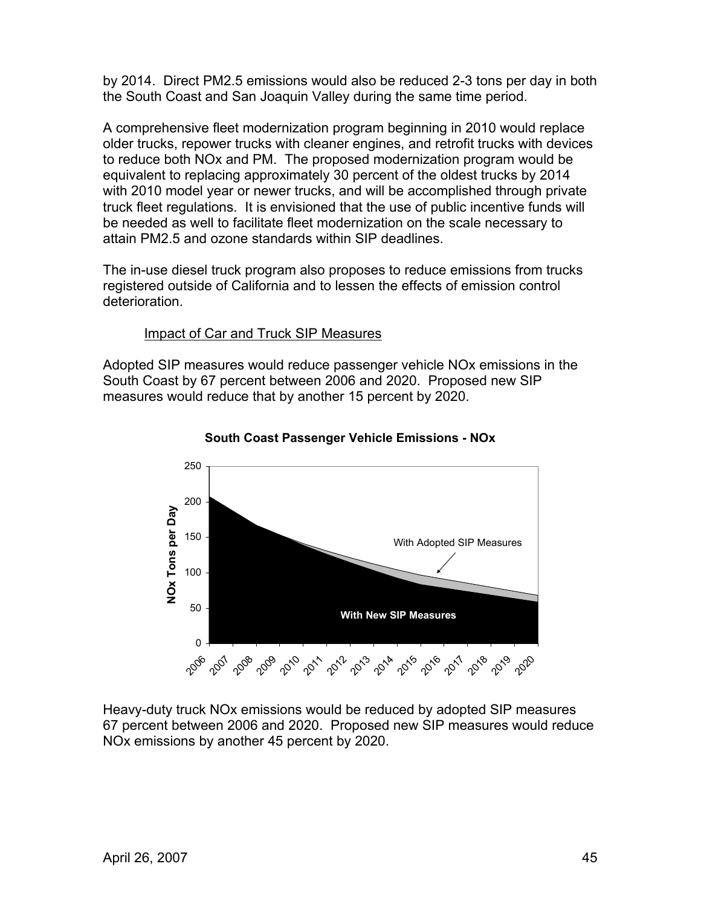by 2014. Direct PM2.5 emissions would also be reduced 2-3 tons per day in both the South Coast and San Joaquin Valley during the same time period.

A comprehensive fleet modernization program beginning in 2010 would replace older trucks, repower trucks with cleaner engines, and retrofit trucks with devices to reduce both NOx and PM. The proposed modernization program would be equivalent to replacing approximately 30 percent of the oldest trucks by 2014 with 2010 model year or newer trucks, and will be accomplished through private truck fleet regulations. It is envisioned that the use of public incentive funds will be needed as well to facilitate fleet modernization on the scale necessary to attain PM2.5 and ozone standards within SIP deadlines.

The in-use diesel truck program also proposes to reduce emissions from trucks registered outside of California and to lessen the effects of emission control deterioration.

Impact of Car and Truck SIP Measures

Adopted SIP measures would reduce passenger vehicle NOx emissions in the South Coast by 67 percent between 2006 and 2020. Proposed new SIP measures would reduce that by another 15 percent by 2020.

**South Coast Passenger Vehicle Emissions - NOx**

NOx Tons per Day

250
200
150
100
50
0

2006 2007 2008 2009 2010 2011 2012 2013 2014 2015 2016 2017 2018 2019 2020

With Adopted SIP Measures

With New SIP Measures

Heavy-duty truck NOx emissions would be reduced by adopted SIP measures 67 percent between 2006 and 2020. Proposed new SIP measures would reduce NOx emissions by another 45 percent by 2020.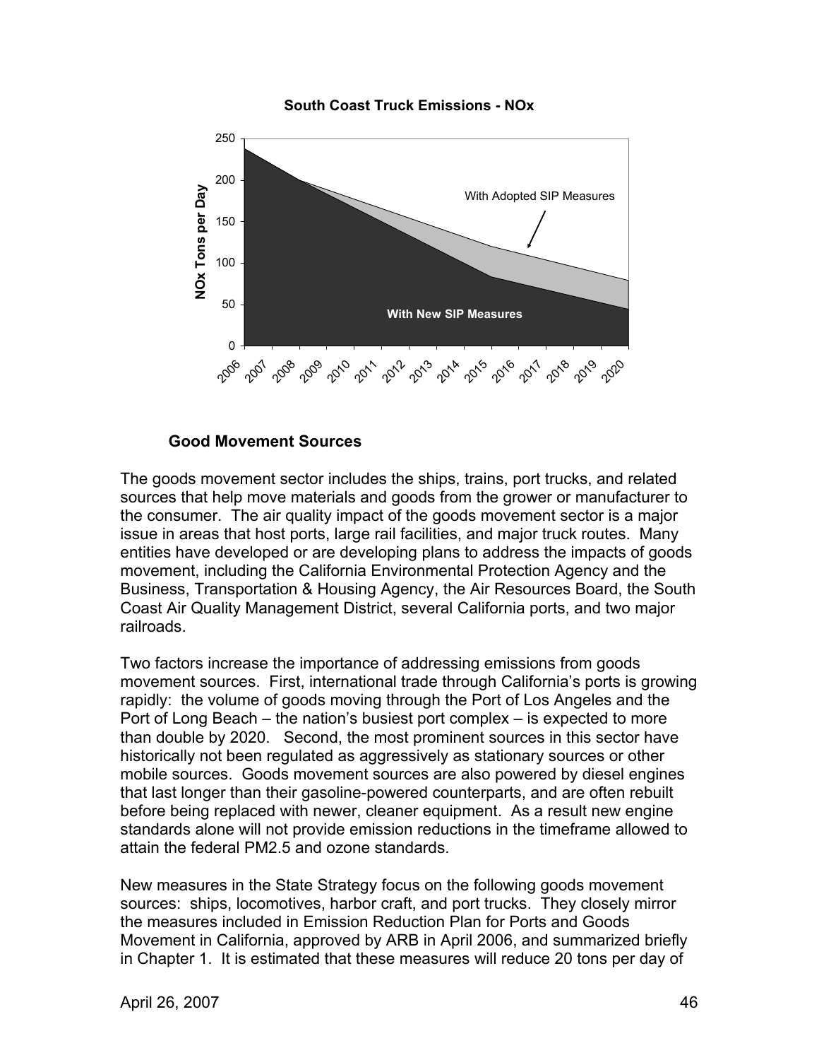**South Coast Truck Emissions - NOx**

NOx Tons per Day

250
200
150
100
50
0

2006 2007 2008 2009 2010 2011 2012 2013 2014 2015 2016 2017 2018 2019 2020

With Adopted SIP Measures

With New SIP Measures

### Good Movement Sources

The goods movement sector includes the ships, trains, port trucks, and related sources that help move materials and goods from the grower or manufacturer to the consumer. The air quality impact of the goods movement sector is a major issue in areas that host ports, large rail facilities, and major truck routes. Many entities have developed or are developing plans to address the impacts of goods movement, including the California Environmental Protection Agency and the Business, Transportation & Housing Agency, the Air Resources Board, the South Coast Air Quality Management District, several California ports, and two major railroads.

Two factors increase the importance of addressing emissions from goods movement sources. First, international trade through California's ports is growing rapidly: the volume of goods moving through the Port of Los Angeles and the Port of Long Beach – the nation's busiest port complex – is expected to more than double by 2020. Second, the most prominent sources in this sector have historically not been regulated as aggressively as stationary sources or other mobile sources. Goods movement sources are also powered by diesel engines that last longer than their gasoline-powered counterparts, and are often rebuilt before being replaced with newer, cleaner equipment. As a result new engine standards alone will not provide emission reductions in the timeframe allowed to attain the federal PM2.5 and ozone standards.

New measures in the State Strategy focus on the following goods movement sources: ships, locomotives, harbor craft, and port trucks. They closely mirror the measures included in Emission Reduction Plan for Ports and Goods Movement in California, approved by ARB in April 2006, and summarized briefly in Chapter 1. It is estimated that these measures will reduce 20 tons per day of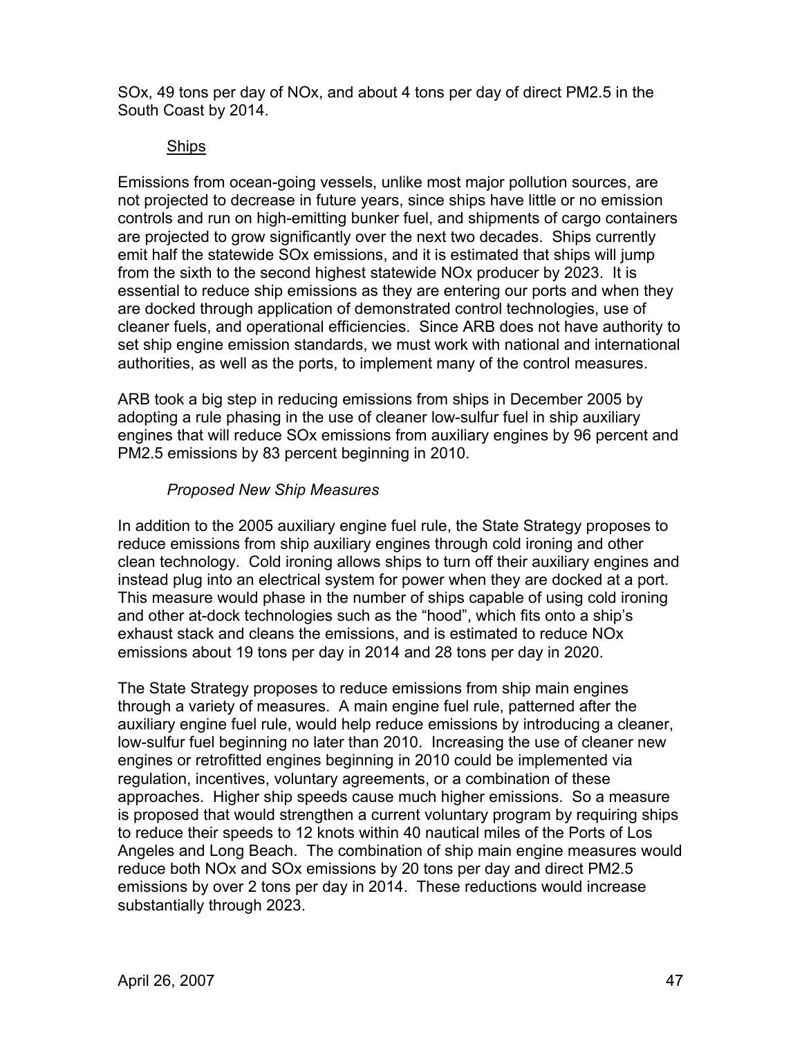SOx, 49 tons per day of NOx, and about 4 tons per day of direct PM2.5 in the South Coast by 2014.

### Ships

Emissions from ocean-going vessels, unlike most major pollution sources, are not projected to decrease in future years, since ships have little or no emission controls and run on high-emitting bunker fuel, and shipments of cargo containers are projected to grow significantly over the next two decades. Ships currently emit half the statewide SOx emissions, and it is estimated that ships will jump from the sixth to the second highest statewide NOx producer by 2023. It is essential to reduce ship emissions as they are entering our ports and when they are docked through application of demonstrated control technologies, use of cleaner fuels, and operational efficiencies. Since ARB does not have authority to set ship engine emission standards, we must work with national and international authorities, as well as the ports, to implement many of the control measures.

ARB took a big step in reducing emissions from ships in December 2005 by adopting a rule phasing in the use of cleaner low-sulfur fuel in ship auxiliary engines that will reduce SOx emissions from auxiliary engines by 96 percent and PM2.5 emissions by 83 percent beginning in 2010.

#### *Proposed New Ship Measures*

In addition to the 2005 auxiliary engine fuel rule, the State Strategy proposes to reduce emissions from ship auxiliary engines through cold ironing and other clean technology. Cold ironing allows ships to turn off their auxiliary engines and instead plug into an electrical system for power when they are docked at a port. This measure would phase in the number of ships capable of using cold ironing and other at-dock technologies such as the "hood", which fits onto a ship's exhaust stack and cleans the emissions, and is estimated to reduce NOx emissions about 19 tons per day in 2014 and 28 tons per day in 2020.

The State Strategy proposes to reduce emissions from ship main engines through a variety of measures. A main engine fuel rule, patterned after the auxiliary engine fuel rule, would help reduce emissions by introducing a cleaner, low-sulfur fuel beginning no later than 2010. Increasing the use of cleaner new engines or retrofitted engines beginning in 2010 could be implemented via regulation, incentives, voluntary agreements, or a combination of these approaches. Higher ship speeds cause much higher emissions. So a measure is proposed that would strengthen a current voluntary program by requiring ships to reduce their speeds to 12 knots within 40 nautical miles of the Ports of Los Angeles and Long Beach. The combination of ship main engine measures would reduce both NOx and SOx emissions by 20 tons per day and direct PM2.5 emissions by over 2 tons per day in 2014. These reductions would increase substantially through 2023.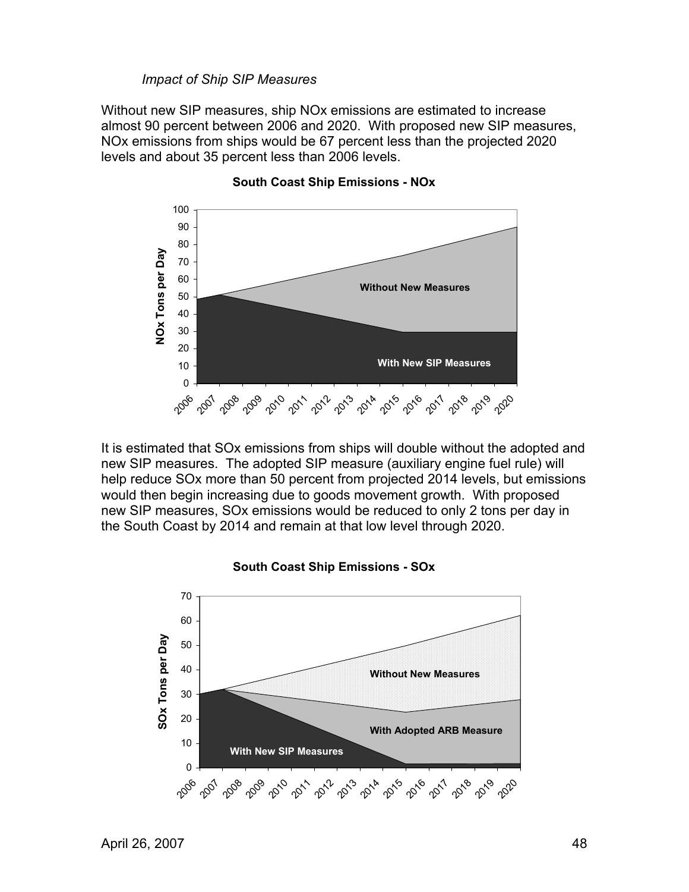*Impact of Ship SIP Measures*

Without new SIP measures, ship NOx emissions are estimated to increase almost 90 percent between 2006 and 2020. With proposed new SIP measures, NOx emissions from ships would be 67 percent less than the projected 2020 levels and about 35 percent less than 2006 levels.

**South Coast Ship Emissions - NOx**

NOx Tons per Day

0
10
20
30
40
50
60
70
80
90
100

2006 2007 2008 2009 2010 2011 2012 2013 2014 2015 2016 2017 2018 2019 2020

Without New Measures

With New SIP Measures

It is estimated that SOx emissions from ships will double without the adopted and new SIP measures. The adopted SIP measure (auxiliary engine fuel rule) will help reduce SOx more than 50 percent from projected 2014 levels, but emissions would then begin increasing due to goods movement growth. With proposed new SIP measures, SOx emissions would be reduced to only 2 tons per day in the South Coast by 2014 and remain at that low level through 2020.

**South Coast Ship Emissions - SOx**

SOx Tons per Day

0
10
20
30
40
50
60
70

2006 2007 2008 2009 2010 2011 2012 2013 2014 2015 2016 2017 2018 2019 2020

Without New Measures

With Adopted ARB Measure

With New SIP Measures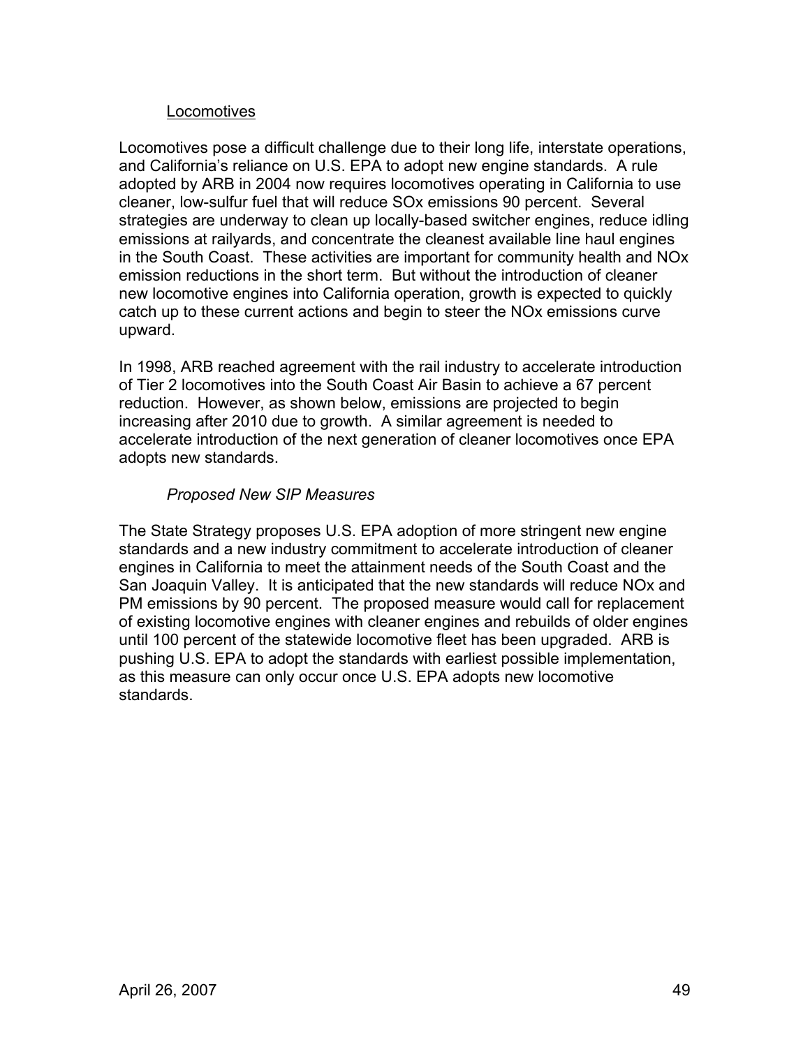### Locomotives

Locomotives pose a difficult challenge due to their long life, interstate operations, and California's reliance on U.S. EPA to adopt new engine standards. A rule adopted by ARB in 2004 now requires locomotives operating in California to use cleaner, low-sulfur fuel that will reduce SOx emissions 90 percent. Several strategies are underway to clean up locally-based switcher engines, reduce idling emissions at railyards, and concentrate the cleanest available line haul engines in the South Coast. These activities are important for community health and NOx emission reductions in the short term. But without the introduction of cleaner new locomotive engines into California operation, growth is expected to quickly catch up to these current actions and begin to steer the NOx emissions curve upward.

In 1998, ARB reached agreement with the rail industry to accelerate introduction of Tier 2 locomotives into the South Coast Air Basin to achieve a 67 percent reduction. However, as shown below, emissions are projected to begin increasing after 2010 due to growth. A similar agreement is needed to accelerate introduction of the next generation of cleaner locomotives once EPA adopts new standards.

*Proposed New SIP Measures*

The State Strategy proposes U.S. EPA adoption of more stringent new engine standards and a new industry commitment to accelerate introduction of cleaner engines in California to meet the attainment needs of the South Coast and the San Joaquin Valley. It is anticipated that the new standards will reduce NOx and PM emissions by 90 percent. The proposed measure would call for replacement of existing locomotive engines with cleaner engines and rebuilds of older engines until 100 percent of the statewide locomotive fleet has been upgraded. ARB is pushing U.S. EPA to adopt the standards with earliest possible implementation, as this measure can only occur once U.S. EPA adopts new locomotive standards.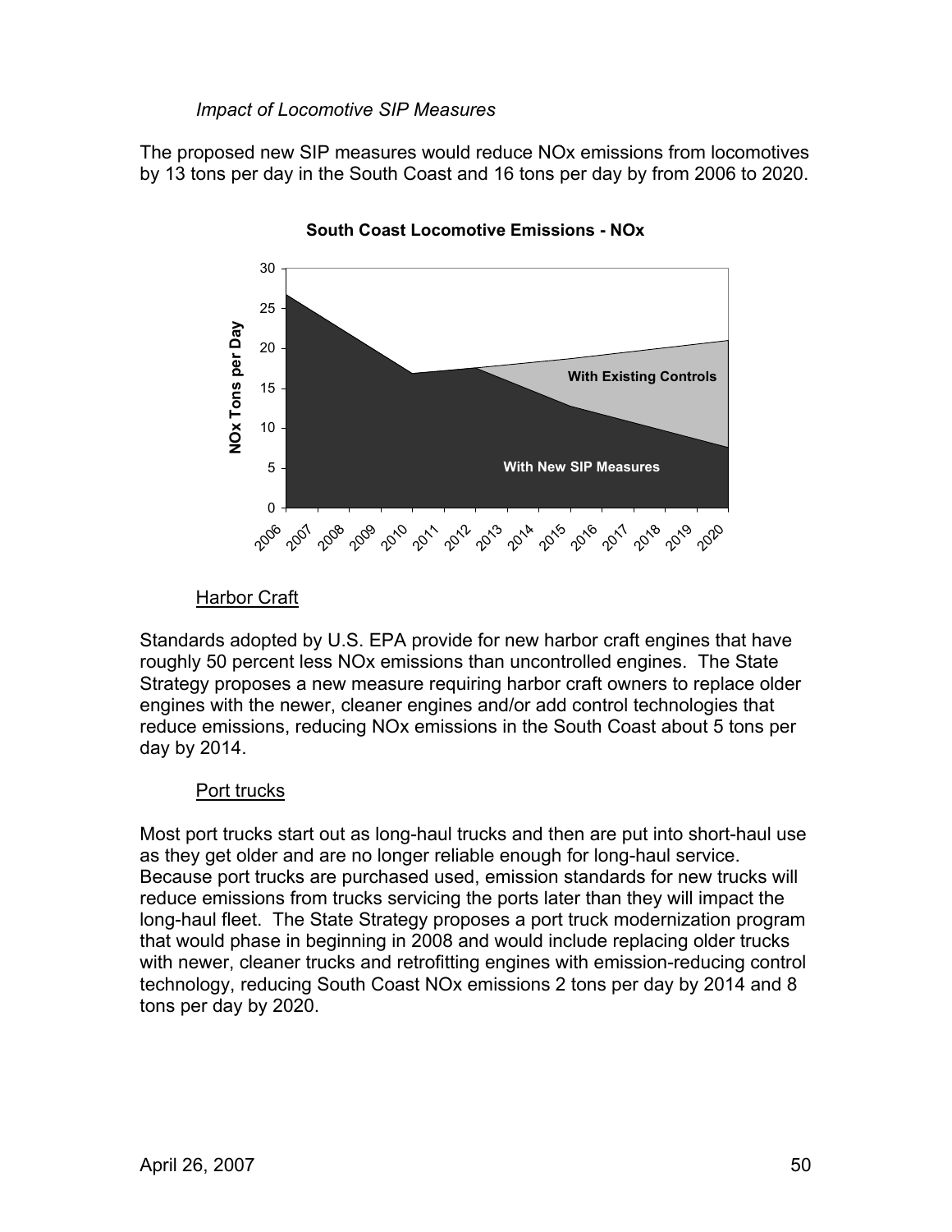*Impact of Locomotive SIP Measures*

The proposed new SIP measures would reduce NOx emissions from locomotives by 13 tons per day in the South Coast and 16 tons per day by from 2006 to 2020.

**South Coast Locomotive Emissions - NOx**

NOx Tons per Day

0
5
10
15
20
25
30

2006 2007 2008 2009 2010 2011 2012 2013 2014 2015 2016 2017 2018 2019 2020

With Existing Controls

With New SIP Measures

Harbor Craft

Standards adopted by U.S. EPA provide for new harbor craft engines that have roughly 50 percent less NOx emissions than uncontrolled engines. The State Strategy proposes a new measure requiring harbor craft owners to replace older engines with the newer, cleaner engines and/or add control technologies that reduce emissions, reducing NOx emissions in the South Coast about 5 tons per day by 2014.

Port trucks

Most port trucks start out as long-haul trucks and then are put into short-haul use as they get older and are no longer reliable enough for long-haul service. Because port trucks are purchased used, emission standards for new trucks will reduce emissions from trucks servicing the ports later than they will impact the long-haul fleet. The State Strategy proposes a port truck modernization program that would phase in beginning in 2008 and would include replacing older trucks with newer, cleaner trucks and retrofitting engines with emission-reducing control technology, reducing South Coast NOx emissions 2 tons per day by 2014 and 8 tons per day by 2020.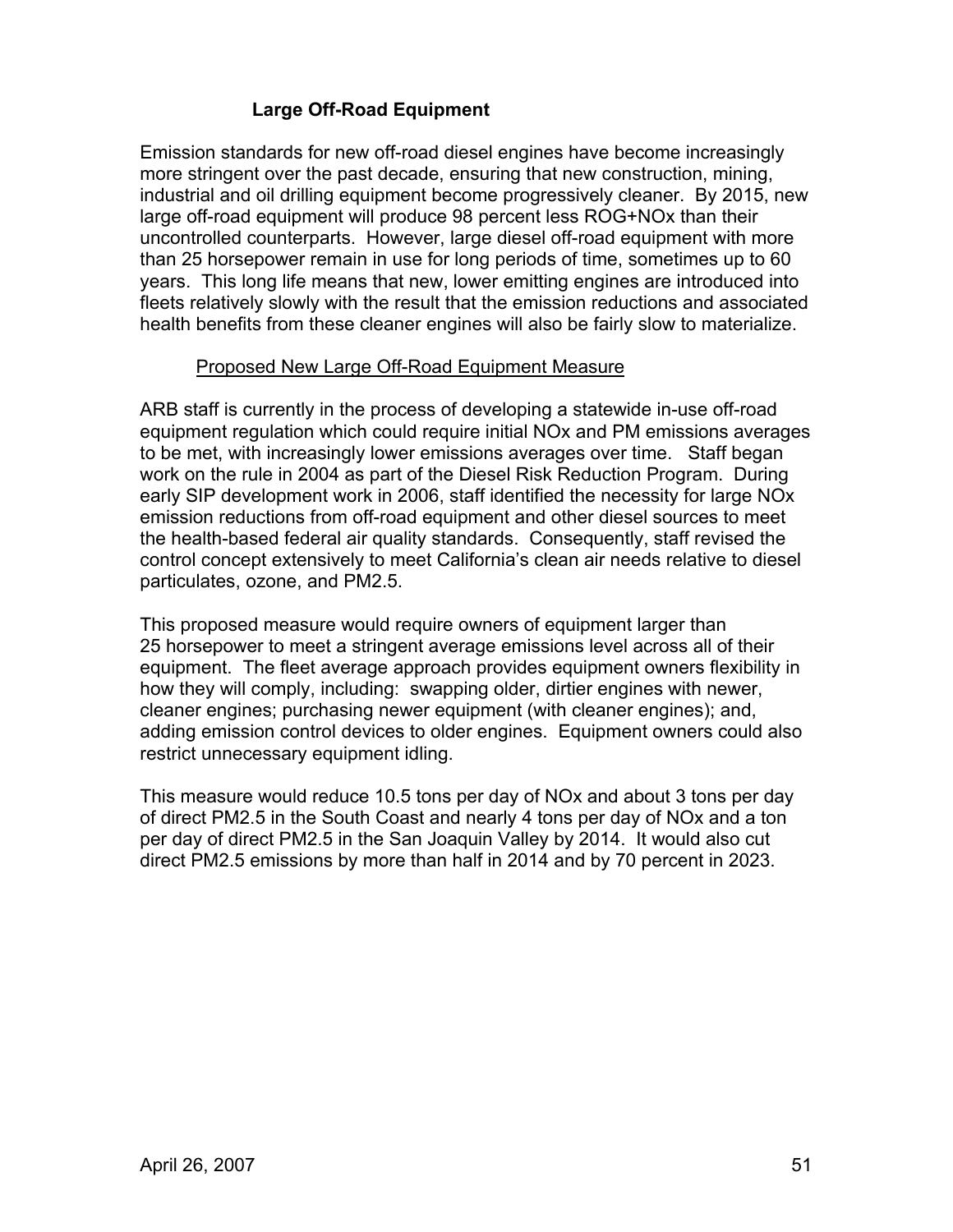### Large Off-Road Equipment

Emission standards for new off-road diesel engines have become increasingly more stringent over the past decade, ensuring that new construction, mining, industrial and oil drilling equipment become progressively cleaner. By 2015, new large off-road equipment will produce 98 percent less ROG+NOx than their uncontrolled counterparts. However, large diesel off-road equipment with more than 25 horsepower remain in use for long periods of time, sometimes up to 60 years. This long life means that new, lower emitting engines are introduced into fleets relatively slowly with the result that the emission reductions and associated health benefits from these cleaner engines will also be fairly slow to materialize.

#### Proposed New Large Off-Road Equipment Measure

ARB staff is currently in the process of developing a statewide in-use off-road equipment regulation which could require initial NOx and PM emissions averages to be met, with increasingly lower emissions averages over time. Staff began work on the rule in 2004 as part of the Diesel Risk Reduction Program. During early SIP development work in 2006, staff identified the necessity for large NOx emission reductions from off-road equipment and other diesel sources to meet the health-based federal air quality standards. Consequently, staff revised the control concept extensively to meet California's clean air needs relative to diesel particulates, ozone, and PM2.5.

This proposed measure would require owners of equipment larger than 25 horsepower to meet a stringent average emissions level across all of their equipment. The fleet average approach provides equipment owners flexibility in how they will comply, including: swapping older, dirtier engines with newer, cleaner engines; purchasing newer equipment (with cleaner engines); and, adding emission control devices to older engines. Equipment owners could also restrict unnecessary equipment idling.

This measure would reduce 10.5 tons per day of NOx and about 3 tons per day of direct PM2.5 in the South Coast and nearly 4 tons per day of NOx and a ton per day of direct PM2.5 in the San Joaquin Valley by 2014. It would also cut direct PM2.5 emissions by more than half in 2014 and by 70 percent in 2023.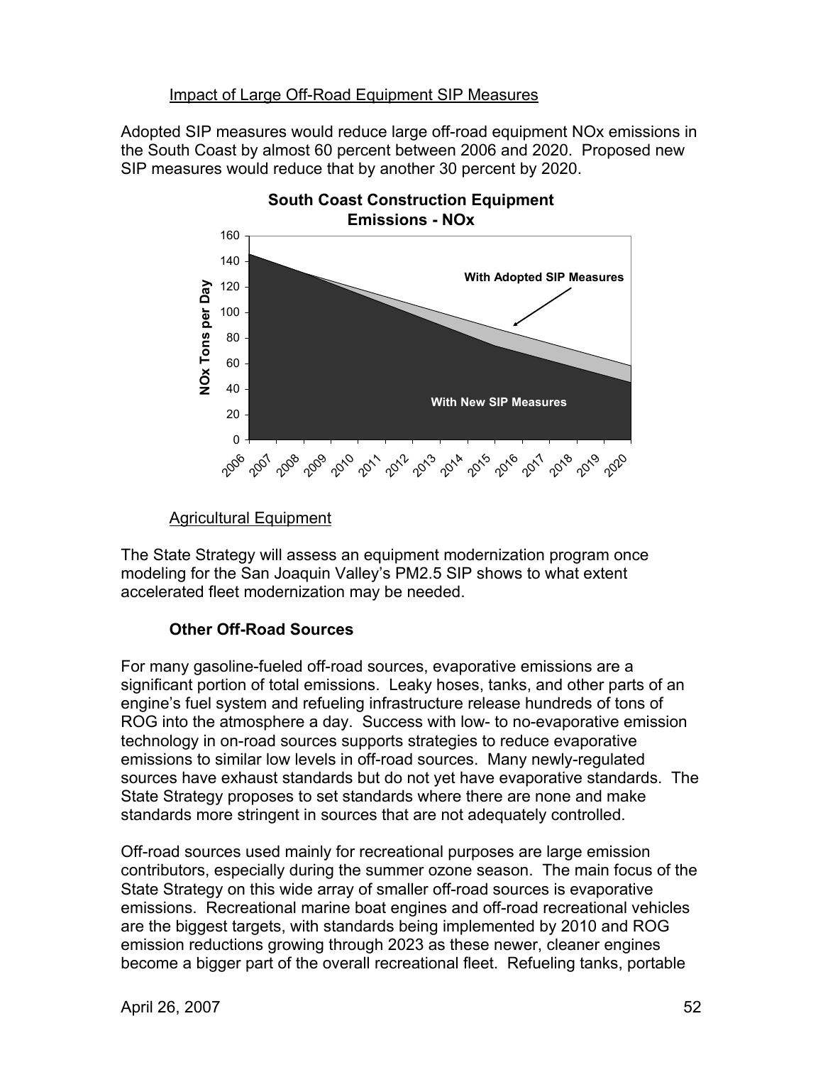Impact of Large Off-Road Equipment SIP Measures

Adopted SIP measures would reduce large off-road equipment NOx emissions in the South Coast by almost 60 percent between 2006 and 2020. Proposed new SIP measures would reduce that by another 30 percent by 2020.

**South Coast Construction Equipment Emissions - NOx**

NOx Tons per Day

0
20
40
60
80
100
120
140
160

2006 2007 2008 2009 2010 2011 2012 2013 2014 2015 2016 2017 2018 2019 2020

With Adopted SIP Measures

With New SIP Measures

Agricultural Equipment

The State Strategy will assess an equipment modernization program once modeling for the San Joaquin Valley's PM2.5 SIP shows to what extent accelerated fleet modernization may be needed.

**Other Off-Road Sources**

For many gasoline-fueled off-road sources, evaporative emissions are a significant portion of total emissions. Leaky hoses, tanks, and other parts of an engine's fuel system and refueling infrastructure release hundreds of tons of ROG into the atmosphere a day. Success with low- to no-evaporative emission technology in on-road sources supports strategies to reduce evaporative emissions to similar low levels in off-road sources. Many newly-regulated sources have exhaust standards but do not yet have evaporative standards. The State Strategy proposes to set standards where there are none and make standards more stringent in sources that are not adequately controlled.

Off-road sources used mainly for recreational purposes are large emission contributors, especially during the summer ozone season. The main focus of the State Strategy on this wide array of smaller off-road sources is evaporative emissions. Recreational marine boat engines and off-road recreational vehicles are the biggest targets, with standards being implemented by 2010 and ROG emission reductions growing through 2023 as these newer, cleaner engines become a bigger part of the overall recreational fleet. Refueling tanks, portable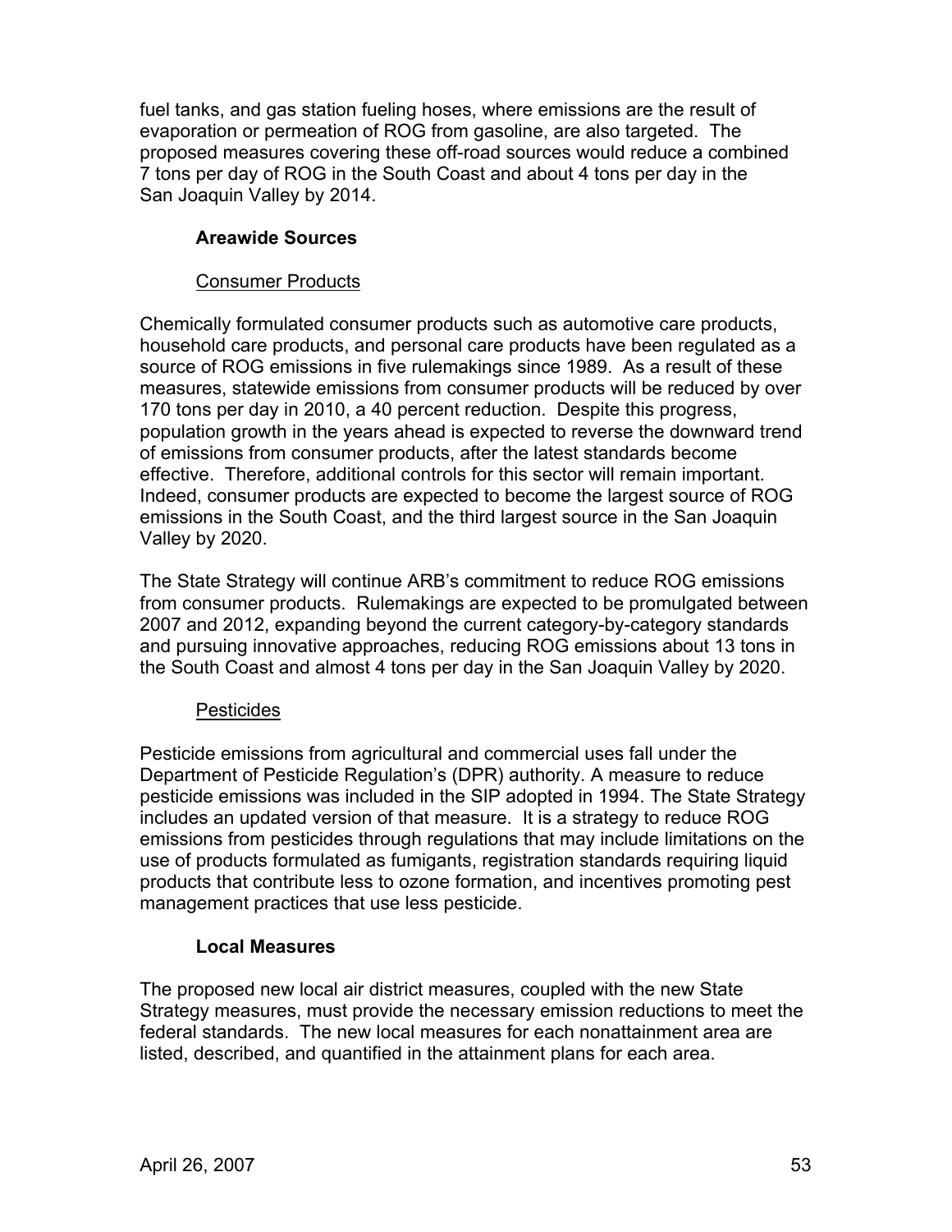fuel tanks, and gas station fueling hoses, where emissions are the result of evaporation or permeation of ROG from gasoline, are also targeted. The proposed measures covering these off-road sources would reduce a combined 7 tons per day of ROG in the South Coast and about 4 tons per day in the San Joaquin Valley by 2014.

### Areawide Sources

#### Consumer Products

Chemically formulated consumer products such as automotive care products, household care products, and personal care products have been regulated as a source of ROG emissions in five rulemakings since 1989. As a result of these measures, statewide emissions from consumer products will be reduced by over 170 tons per day in 2010, a 40 percent reduction. Despite this progress, population growth in the years ahead is expected to reverse the downward trend of emissions from consumer products, after the latest standards become effective. Therefore, additional controls for this sector will remain important. Indeed, consumer products are expected to become the largest source of ROG emissions in the South Coast, and the third largest source in the San Joaquin Valley by 2020.

The State Strategy will continue ARB's commitment to reduce ROG emissions from consumer products. Rulemakings are expected to be promulgated between 2007 and 2012, expanding beyond the current category-by-category standards and pursuing innovative approaches, reducing ROG emissions about 13 tons in the South Coast and almost 4 tons per day in the San Joaquin Valley by 2020.

#### Pesticides

Pesticide emissions from agricultural and commercial uses fall under the Department of Pesticide Regulation's (DPR) authority. A measure to reduce pesticide emissions was included in the SIP adopted in 1994. The State Strategy includes an updated version of that measure. It is a strategy to reduce ROG emissions from pesticides through regulations that may include limitations on the use of products formulated as fumigants, registration standards requiring liquid products that contribute less to ozone formation, and incentives promoting pest management practices that use less pesticide.

### Local Measures

The proposed new local air district measures, coupled with the new State Strategy measures, must provide the necessary emission reductions to meet the federal standards. The new local measures for each nonattainment area are listed, described, and quantified in the attainment plans for each area.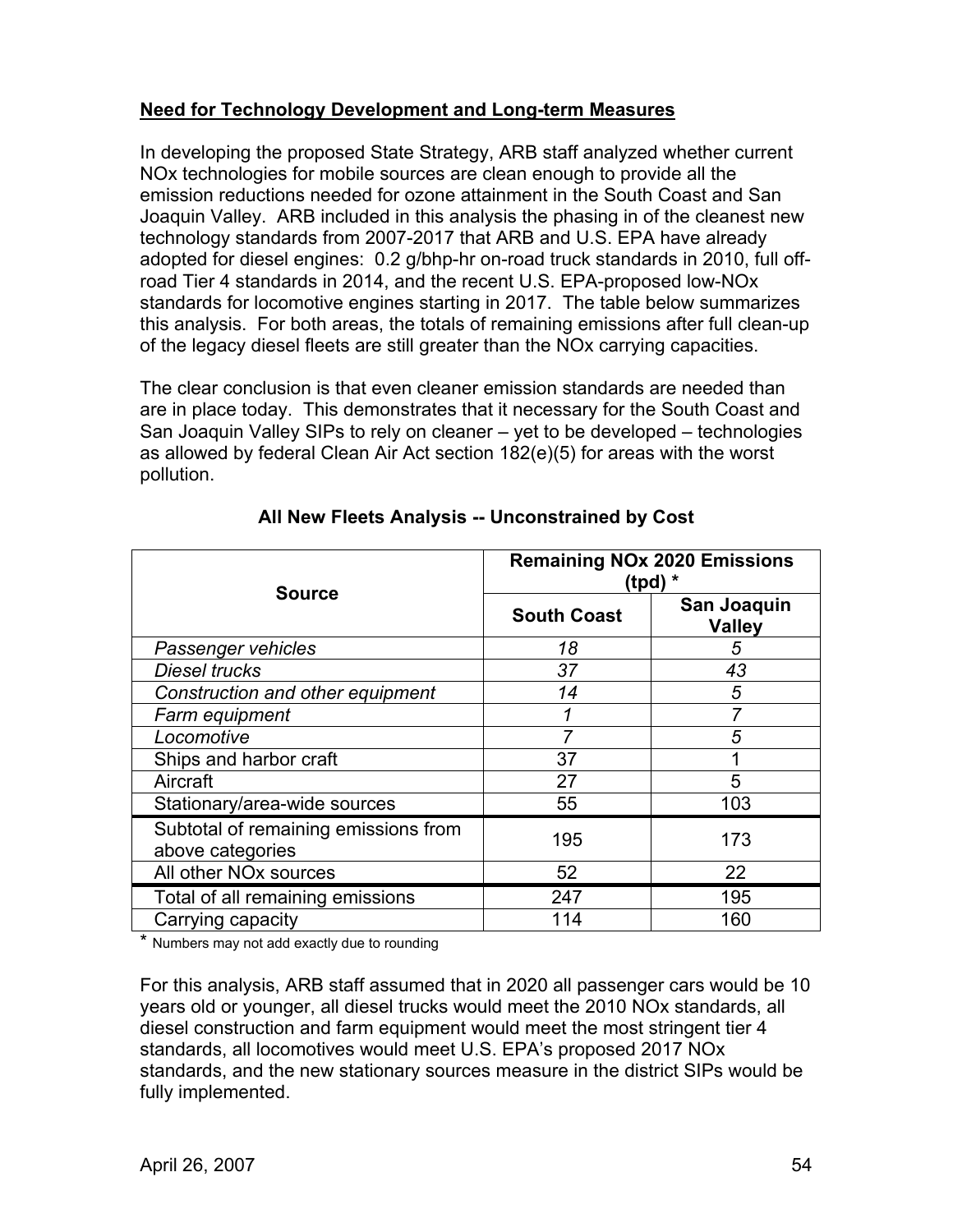**Need for Technology Development and Long-term Measures**

In developing the proposed State Strategy, ARB staff analyzed whether current NOx technologies for mobile sources are clean enough to provide all the emission reductions needed for ozone attainment in the South Coast and San Joaquin Valley. ARB included in this analysis the phasing in of the cleanest new technology standards from 2007-2017 that ARB and U.S. EPA have already adopted for diesel engines: 0.2 g/bhp-hr on-road truck standards in 2010, full off-road Tier 4 standards in 2014, and the recent U.S. EPA-proposed low-NOx standards for locomotive engines starting in 2017. The table below summarizes this analysis. For both areas, the totals of remaining emissions after full clean-up of the legacy diesel fleets are still greater than the NOx carrying capacities.

The clear conclusion is that even cleaner emission standards are needed than are in place today. This demonstrates that it necessary for the South Coast and San Joaquin Valley SIPs to rely on cleaner – yet to be developed – technologies as allowed by federal Clean Air Act section 182(e)(5) for areas with the worst pollution.

**All New Fleets Analysis -- Unconstrained by Cost**

| Source | Remaining NOx 2020 Emissions (tpd) * | |
|---|---|---|
| | South Coast | San Joaquin Valley |
| *Passenger vehicles* | *18* | *5* |
| *Diesel trucks* | *37* | *43* |
| *Construction and other equipment* | *14* | *5* |
| *Farm equipment* | *1* | *7* |
| *Locomotive* | *7* | *5* |
| Ships and harbor craft | 37 | 1 |
| Aircraft | 27 | 5 |
| Stationary/area-wide sources | 55 | 103 |
| Subtotal of remaining emissions from above categories | 195 | 173 |
| All other NOx sources | 52 | 22 |
| Total of all remaining emissions | 247 | 195 |
| Carrying capacity | 114 | 160 |

* Numbers may not add exactly due to rounding

For this analysis, ARB staff assumed that in 2020 all passenger cars would be 10 years old or younger, all diesel trucks would meet the 2010 NOx standards, all diesel construction and farm equipment would meet the most stringent tier 4 standards, all locomotives would meet U.S. EPA's proposed 2017 NOx standards, and the new stationary sources measure in the district SIPs would be fully implemented.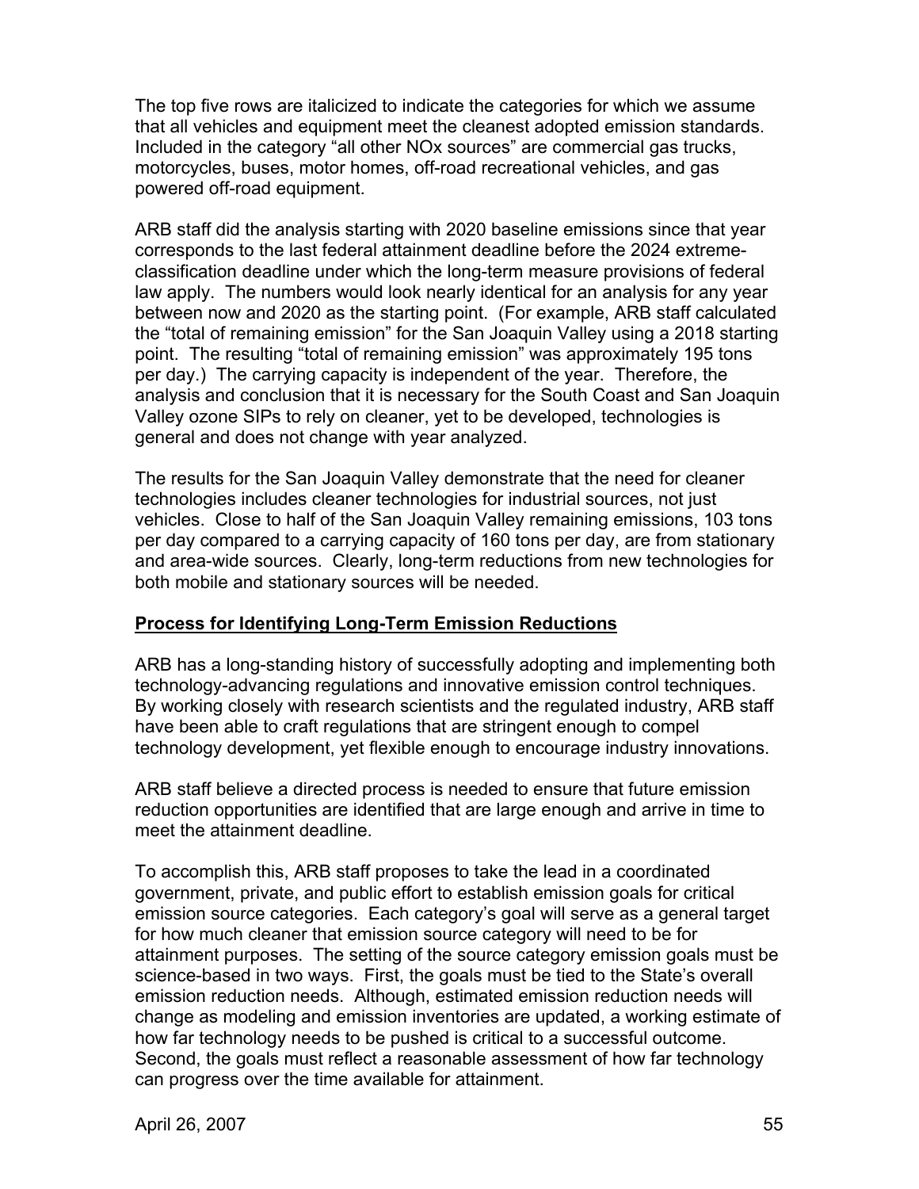The top five rows are italicized to indicate the categories for which we assume that all vehicles and equipment meet the cleanest adopted emission standards. Included in the category "all other NOx sources" are commercial gas trucks, motorcycles, buses, motor homes, off-road recreational vehicles, and gas powered off-road equipment.

ARB staff did the analysis starting with 2020 baseline emissions since that year corresponds to the last federal attainment deadline before the 2024 extreme-classification deadline under which the long-term measure provisions of federal law apply. The numbers would look nearly identical for an analysis for any year between now and 2020 as the starting point. (For example, ARB staff calculated the "total of remaining emission" for the San Joaquin Valley using a 2018 starting point. The resulting "total of remaining emission" was approximately 195 tons per day.) The carrying capacity is independent of the year. Therefore, the analysis and conclusion that it is necessary for the South Coast and San Joaquin Valley ozone SIPs to rely on cleaner, yet to be developed, technologies is general and does not change with year analyzed.

The results for the San Joaquin Valley demonstrate that the need for cleaner technologies includes cleaner technologies for industrial sources, not just vehicles. Close to half of the San Joaquin Valley remaining emissions, 103 tons per day compared to a carrying capacity of 160 tons per day, are from stationary and area-wide sources. Clearly, long-term reductions from new technologies for both mobile and stationary sources will be needed.

**Process for Identifying Long-Term Emission Reductions**

ARB has a long-standing history of successfully adopting and implementing both technology-advancing regulations and innovative emission control techniques. By working closely with research scientists and the regulated industry, ARB staff have been able to craft regulations that are stringent enough to compel technology development, yet flexible enough to encourage industry innovations.

ARB staff believe a directed process is needed to ensure that future emission reduction opportunities are identified that are large enough and arrive in time to meet the attainment deadline.

To accomplish this, ARB staff proposes to take the lead in a coordinated government, private, and public effort to establish emission goals for critical emission source categories. Each category's goal will serve as a general target for how much cleaner that emission source category will need to be for attainment purposes. The setting of the source category emission goals must be science-based in two ways. First, the goals must be tied to the State's overall emission reduction needs. Although, estimated emission reduction needs will change as modeling and emission inventories are updated, a working estimate of how far technology needs to be pushed is critical to a successful outcome. Second, the goals must reflect a reasonable assessment of how far technology can progress over the time available for attainment.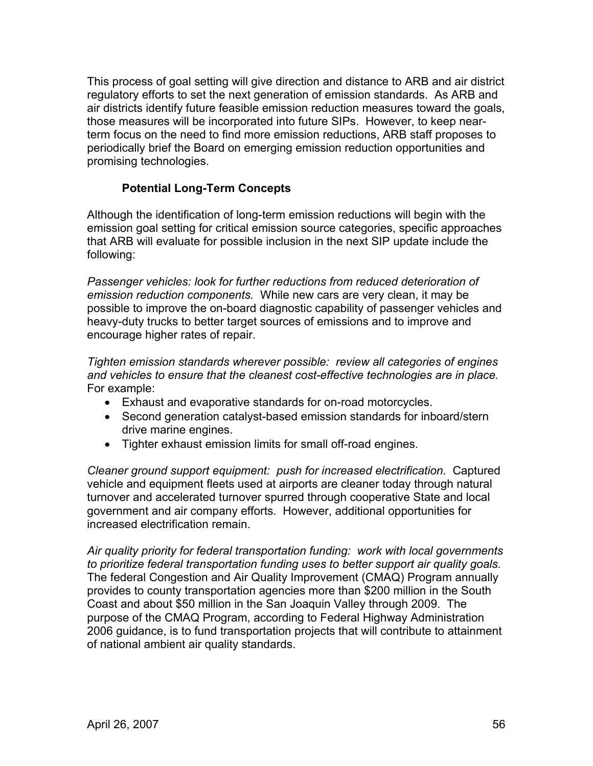This process of goal setting will give direction and distance to ARB and air district regulatory efforts to set the next generation of emission standards. As ARB and air districts identify future feasible emission reduction measures toward the goals, those measures will be incorporated into future SIPs. However, to keep near-term focus on the need to find more emission reductions, ARB staff proposes to periodically brief the Board on emerging emission reduction opportunities and promising technologies.

### Potential Long-Term Concepts

Although the identification of long-term emission reductions will begin with the emission goal setting for critical emission source categories, specific approaches that ARB will evaluate for possible inclusion in the next SIP update include the following:

*Passenger vehicles: look for further reductions from reduced deterioration of emission reduction components.* While new cars are very clean, it may be possible to improve the on-board diagnostic capability of passenger vehicles and heavy-duty trucks to better target sources of emissions and to improve and encourage higher rates of repair.

*Tighten emission standards wherever possible: review all categories of engines and vehicles to ensure that the cleanest cost-effective technologies are in place.* For example:

- Exhaust and evaporative standards for on-road motorcycles.
- Second generation catalyst-based emission standards for inboard/stern drive marine engines.
- Tighter exhaust emission limits for small off-road engines.

*Cleaner ground support equipment: push for increased electrification.* Captured vehicle and equipment fleets used at airports are cleaner today through natural turnover and accelerated turnover spurred through cooperative State and local government and air company efforts. However, additional opportunities for increased electrification remain.

*Air quality priority for federal transportation funding: work with local governments to prioritize federal transportation funding uses to better support air quality goals.* The federal Congestion and Air Quality Improvement (CMAQ) Program annually provides to county transportation agencies more than $200 million in the South Coast and about $50 million in the San Joaquin Valley through 2009. The purpose of the CMAQ Program, according to Federal Highway Administration 2006 guidance, is to fund transportation projects that will contribute to attainment of national ambient air quality standards.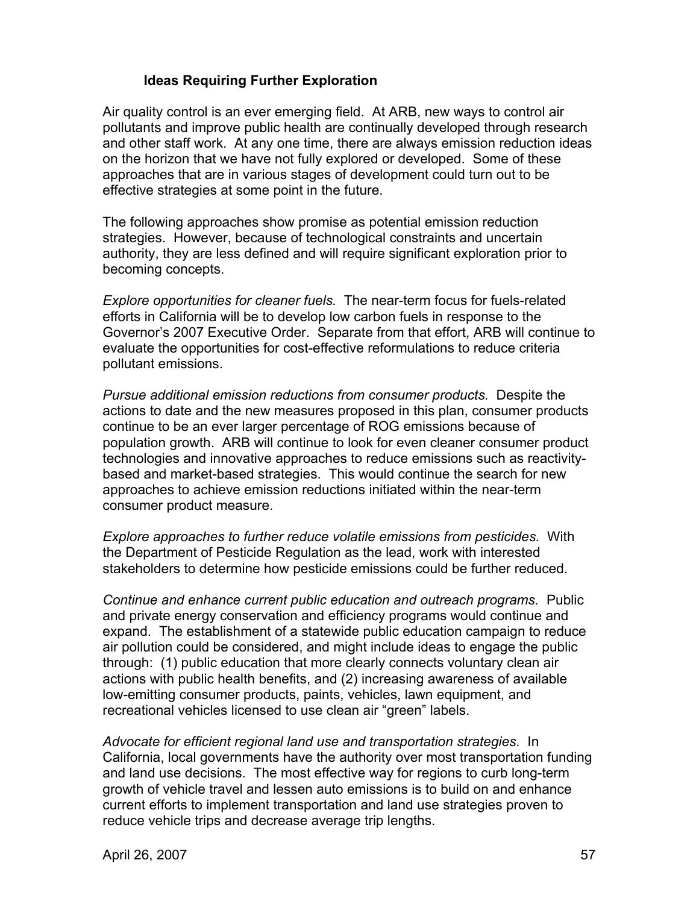### Ideas Requiring Further Exploration

Air quality control is an ever emerging field. At ARB, new ways to control air pollutants and improve public health are continually developed through research and other staff work. At any one time, there are always emission reduction ideas on the horizon that we have not fully explored or developed. Some of these approaches that are in various stages of development could turn out to be effective strategies at some point in the future.

The following approaches show promise as potential emission reduction strategies. However, because of technological constraints and uncertain authority, they are less defined and will require significant exploration prior to becoming concepts.

*Explore opportunities for cleaner fuels.* The near-term focus for fuels-related efforts in California will be to develop low carbon fuels in response to the Governor's 2007 Executive Order. Separate from that effort, ARB will continue to evaluate the opportunities for cost-effective reformulations to reduce criteria pollutant emissions.

*Pursue additional emission reductions from consumer products.* Despite the actions to date and the new measures proposed in this plan, consumer products continue to be an ever larger percentage of ROG emissions because of population growth. ARB will continue to look for even cleaner consumer product technologies and innovative approaches to reduce emissions such as reactivity-based and market-based strategies. This would continue the search for new approaches to achieve emission reductions initiated within the near-term consumer product measure.

*Explore approaches to further reduce volatile emissions from pesticides.* With the Department of Pesticide Regulation as the lead, work with interested stakeholders to determine how pesticide emissions could be further reduced.

*Continue and enhance current public education and outreach programs.* Public and private energy conservation and efficiency programs would continue and expand. The establishment of a statewide public education campaign to reduce air pollution could be considered, and might include ideas to engage the public through: (1) public education that more clearly connects voluntary clean air actions with public health benefits, and (2) increasing awareness of available low-emitting consumer products, paints, vehicles, lawn equipment, and recreational vehicles licensed to use clean air "green" labels.

*Advocate for efficient regional land use and transportation strategies.* In California, local governments have the authority over most transportation funding and land use decisions. The most effective way for regions to curb long-term growth of vehicle travel and lessen auto emissions is to build on and enhance current efforts to implement transportation and land use strategies proven to reduce vehicle trips and decrease average trip lengths.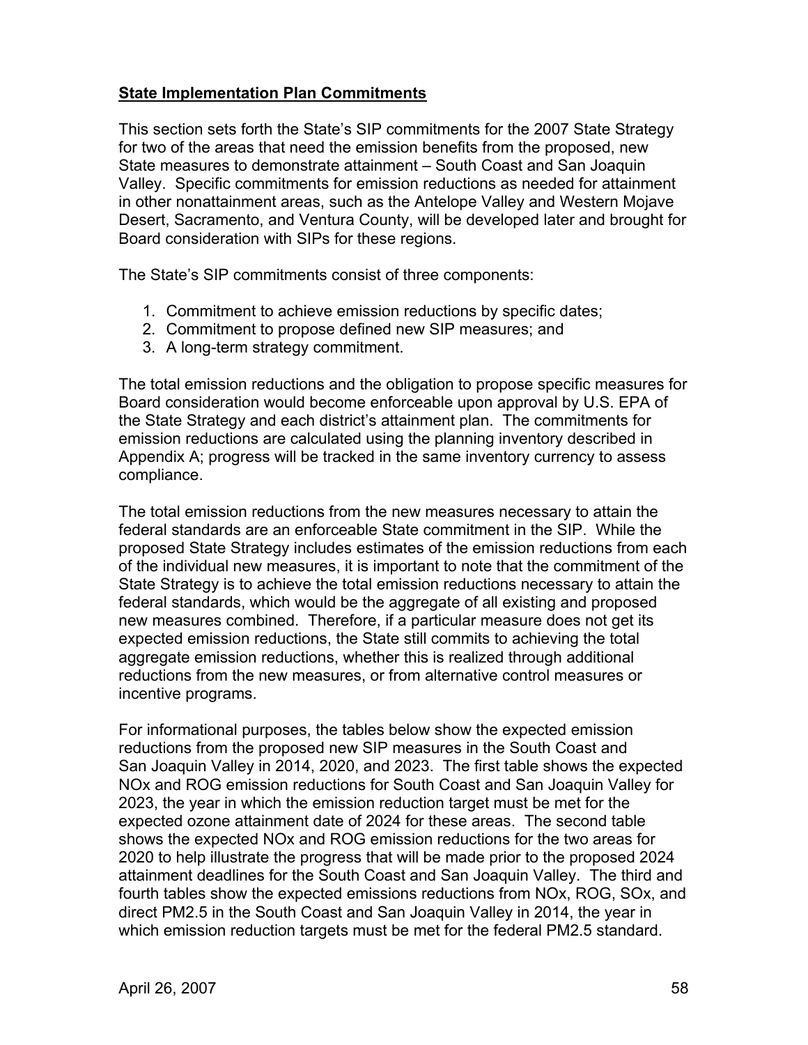**State Implementation Plan Commitments**

This section sets forth the State's SIP commitments for the 2007 State Strategy for two of the areas that need the emission benefits from the proposed, new State measures to demonstrate attainment – South Coast and San Joaquin Valley. Specific commitments for emission reductions as needed for attainment in other nonattainment areas, such as the Antelope Valley and Western Mojave Desert, Sacramento, and Ventura County, will be developed later and brought for Board consideration with SIPs for these regions.

The State's SIP commitments consist of three components:

1. Commitment to achieve emission reductions by specific dates;
2. Commitment to propose defined new SIP measures; and
3. A long-term strategy commitment.

The total emission reductions and the obligation to propose specific measures for Board consideration would become enforceable upon approval by U.S. EPA of the State Strategy and each district's attainment plan. The commitments for emission reductions are calculated using the planning inventory described in Appendix A; progress will be tracked in the same inventory currency to assess compliance.

The total emission reductions from the new measures necessary to attain the federal standards are an enforceable State commitment in the SIP. While the proposed State Strategy includes estimates of the emission reductions from each of the individual new measures, it is important to note that the commitment of the State Strategy is to achieve the total emission reductions necessary to attain the federal standards, which would be the aggregate of all existing and proposed new measures combined. Therefore, if a particular measure does not get its expected emission reductions, the State still commits to achieving the total aggregate emission reductions, whether this is realized through additional reductions from the new measures, or from alternative control measures or incentive programs.

For informational purposes, the tables below show the expected emission reductions from the proposed new SIP measures in the South Coast and San Joaquin Valley in 2014, 2020, and 2023. The first table shows the expected NOx and ROG emission reductions for South Coast and San Joaquin Valley for 2023, the year in which the emission reduction target must be met for the expected ozone attainment date of 2024 for these areas. The second table shows the expected NOx and ROG emission reductions for the two areas for 2020 to help illustrate the progress that will be made prior to the proposed 2024 attainment deadlines for the South Coast and San Joaquin Valley. The third and fourth tables show the expected emissions reductions from NOx, ROG, SOx, and direct PM2.5 in the South Coast and San Joaquin Valley in 2014, the year in which emission reduction targets must be met for the federal PM2.5 standard.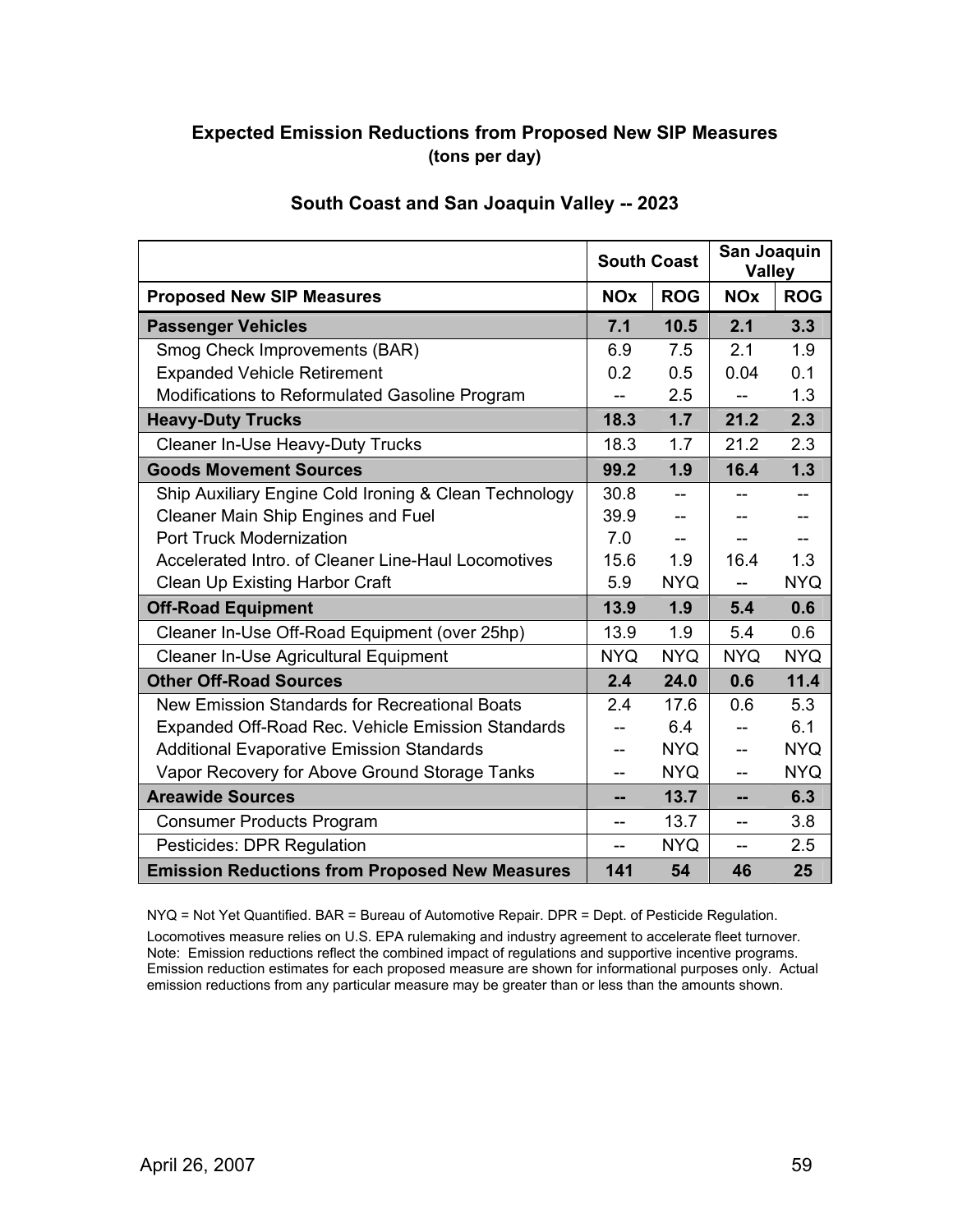## Expected Emission Reductions from Proposed New SIP Measures
### (tons per day)

### South Coast and San Joaquin Valley -- 2023

| | South Coast | | San Joaquin Valley | |
|---|---|---|---|---|
| **Proposed New SIP Measures** | **NOx** | **ROG** | **NOx** | **ROG** |
| **Passenger Vehicles** | **7.1** | **10.5** | **2.1** | **3.3** |
| Smog Check Improvements (BAR) | 6.9 | 7.5 | 2.1 | 1.9 |
| Expanded Vehicle Retirement | 0.2 | 0.5 | 0.04 | 0.1 |
| Modifications to Reformulated Gasoline Program | -- | 2.5 | -- | 1.3 |
| **Heavy-Duty Trucks** | **18.3** | **1.7** | **21.2** | **2.3** |
| Cleaner In-Use Heavy-Duty Trucks | 18.3 | 1.7 | 21.2 | 2.3 |
| **Goods Movement Sources** | **99.2** | **1.9** | **16.4** | **1.3** |
| Ship Auxiliary Engine Cold Ironing & Clean Technology | 30.8 | -- | -- | -- |
| Cleaner Main Ship Engines and Fuel | 39.9 | -- | -- | -- |
| Port Truck Modernization | 7.0 | -- | -- | -- |
| Accelerated Intro. of Cleaner Line-Haul Locomotives | 15.6 | 1.9 | 16.4 | 1.3 |
| Clean Up Existing Harbor Craft | 5.9 | NYQ | -- | NYQ |
| **Off-Road Equipment** | **13.9** | **1.9** | **5.4** | **0.6** |
| Cleaner In-Use Off-Road Equipment (over 25hp) | 13.9 | 1.9 | 5.4 | 0.6 |
| Cleaner In-Use Agricultural Equipment | NYQ | NYQ | NYQ | NYQ |
| **Other Off-Road Sources** | **2.4** | **24.0** | **0.6** | **11.4** |
| New Emission Standards for Recreational Boats | 2.4 | 17.6 | 0.6 | 5.3 |
| Expanded Off-Road Rec. Vehicle Emission Standards | -- | 6.4 | -- | 6.1 |
| Additional Evaporative Emission Standards | -- | NYQ | -- | NYQ |
| Vapor Recovery for Above Ground Storage Tanks | -- | NYQ | -- | NYQ |
| **Areawide Sources** | **--** | **13.7** | **--** | **6.3** |
| Consumer Products Program | -- | 13.7 | -- | 3.8 |
| Pesticides: DPR Regulation | -- | NYQ | -- | 2.5 |
| **Emission Reductions from Proposed New Measures** | **141** | **54** | **46** | **25** |

NYQ = Not Yet Quantified. BAR = Bureau of Automotive Repair. DPR = Dept. of Pesticide Regulation.

Locomotives measure relies on U.S. EPA rulemaking and industry agreement to accelerate fleet turnover.
Note: Emission reductions reflect the combined impact of regulations and supportive incentive programs.
Emission reduction estimates for each proposed measure are shown for informational purposes only. Actual emission reductions from any particular measure may be greater than or less than the amounts shown.

April 26, 2007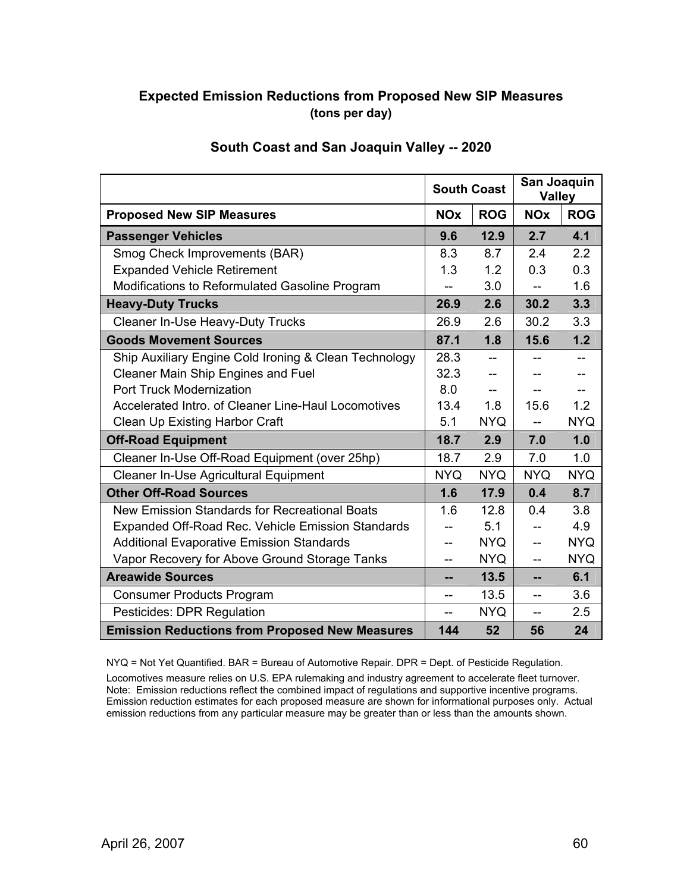## Expected Emission Reductions from Proposed New SIP Measures
**(tons per day)**

### South Coast and San Joaquin Valley -- 2020

| | South Coast | | San Joaquin Valley | |
|---|---|---|---|---|
| **Proposed New SIP Measures** | **NOx** | **ROG** | **NOx** | **ROG** |
| **Passenger Vehicles** | **9.6** | **12.9** | **2.7** | **4.1** |
| Smog Check Improvements (BAR) | 8.3 | 8.7 | 2.4 | 2.2 |
| Expanded Vehicle Retirement | 1.3 | 1.2 | 0.3 | 0.3 |
| Modifications to Reformulated Gasoline Program | -- | 3.0 | -- | 1.6 |
| **Heavy-Duty Trucks** | **26.9** | **2.6** | **30.2** | **3.3** |
| Cleaner In-Use Heavy-Duty Trucks | 26.9 | 2.6 | 30.2 | 3.3 |
| **Goods Movement Sources** | **87.1** | **1.8** | **15.6** | **1.2** |
| Ship Auxiliary Engine Cold Ironing & Clean Technology | 28.3 | -- | -- | -- |
| Cleaner Main Ship Engines and Fuel | 32.3 | -- | -- | -- |
| Port Truck Modernization | 8.0 | -- | -- | -- |
| Accelerated Intro. of Cleaner Line-Haul Locomotives | 13.4 | 1.8 | 15.6 | 1.2 |
| Clean Up Existing Harbor Craft | 5.1 | NYQ | -- | NYQ |
| **Off-Road Equipment** | **18.7** | **2.9** | **7.0** | **1.0** |
| Cleaner In-Use Off-Road Equipment (over 25hp) | 18.7 | 2.9 | 7.0 | 1.0 |
| Cleaner In-Use Agricultural Equipment | NYQ | NYQ | NYQ | NYQ |
| **Other Off-Road Sources** | **1.6** | **17.9** | **0.4** | **8.7** |
| New Emission Standards for Recreational Boats | 1.6 | 12.8 | 0.4 | 3.8 |
| Expanded Off-Road Rec. Vehicle Emission Standards | -- | 5.1 | -- | 4.9 |
| Additional Evaporative Emission Standards | -- | NYQ | -- | NYQ |
| Vapor Recovery for Above Ground Storage Tanks | -- | NYQ | -- | NYQ |
| **Areawide Sources** | **--** | **13.5** | **--** | **6.1** |
| Consumer Products Program | -- | 13.5 | -- | 3.6 |
| Pesticides: DPR Regulation | -- | NYQ | -- | 2.5 |
| **Emission Reductions from Proposed New Measures** | **144** | **52** | **56** | **24** |

NYQ = Not Yet Quantified. BAR = Bureau of Automotive Repair. DPR = Dept. of Pesticide Regulation.

Locomotives measure relies on U.S. EPA rulemaking and industry agreement to accelerate fleet turnover.
Note: Emission reductions reflect the combined impact of regulations and supportive incentive programs.
Emission reduction estimates for each proposed measure are shown for informational purposes only. Actual emission reductions from any particular measure may be greater than or less than the amounts shown.

April 26, 2007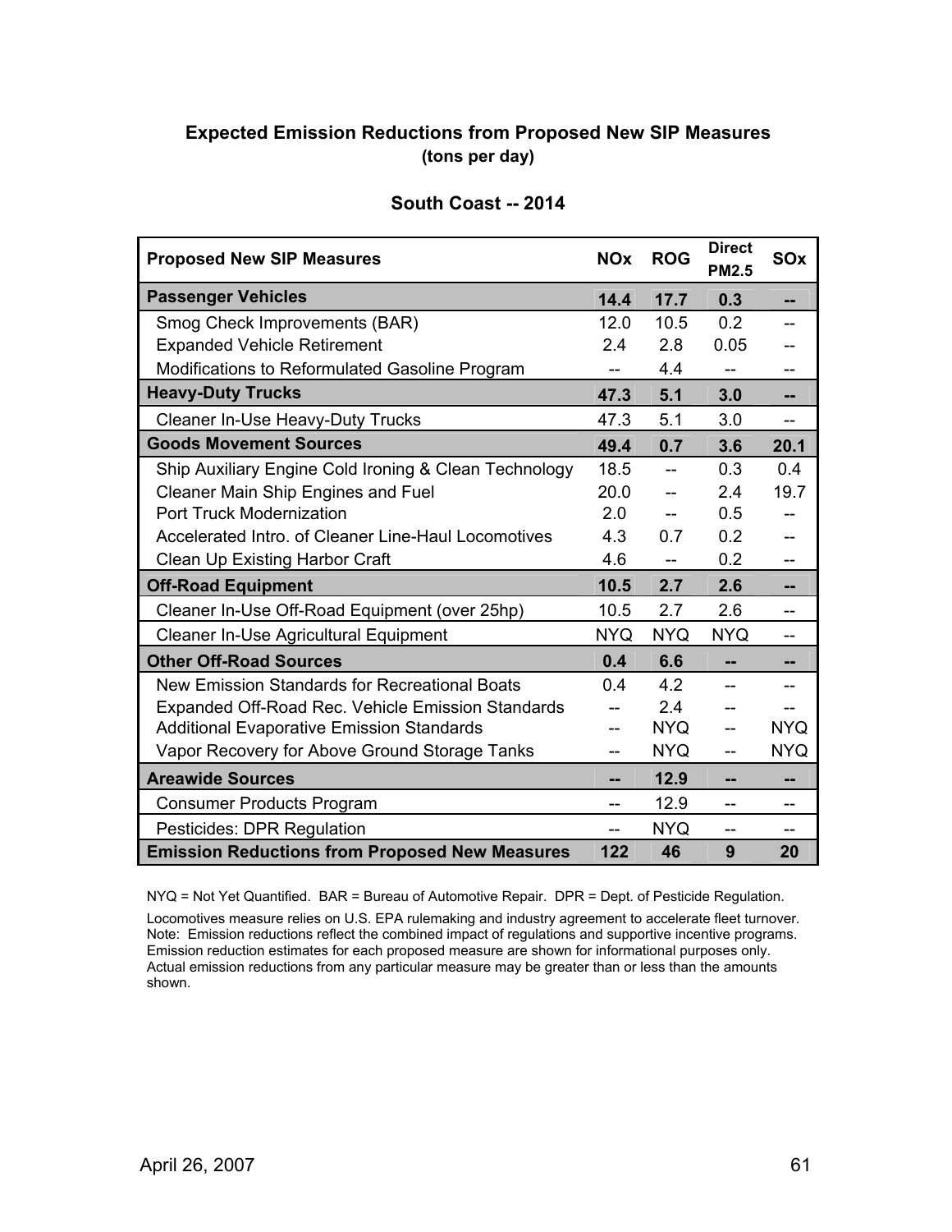## Expected Emission Reductions from Proposed New SIP Measures
**(tons per day)**

### South Coast -- 2014

| Proposed New SIP Measures | NOx | ROG | Direct PM2.5 | SOx |
|---|---|---|---|---|
| **Passenger Vehicles** | **14.4** | **17.7** | **0.3** | **--** |
| Smog Check Improvements (BAR) | 12.0 | 10.5 | 0.2 | -- |
| Expanded Vehicle Retirement | 2.4 | 2.8 | 0.05 | -- |
| Modifications to Reformulated Gasoline Program | -- | 4.4 | -- | -- |
| **Heavy-Duty Trucks** | **47.3** | **5.1** | **3.0** | **--** |
| Cleaner In-Use Heavy-Duty Trucks | 47.3 | 5.1 | 3.0 | -- |
| **Goods Movement Sources** | **49.4** | **0.7** | **3.6** | **20.1** |
| Ship Auxiliary Engine Cold Ironing & Clean Technology | 18.5 | -- | 0.3 | 0.4 |
| Cleaner Main Ship Engines and Fuel | 20.0 | -- | 2.4 | 19.7 |
| Port Truck Modernization | 2.0 | -- | 0.5 | -- |
| Accelerated Intro. of Cleaner Line-Haul Locomotives | 4.3 | 0.7 | 0.2 | -- |
| Clean Up Existing Harbor Craft | 4.6 | -- | 0.2 | -- |
| **Off-Road Equipment** | **10.5** | **2.7** | **2.6** | **--** |
| Cleaner In-Use Off-Road Equipment (over 25hp) | 10.5 | 2.7 | 2.6 | -- |
| Cleaner In-Use Agricultural Equipment | NYQ | NYQ | NYQ | -- |
| **Other Off-Road Sources** | **0.4** | **6.6** | **--** | **--** |
| New Emission Standards for Recreational Boats | 0.4 | 4.2 | -- | -- |
| Expanded Off-Road Rec. Vehicle Emission Standards | -- | 2.4 | -- | -- |
| Additional Evaporative Emission Standards | -- | NYQ | -- | NYQ |
| Vapor Recovery for Above Ground Storage Tanks | -- | NYQ | -- | NYQ |
| **Areawide Sources** | **--** | **12.9** | **--** | **--** |
| Consumer Products Program | -- | 12.9 | -- | -- |
| Pesticides: DPR Regulation | -- | NYQ | -- | -- |
| **Emission Reductions from Proposed New Measures** | **122** | **46** | **9** | **20** |

NYQ = Not Yet Quantified. BAR = Bureau of Automotive Repair. DPR = Dept. of Pesticide Regulation.

Locomotives measure relies on U.S. EPA rulemaking and industry agreement to accelerate fleet turnover.
Note: Emission reductions reflect the combined impact of regulations and supportive incentive programs.
Emission reduction estimates for each proposed measure are shown for informational purposes only.
Actual emission reductions from any particular measure may be greater than or less than the amounts shown.

April 26, 2007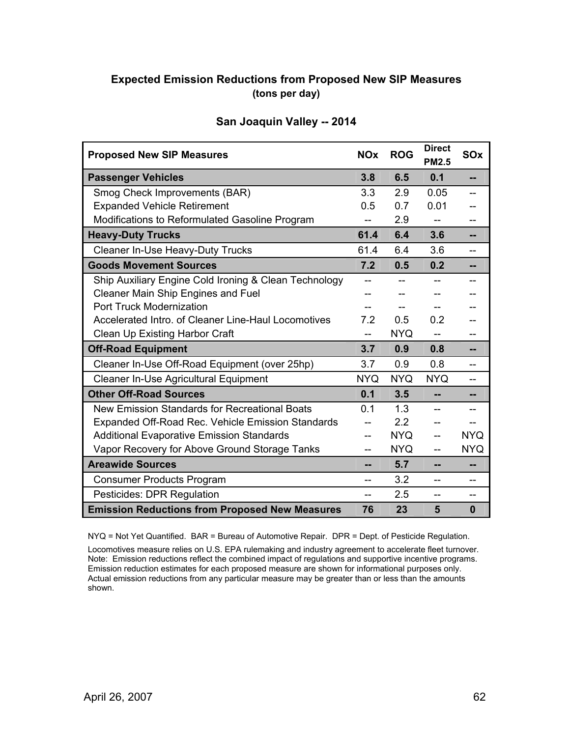### Expected Emission Reductions from Proposed New SIP Measures
**(tons per day)**

### San Joaquin Valley -- 2014

| Proposed New SIP Measures | NOx | ROG | Direct PM2.5 | SOx |
|---|---|---|---|---|
| **Passenger Vehicles** | **3.8** | **6.5** | **0.1** | **--** |
| Smog Check Improvements (BAR) | 3.3 | 2.9 | 0.05 | -- |
| Expanded Vehicle Retirement | 0.5 | 0.7 | 0.01 | -- |
| Modifications to Reformulated Gasoline Program | -- | 2.9 | -- | -- |
| **Heavy-Duty Trucks** | **61.4** | **6.4** | **3.6** | **--** |
| Cleaner In-Use Heavy-Duty Trucks | 61.4 | 6.4 | 3.6 | -- |
| **Goods Movement Sources** | **7.2** | **0.5** | **0.2** | **--** |
| Ship Auxiliary Engine Cold Ironing & Clean Technology | -- | -- | -- | -- |
| Cleaner Main Ship Engines and Fuel | -- | -- | -- | -- |
| Port Truck Modernization | -- | -- | -- | -- |
| Accelerated Intro. of Cleaner Line-Haul Locomotives | 7.2 | 0.5 | 0.2 | -- |
| Clean Up Existing Harbor Craft | -- | NYQ | -- | -- |
| **Off-Road Equipment** | **3.7** | **0.9** | **0.8** | **--** |
| Cleaner In-Use Off-Road Equipment (over 25hp) | 3.7 | 0.9 | 0.8 | -- |
| Cleaner In-Use Agricultural Equipment | NYQ | NYQ | NYQ | -- |
| **Other Off-Road Sources** | **0.1** | **3.5** | **--** | **--** |
| New Emission Standards for Recreational Boats | 0.1 | 1.3 | -- | -- |
| Expanded Off-Road Rec. Vehicle Emission Standards | -- | 2.2 | -- | -- |
| Additional Evaporative Emission Standards | -- | NYQ | -- | NYQ |
| Vapor Recovery for Above Ground Storage Tanks | -- | NYQ | -- | NYQ |
| **Areawide Sources** | **--** | **5.7** | **--** | **--** |
| Consumer Products Program | -- | 3.2 | -- | -- |
| Pesticides: DPR Regulation | -- | 2.5 | -- | -- |
| **Emission Reductions from Proposed New Measures** | **76** | **23** | **5** | **0** |

NYQ = Not Yet Quantified. BAR = Bureau of Automotive Repair. DPR = Dept. of Pesticide Regulation.

Locomotives measure relies on U.S. EPA rulemaking and industry agreement to accelerate fleet turnover.
Note: Emission reductions reflect the combined impact of regulations and supportive incentive programs. Emission reduction estimates for each proposed measure are shown for informational purposes only. Actual emission reductions from any particular measure may be greater than or less than the amounts shown.

April 26, 2007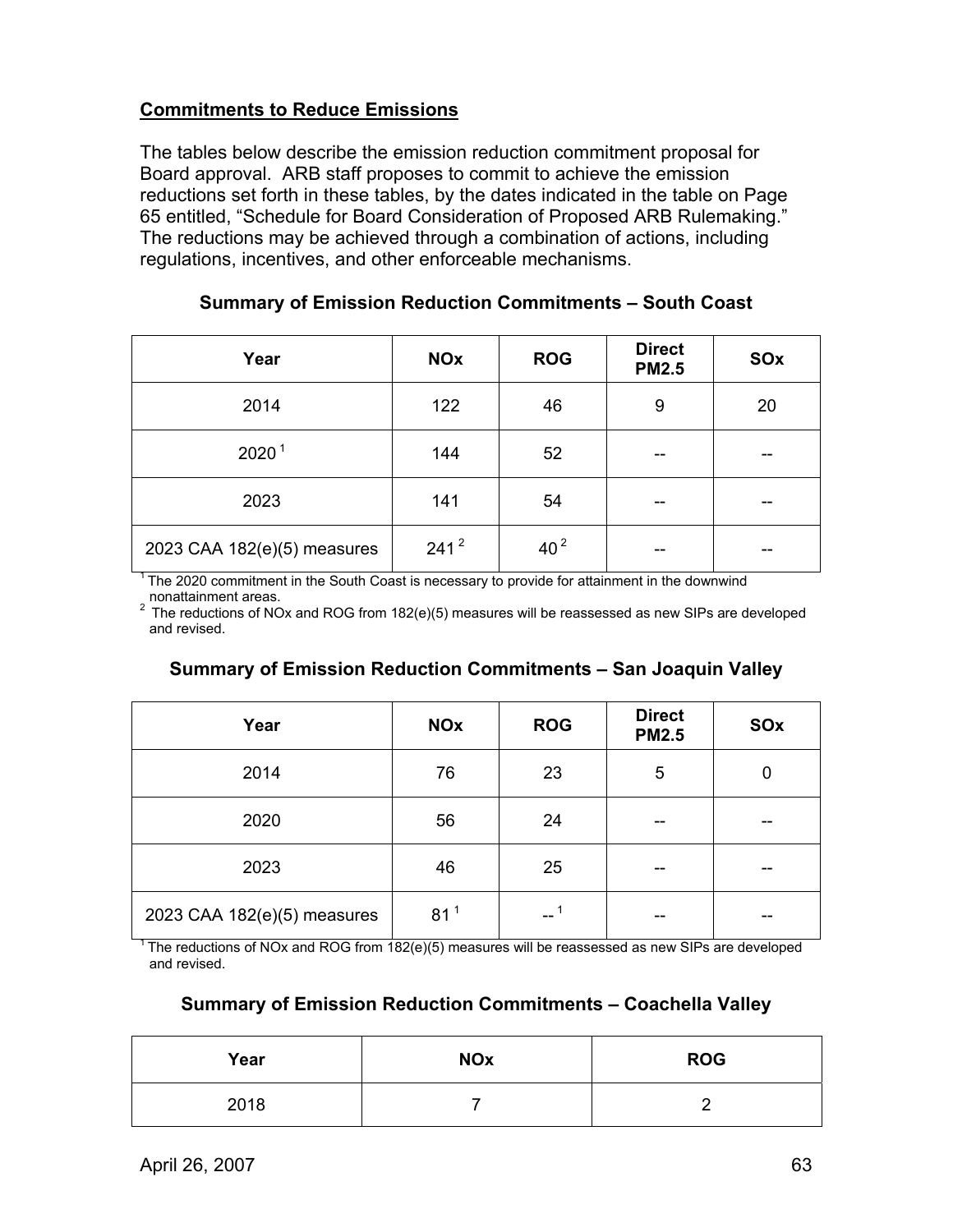**Commitments to Reduce Emissions**

The tables below describe the emission reduction commitment proposal for Board approval. ARB staff proposes to commit to achieve the emission reductions set forth in these tables, by the dates indicated in the table on Page 65 entitled, "Schedule for Board Consideration of Proposed ARB Rulemaking." The reductions may be achieved through a combination of actions, including regulations, incentives, and other enforceable mechanisms.

**Summary of Emission Reduction Commitments – South Coast**

| Year | NOx | ROG | Direct PM2.5 | SOx |
|---|---|---|---|---|
| 2014 | 122 | 46 | 9 | 20 |
| 2020 [1] | 144 | 52 | -- | -- |
| 2023 | 141 | 54 | -- | -- |
| 2023 CAA 182(e)(5) measures | 241 [2] | 40 [2] | -- | -- |

[1] The 2020 commitment in the South Coast is necessary to provide for attainment in the downwind nonattainment areas.
[2] The reductions of NOx and ROG from 182(e)(5) measures will be reassessed as new SIPs are developed and revised.

**Summary of Emission Reduction Commitments – San Joaquin Valley**

| Year | NOx | ROG | Direct PM2.5 | SOx |
|---|---|---|---|---|
| 2014 | 76 | 23 | 5 | 0 |
| 2020 | 56 | 24 | -- | -- |
| 2023 | 46 | 25 | -- | -- |
| 2023 CAA 182(e)(5) measures | 81 [1] | -- [1] | -- | -- |

[1] The reductions of NOx and ROG from 182(e)(5) measures will be reassessed as new SIPs are developed and revised.

**Summary of Emission Reduction Commitments – Coachella Valley**

| Year | NOx | ROG |
|---|---|---|
| 2018 | 7 | 2 |

April 26, 2007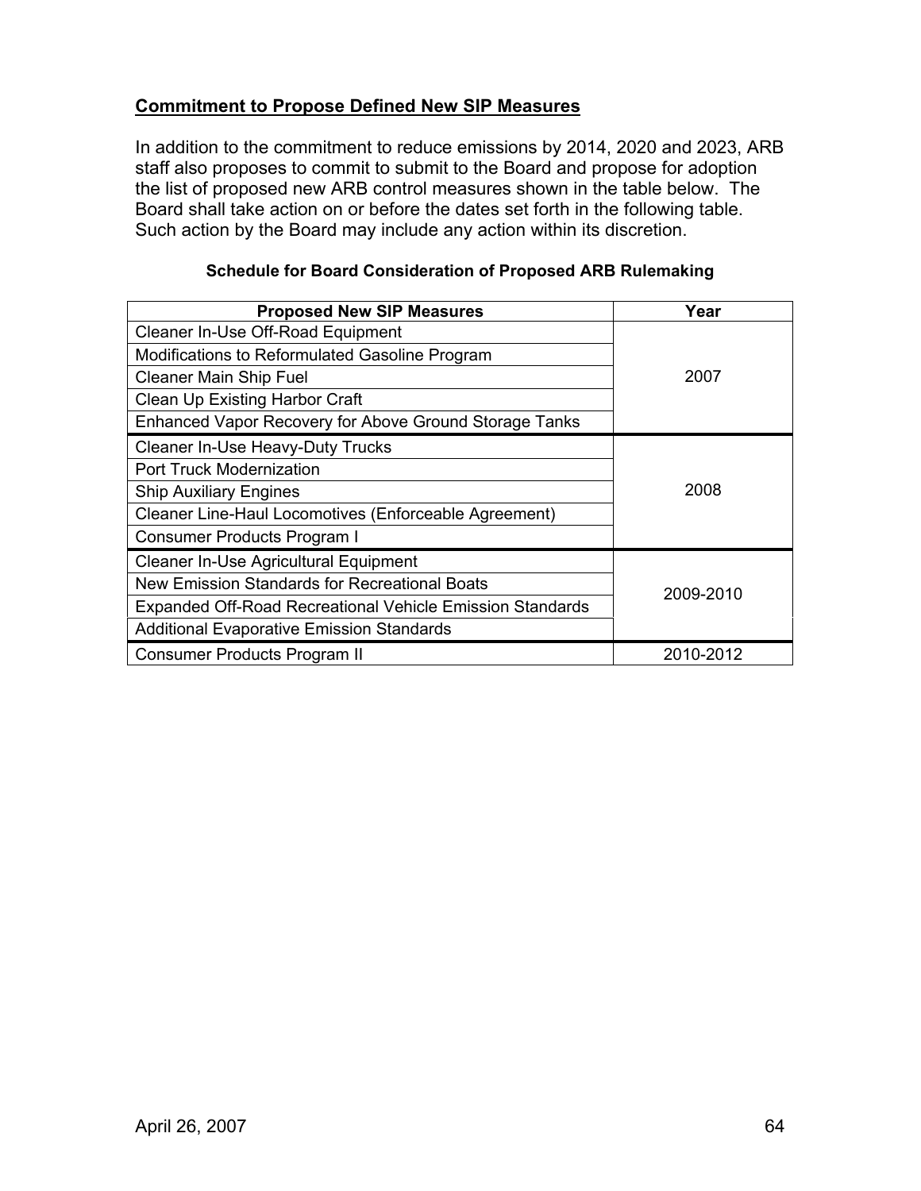## Commitment to Propose Defined New SIP Measures

In addition to the commitment to reduce emissions by 2014, 2020 and 2023, ARB staff also proposes to commit to submit to the Board and propose for adoption the list of proposed new ARB control measures shown in the table below. The Board shall take action on or before the dates set forth in the following table. Such action by the Board may include any action within its discretion.

**Schedule for Board Consideration of Proposed ARB Rulemaking**

| Proposed New SIP Measures | Year |
|---|---|
| Cleaner In-Use Off-Road Equipment | 2007 |
| Modifications to Reformulated Gasoline Program | |
| Cleaner Main Ship Fuel | |
| Clean Up Existing Harbor Craft | |
| Enhanced Vapor Recovery for Above Ground Storage Tanks | |
| Cleaner In-Use Heavy-Duty Trucks | 2008 |
| Port Truck Modernization | |
| Ship Auxiliary Engines | |
| Cleaner Line-Haul Locomotives (Enforceable Agreement) | |
| Consumer Products Program I | |
| Cleaner In-Use Agricultural Equipment | 2009-2010 |
| New Emission Standards for Recreational Boats | |
| Expanded Off-Road Recreational Vehicle Emission Standards | |
| Additional Evaporative Emission Standards | |
| Consumer Products Program II | 2010-2012 |

April 26, 2007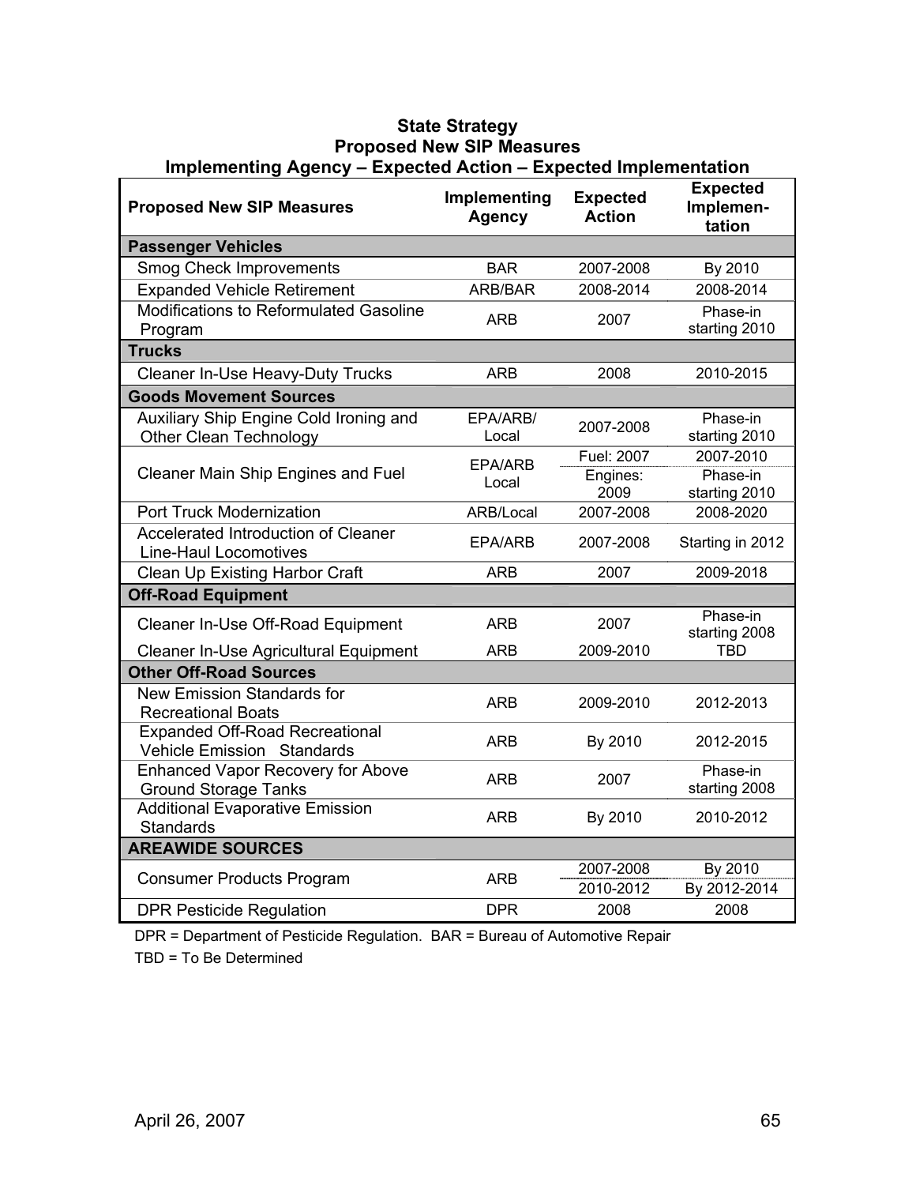**State Strategy**
**Proposed New SIP Measures**
**Implementing Agency – Expected Action – Expected Implementation**

| Proposed New SIP Measures | Implementing Agency | Expected Action | Expected Implemen-tation |
|---|---|---|---|
| **Passenger Vehicles** | | | |
| Smog Check Improvements | BAR | 2007-2008 | By 2010 |
| Expanded Vehicle Retirement | ARB/BAR | 2008-2014 | 2008-2014 |
| Modifications to Reformulated Gasoline Program | ARB | 2007 | Phase-in starting 2010 |
| **Trucks** | | | |
| Cleaner In-Use Heavy-Duty Trucks | ARB | 2008 | 2010-2015 |
| **Goods Movement Sources** | | | |
| Auxiliary Ship Engine Cold Ironing and Other Clean Technology | EPA/ARB/ Local | 2007-2008 | Phase-in starting 2010 |
| Cleaner Main Ship Engines and Fuel | EPA/ARB Local | Fuel: 2007 | 2007-2010 |
| | | Engines: 2009 | Phase-in starting 2010 |
| Port Truck Modernization | ARB/Local | 2007-2008 | 2008-2020 |
| Accelerated Introduction of Cleaner Line-Haul Locomotives | EPA/ARB | 2007-2008 | Starting in 2012 |
| Clean Up Existing Harbor Craft | ARB | 2007 | 2009-2018 |
| **Off-Road Equipment** | | | |
| Cleaner In-Use Off-Road Equipment | ARB | 2007 | Phase-in starting 2008 |
| Cleaner In-Use Agricultural Equipment | ARB | 2009-2010 | TBD |
| **Other Off-Road Sources** | | | |
| New Emission Standards for Recreational Boats | ARB | 2009-2010 | 2012-2013 |
| Expanded Off-Road Recreational Vehicle Emission Standards | ARB | By 2010 | 2012-2015 |
| Enhanced Vapor Recovery for Above Ground Storage Tanks | ARB | 2007 | Phase-in starting 2008 |
| Additional Evaporative Emission Standards | ARB | By 2010 | 2010-2012 |
| **AREAWIDE SOURCES** | | | |
| Consumer Products Program | ARB | 2007-2008 | By 2010 |
| | | 2010-2012 | By 2012-2014 |
| DPR Pesticide Regulation | DPR | 2008 | 2008 |

DPR = Department of Pesticide Regulation. BAR = Bureau of Automotive Repair

TBD = To Be Determined

April 26, 2007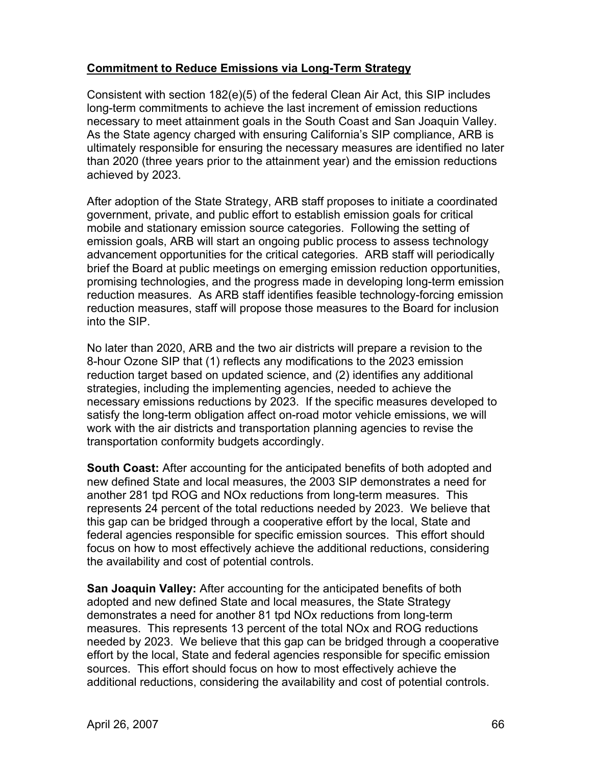**Commitment to Reduce Emissions via Long-Term Strategy**

Consistent with section 182(e)(5) of the federal Clean Air Act, this SIP includes long-term commitments to achieve the last increment of emission reductions necessary to meet attainment goals in the South Coast and San Joaquin Valley. As the State agency charged with ensuring California's SIP compliance, ARB is ultimately responsible for ensuring the necessary measures are identified no later than 2020 (three years prior to the attainment year) and the emission reductions achieved by 2023.

After adoption of the State Strategy, ARB staff proposes to initiate a coordinated government, private, and public effort to establish emission goals for critical mobile and stationary emission source categories. Following the setting of emission goals, ARB will start an ongoing public process to assess technology advancement opportunities for the critical categories. ARB staff will periodically brief the Board at public meetings on emerging emission reduction opportunities, promising technologies, and the progress made in developing long-term emission reduction measures. As ARB staff identifies feasible technology-forcing emission reduction measures, staff will propose those measures to the Board for inclusion into the SIP.

No later than 2020, ARB and the two air districts will prepare a revision to the 8-hour Ozone SIP that (1) reflects any modifications to the 2023 emission reduction target based on updated science, and (2) identifies any additional strategies, including the implementing agencies, needed to achieve the necessary emissions reductions by 2023. If the specific measures developed to satisfy the long-term obligation affect on-road motor vehicle emissions, we will work with the air districts and transportation planning agencies to revise the transportation conformity budgets accordingly.

**South Coast:** After accounting for the anticipated benefits of both adopted and new defined State and local measures, the 2003 SIP demonstrates a need for another 281 tpd ROG and NOx reductions from long-term measures. This represents 24 percent of the total reductions needed by 2023. We believe that this gap can be bridged through a cooperative effort by the local, State and federal agencies responsible for specific emission sources. This effort should focus on how to most effectively achieve the additional reductions, considering the availability and cost of potential controls.

**San Joaquin Valley:** After accounting for the anticipated benefits of both adopted and new defined State and local measures, the State Strategy demonstrates a need for another 81 tpd NOx reductions from long-term measures. This represents 13 percent of the total NOx and ROG reductions needed by 2023. We believe that this gap can be bridged through a cooperative effort by the local, State and federal agencies responsible for specific emission sources. This effort should focus on how to most effectively achieve the additional reductions, considering the availability and cost of potential controls.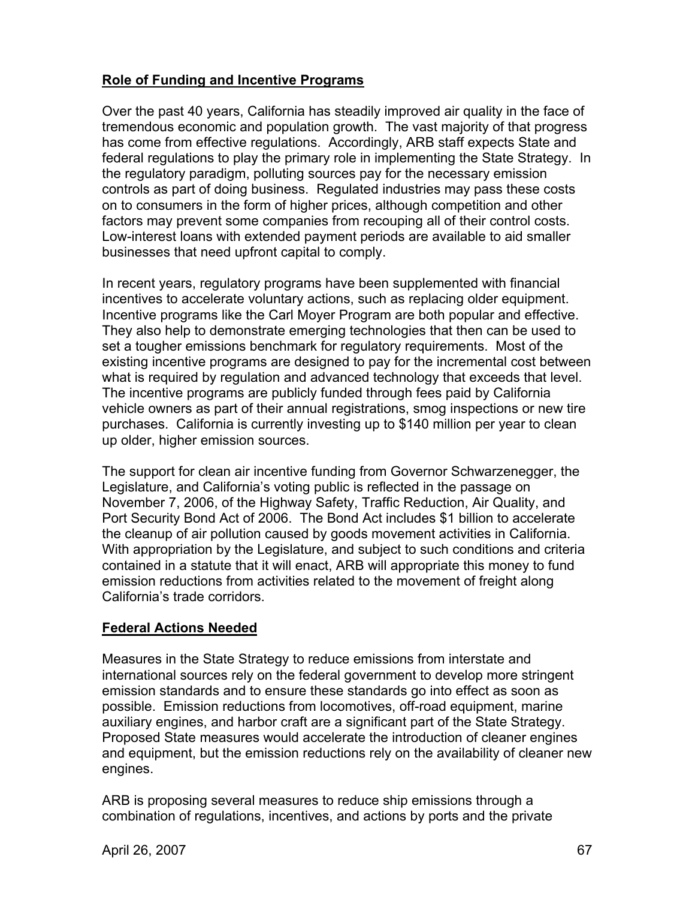**Role of Funding and Incentive Programs**

Over the past 40 years, California has steadily improved air quality in the face of tremendous economic and population growth. The vast majority of that progress has come from effective regulations. Accordingly, ARB staff expects State and federal regulations to play the primary role in implementing the State Strategy. In the regulatory paradigm, polluting sources pay for the necessary emission controls as part of doing business. Regulated industries may pass these costs on to consumers in the form of higher prices, although competition and other factors may prevent some companies from recouping all of their control costs. Low-interest loans with extended payment periods are available to aid smaller businesses that need upfront capital to comply.

In recent years, regulatory programs have been supplemented with financial incentives to accelerate voluntary actions, such as replacing older equipment. Incentive programs like the Carl Moyer Program are both popular and effective. They also help to demonstrate emerging technologies that then can be used to set a tougher emissions benchmark for regulatory requirements. Most of the existing incentive programs are designed to pay for the incremental cost between what is required by regulation and advanced technology that exceeds that level. The incentive programs are publicly funded through fees paid by California vehicle owners as part of their annual registrations, smog inspections or new tire purchases. California is currently investing up to $140 million per year to clean up older, higher emission sources.

The support for clean air incentive funding from Governor Schwarzenegger, the Legislature, and California's voting public is reflected in the passage on November 7, 2006, of the Highway Safety, Traffic Reduction, Air Quality, and Port Security Bond Act of 2006. The Bond Act includes $1 billion to accelerate the cleanup of air pollution caused by goods movement activities in California. With appropriation by the Legislature, and subject to such conditions and criteria contained in a statute that it will enact, ARB will appropriate this money to fund emission reductions from activities related to the movement of freight along California's trade corridors.

**Federal Actions Needed**

Measures in the State Strategy to reduce emissions from interstate and international sources rely on the federal government to develop more stringent emission standards and to ensure these standards go into effect as soon as possible. Emission reductions from locomotives, off-road equipment, marine auxiliary engines, and harbor craft are a significant part of the State Strategy. Proposed State measures would accelerate the introduction of cleaner engines and equipment, but the emission reductions rely on the availability of cleaner new engines.

ARB is proposing several measures to reduce ship emissions through a combination of regulations, incentives, and actions by ports and the private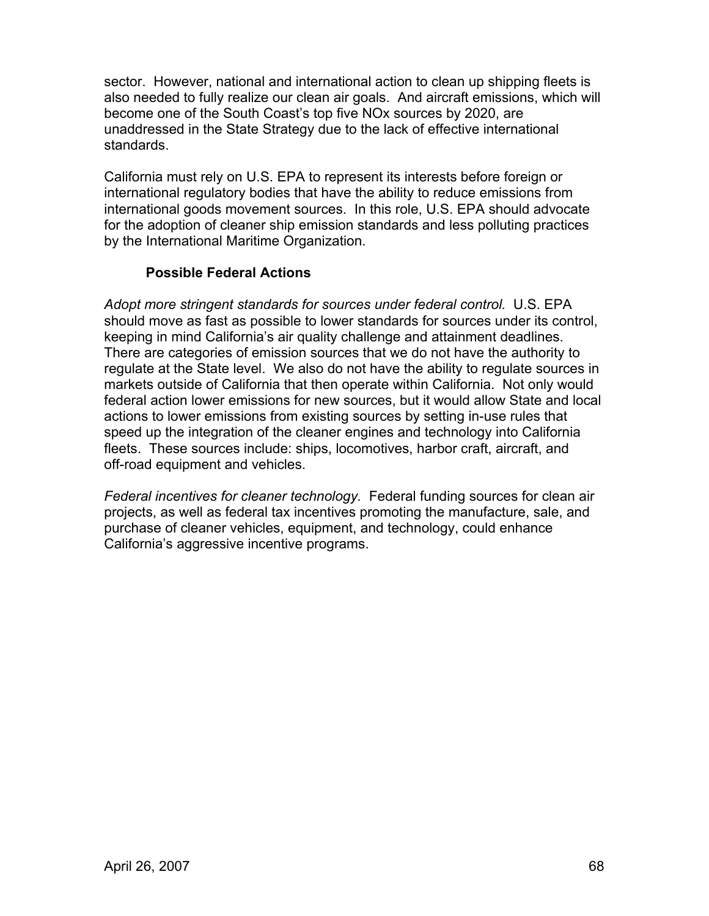sector. However, national and international action to clean up shipping fleets is also needed to fully realize our clean air goals. And aircraft emissions, which will become one of the South Coast's top five NOx sources by 2020, are unaddressed in the State Strategy due to the lack of effective international standards.

California must rely on U.S. EPA to represent its interests before foreign or international regulatory bodies that have the ability to reduce emissions from international goods movement sources. In this role, U.S. EPA should advocate for the adoption of cleaner ship emission standards and less polluting practices by the International Maritime Organization.

### Possible Federal Actions

*Adopt more stringent standards for sources under federal control.* U.S. EPA should move as fast as possible to lower standards for sources under its control, keeping in mind California's air quality challenge and attainment deadlines. There are categories of emission sources that we do not have the authority to regulate at the State level. We also do not have the ability to regulate sources in markets outside of California that then operate within California. Not only would federal action lower emissions for new sources, but it would allow State and local actions to lower emissions from existing sources by setting in-use rules that speed up the integration of the cleaner engines and technology into California fleets. These sources include: ships, locomotives, harbor craft, aircraft, and off-road equipment and vehicles.

*Federal incentives for cleaner technology.* Federal funding sources for clean air projects, as well as federal tax incentives promoting the manufacture, sale, and purchase of cleaner vehicles, equipment, and technology, could enhance California's aggressive incentive programs.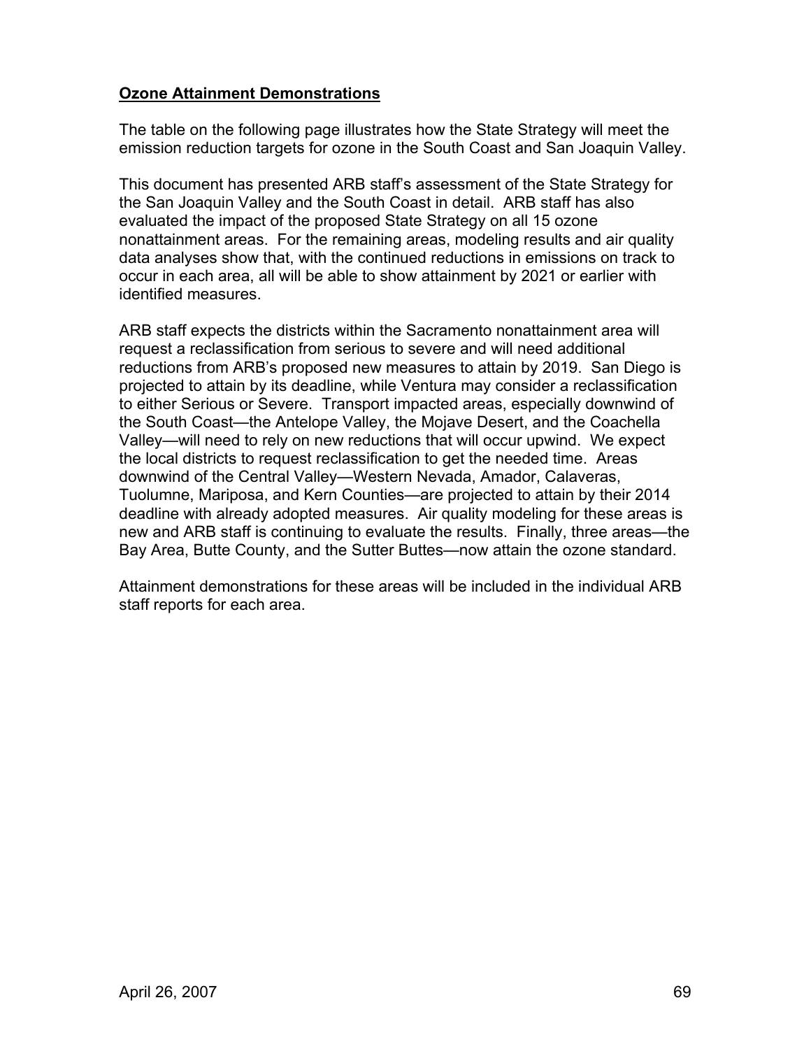## **Ozone Attainment Demonstrations**

The table on the following page illustrates how the State Strategy will meet the emission reduction targets for ozone in the South Coast and San Joaquin Valley.

This document has presented ARB staff's assessment of the State Strategy for the San Joaquin Valley and the South Coast in detail. ARB staff has also evaluated the impact of the proposed State Strategy on all 15 ozone nonattainment areas. For the remaining areas, modeling results and air quality data analyses show that, with the continued reductions in emissions on track to occur in each area, all will be able to show attainment by 2021 or earlier with identified measures.

ARB staff expects the districts within the Sacramento nonattainment area will request a reclassification from serious to severe and will need additional reductions from ARB's proposed new measures to attain by 2019. San Diego is projected to attain by its deadline, while Ventura may consider a reclassification to either Serious or Severe. Transport impacted areas, especially downwind of the South Coast—the Antelope Valley, the Mojave Desert, and the Coachella Valley—will need to rely on new reductions that will occur upwind. We expect the local districts to request reclassification to get the needed time. Areas downwind of the Central Valley—Western Nevada, Amador, Calaveras, Tuolumne, Mariposa, and Kern Counties—are projected to attain by their 2014 deadline with already adopted measures. Air quality modeling for these areas is new and ARB staff is continuing to evaluate the results. Finally, three areas—the Bay Area, Butte County, and the Sutter Buttes—now attain the ozone standard.

Attainment demonstrations for these areas will be included in the individual ARB staff reports for each area.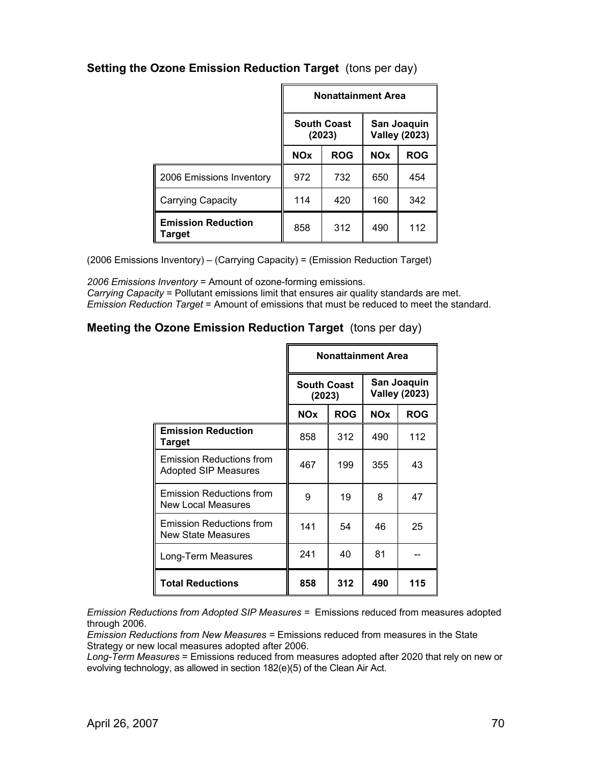### **Setting the Ozone Emission Reduction Target** (tons per day)

| | Nonattainment Area | | | |
|---|---|---|---|---|
| | South Coast (2023) | | San Joaquin Valley (2023) | |
| | NOx | ROG | NOx | ROG |
| 2006 Emissions Inventory | 972 | 732 | 650 | 454 |
| Carrying Capacity | 114 | 420 | 160 | 342 |
| **Emission Reduction Target** | 858 | 312 | 490 | 112 |

(2006 Emissions Inventory) – (Carrying Capacity) = (Emission Reduction Target)

*2006 Emissions Inventory* = Amount of ozone-forming emissions.
*Carrying Capacity* = Pollutant emissions limit that ensures air quality standards are met.
*Emission Reduction Target* = Amount of emissions that must be reduced to meet the standard.

### **Meeting the Ozone Emission Reduction Target** (tons per day)

| | Nonattainment Area | | | |
|---|---|---|---|---|
| | South Coast (2023) | | San Joaquin Valley (2023) | |
| | NOx | ROG | NOx | ROG |
| **Emission Reduction Target** | 858 | 312 | 490 | 112 |
| Emission Reductions from Adopted SIP Measures | 467 | 199 | 355 | 43 |
| Emission Reductions from New Local Measures | 9 | 19 | 8 | 47 |
| Emission Reductions from New State Measures | 141 | 54 | 46 | 25 |
| Long-Term Measures | 241 | 40 | 81 | -- |
| **Total Reductions** | **858** | **312** | **490** | **115** |

*Emission Reductions from Adopted SIP Measures* = Emissions reduced from measures adopted through 2006.
*Emission Reductions from New Measures* = Emissions reduced from measures in the State Strategy or new local measures adopted after 2006.
*Long-Term Measures* = Emissions reduced from measures adopted after 2020 that rely on new or evolving technology, as allowed in section 182(e)(5) of the Clean Air Act.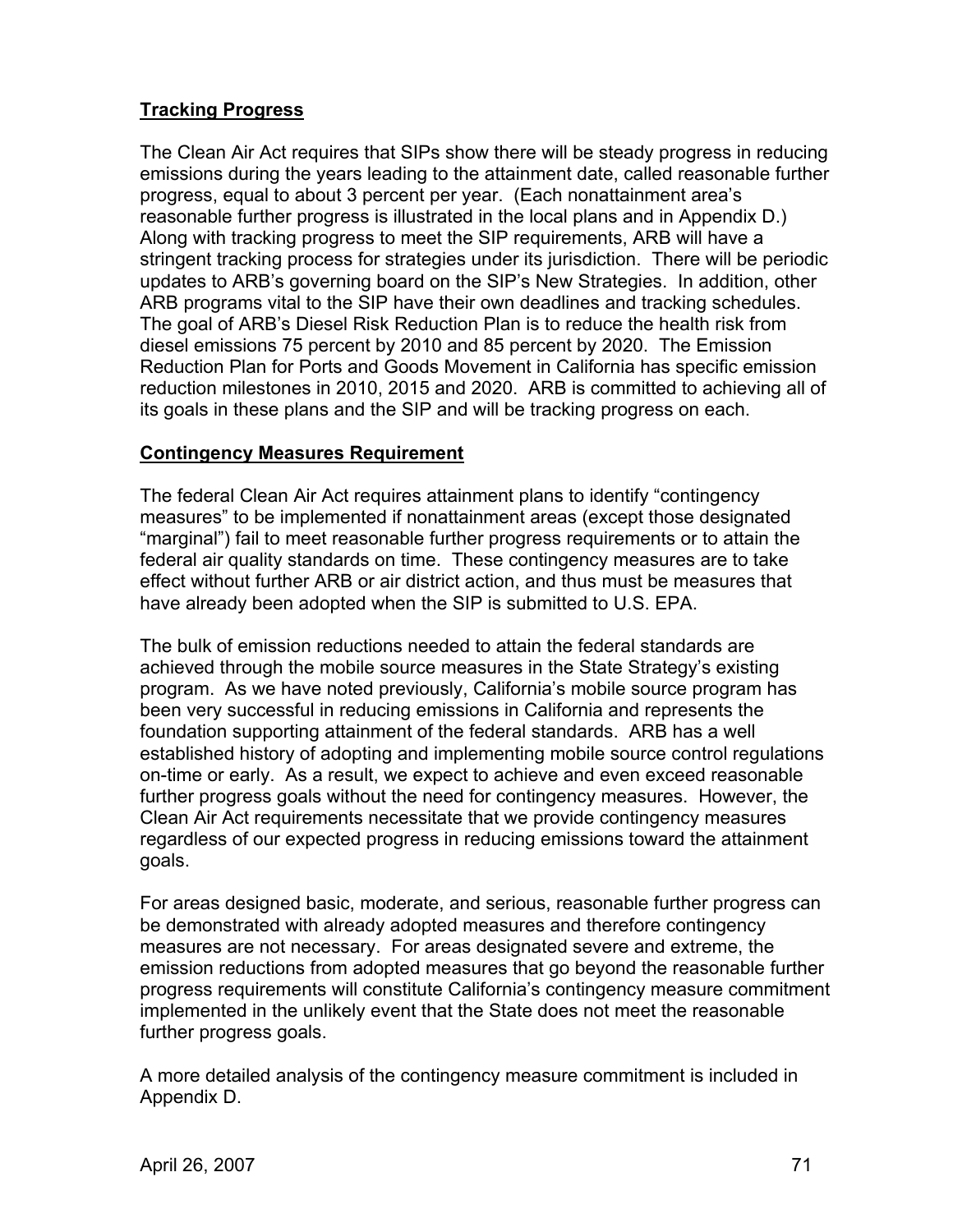## Tracking Progress

The Clean Air Act requires that SIPs show there will be steady progress in reducing emissions during the years leading to the attainment date, called reasonable further progress, equal to about 3 percent per year. (Each nonattainment area's reasonable further progress is illustrated in the local plans and in Appendix D.) Along with tracking progress to meet the SIP requirements, ARB will have a stringent tracking process for strategies under its jurisdiction. There will be periodic updates to ARB's governing board on the SIP's New Strategies. In addition, other ARB programs vital to the SIP have their own deadlines and tracking schedules. The goal of ARB's Diesel Risk Reduction Plan is to reduce the health risk from diesel emissions 75 percent by 2010 and 85 percent by 2020. The Emission Reduction Plan for Ports and Goods Movement in California has specific emission reduction milestones in 2010, 2015 and 2020. ARB is committed to achieving all of its goals in these plans and the SIP and will be tracking progress on each.

## Contingency Measures Requirement

The federal Clean Air Act requires attainment plans to identify "contingency measures" to be implemented if nonattainment areas (except those designated "marginal") fail to meet reasonable further progress requirements or to attain the federal air quality standards on time. These contingency measures are to take effect without further ARB or air district action, and thus must be measures that have already been adopted when the SIP is submitted to U.S. EPA.

The bulk of emission reductions needed to attain the federal standards are achieved through the mobile source measures in the State Strategy's existing program. As we have noted previously, California's mobile source program has been very successful in reducing emissions in California and represents the foundation supporting attainment of the federal standards. ARB has a well established history of adopting and implementing mobile source control regulations on-time or early. As a result, we expect to achieve and even exceed reasonable further progress goals without the need for contingency measures. However, the Clean Air Act requirements necessitate that we provide contingency measures regardless of our expected progress in reducing emissions toward the attainment goals.

For areas designed basic, moderate, and serious, reasonable further progress can be demonstrated with already adopted measures and therefore contingency measures are not necessary. For areas designated severe and extreme, the emission reductions from adopted measures that go beyond the reasonable further progress requirements will constitute California's contingency measure commitment implemented in the unlikely event that the State does not meet the reasonable further progress goals.

A more detailed analysis of the contingency measure commitment is included in Appendix D.